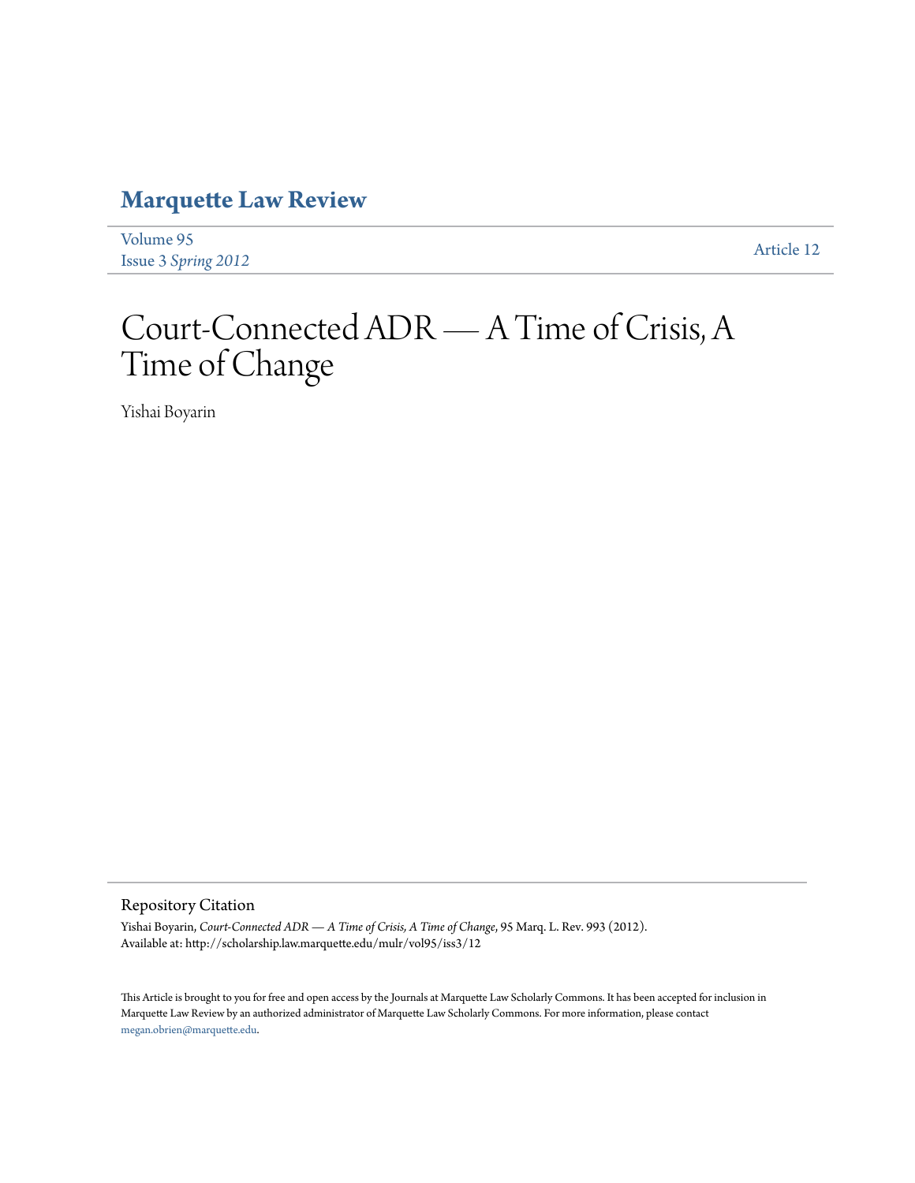# Marquette Law Review

Volume 95
Issue 3 *Spring 2012*

Article 12

# Court-Connected ADR — A Time of Crisis, A Time of Change

Yishai Boyarin

## Repository Citation

Yishai Boyarin, *Court-Connected ADR — A Time of Crisis, A Time of Change*, 95 Marq. L. Rev. 993 (2012).
Available at: http://scholarship.law.marquette.edu/mulr/vol95/iss3/12

This Article is brought to you for free and open access by the Journals at Marquette Law Scholarly Commons. It has been accepted for inclusion in Marquette Law Review by an authorized administrator of Marquette Law Scholarly Commons. For more information, please contact megan.obrien@marquette.edu.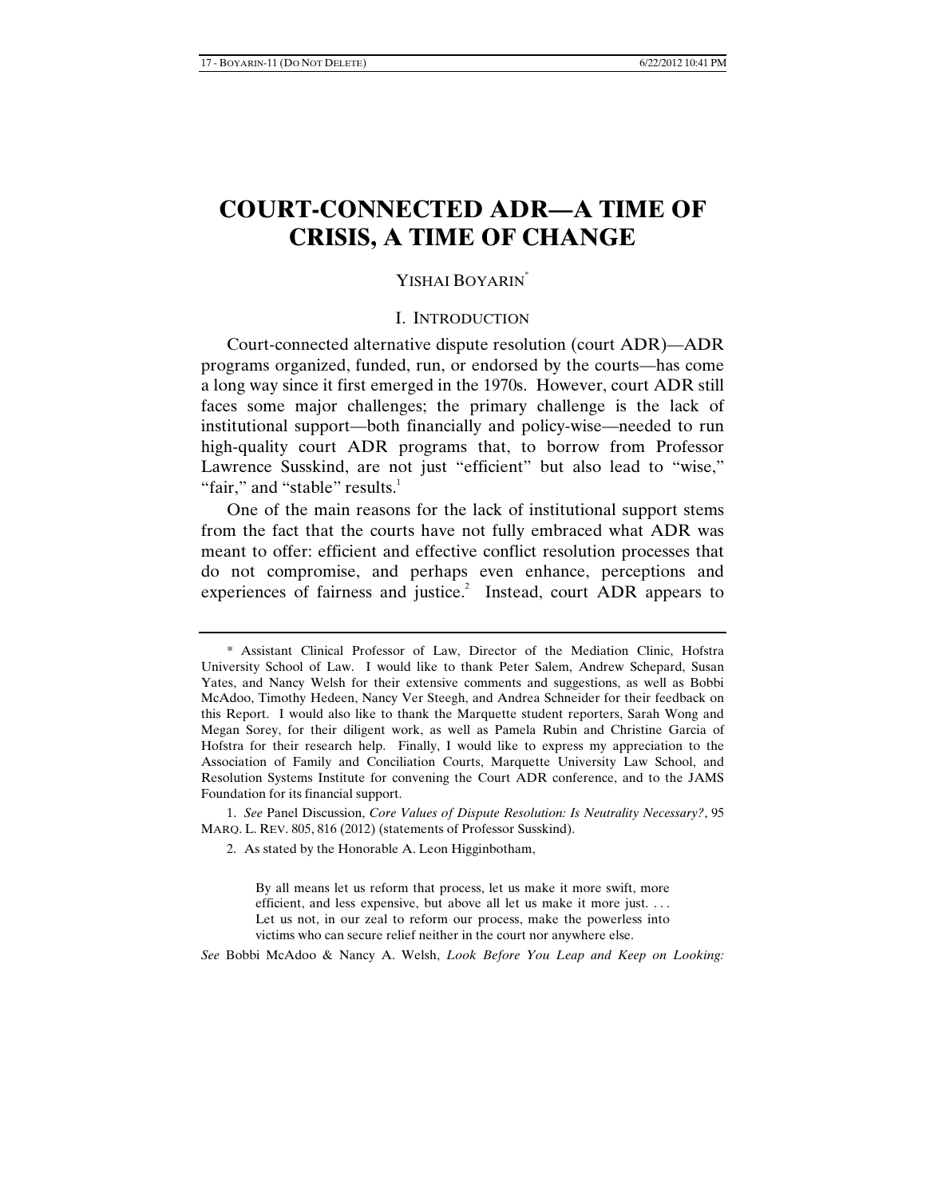# COURT-CONNECTED ADR—A TIME OF CRISIS, A TIME OF CHANGE

YISHAI BOYARIN*

## I. INTRODUCTION

Court-connected alternative dispute resolution (court ADR)—ADR programs organized, funded, run, or endorsed by the courts—has come a long way since it first emerged in the 1970s. However, court ADR still faces some major challenges; the primary challenge is the lack of institutional support—both financially and policy-wise—needed to run high-quality court ADR programs that, to borrow from Professor Lawrence Susskind, are not just "efficient" but also lead to "wise," "fair," and "stable" results.[1]

One of the main reasons for the lack of institutional support stems from the fact that the courts have not fully embraced what ADR was meant to offer: efficient and effective conflict resolution processes that do not compromise, and perhaps even enhance, perceptions and experiences of fairness and justice.[2] Instead, court ADR appears to

---

\* Assistant Clinical Professor of Law, Director of the Mediation Clinic, Hofstra University School of Law. I would like to thank Peter Salem, Andrew Schepard, Susan Yates, and Nancy Welsh for their extensive comments and suggestions, as well as Bobbi McAdoo, Timothy Hedeen, Nancy Ver Steegh, and Andrea Schneider for their feedback on this Report. I would also like to thank the Marquette student reporters, Sarah Wong and Megan Sorey, for their diligent work, as well as Pamela Rubin and Christine Garcia of Hofstra for their research help. Finally, I would like to express my appreciation to the Association of Family and Conciliation Courts, Marquette University Law School, and Resolution Systems Institute for convening the Court ADR conference, and to the JAMS Foundation for its financial support.

1. *See* Panel Discussion, *Core Values of Dispute Resolution: Is Neutrality Necessary?*, 95 MARQ. L. REV. 805, 816 (2012) (statements of Professor Susskind).

2. As stated by the Honorable A. Leon Higginbotham,

> By all means let us reform that process, let us make it more swift, more efficient, and less expensive, but above all let us make it more just. . . . Let us not, in our zeal to reform our process, make the powerless into victims who can secure relief neither in the court nor anywhere else.

*See* Bobbi McAdoo & Nancy A. Welsh, *Look Before You Leap and Keep on Looking:*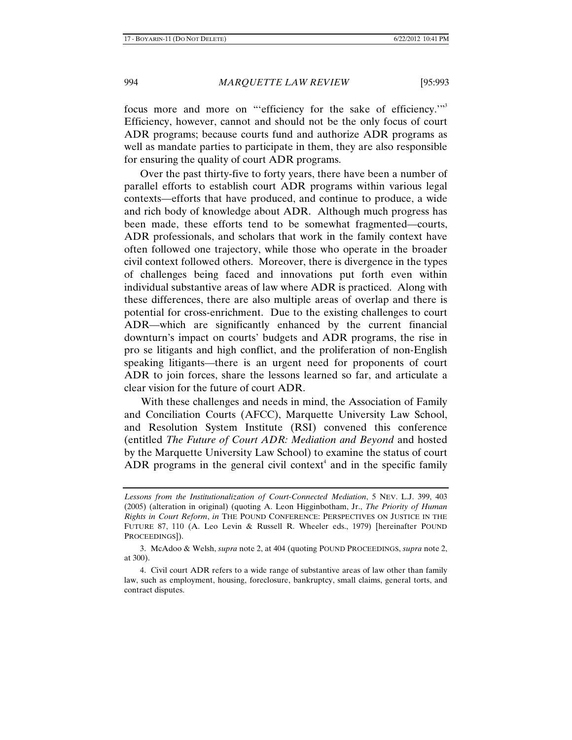focus more and more on "'efficiency for the sake of efficiency.'"[3] Efficiency, however, cannot and should not be the only focus of court ADR programs; because courts fund and authorize ADR programs as well as mandate parties to participate in them, they are also responsible for ensuring the quality of court ADR programs.

Over the past thirty-five to forty years, there have been a number of parallel efforts to establish court ADR programs within various legal contexts—efforts that have produced, and continue to produce, a wide and rich body of knowledge about ADR. Although much progress has been made, these efforts tend to be somewhat fragmented—courts, ADR professionals, and scholars that work in the family context have often followed one trajectory, while those who operate in the broader civil context followed others. Moreover, there is divergence in the types of challenges being faced and innovations put forth even within individual substantive areas of law where ADR is practiced. Along with these differences, there are also multiple areas of overlap and there is potential for cross-enrichment. Due to the existing challenges to court ADR—which are significantly enhanced by the current financial downturn's impact on courts' budgets and ADR programs, the rise in pro se litigants and high conflict, and the proliferation of non-English speaking litigants—there is an urgent need for proponents of court ADR to join forces, share the lessons learned so far, and articulate a clear vision for the future of court ADR.

With these challenges and needs in mind, the Association of Family and Conciliation Courts (AFCC), Marquette University Law School, and Resolution System Institute (RSI) convened this conference (entitled *The Future of Court ADR: Mediation and Beyond* and hosted by the Marquette University Law School) to examine the status of court ADR programs in the general civil context[4] and in the specific family

---

*Lessons from the Institutionalization of Court-Connected Mediation*, 5 NEV. L.J. 399, 403 (2005) (alteration in original) (quoting A. Leon Higginbotham, Jr., *The Priority of Human Rights in Court Reform*, *in* THE POUND CONFERENCE: PERSPECTIVES ON JUSTICE IN THE FUTURE 87, 110 (A. Leo Levin & Russell R. Wheeler eds., 1979) [hereinafter POUND PROCEEDINGS]).

3. McAdoo & Welsh, *supra* note 2, at 404 (quoting POUND PROCEEDINGS, *supra* note 2, at 300).

4. Civil court ADR refers to a wide range of substantive areas of law other than family law, such as employment, housing, foreclosure, bankruptcy, small claims, general torts, and contract disputes.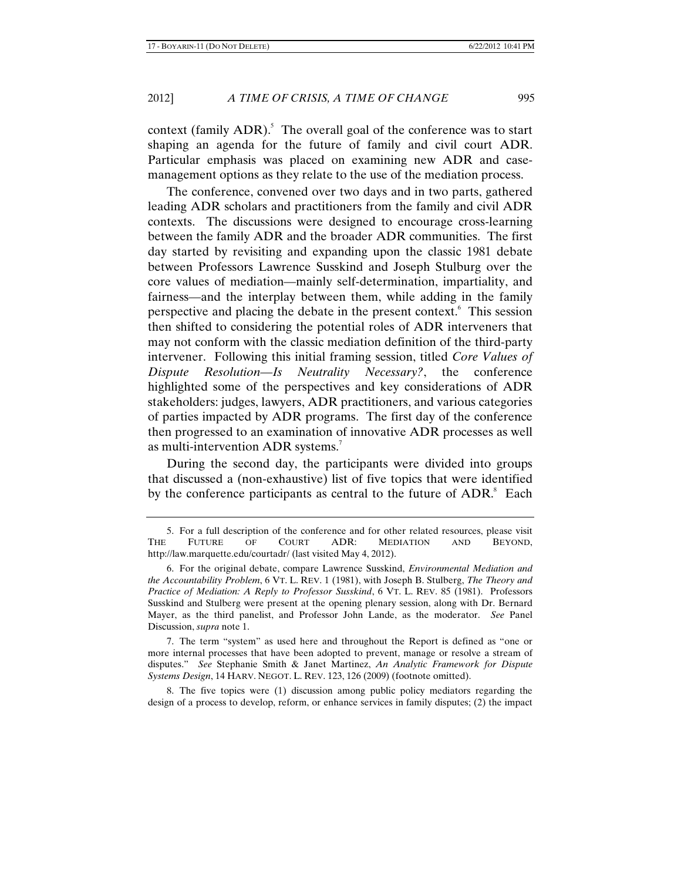context (family ADR).[5] The overall goal of the conference was to start shaping an agenda for the future of family and civil court ADR. Particular emphasis was placed on examining new ADR and case-management options as they relate to the use of the mediation process.

The conference, convened over two days and in two parts, gathered leading ADR scholars and practitioners from the family and civil ADR contexts. The discussions were designed to encourage cross-learning between the family ADR and the broader ADR communities. The first day started by revisiting and expanding upon the classic 1981 debate between Professors Lawrence Susskind and Joseph Stulburg over the core values of mediation—mainly self-determination, impartiality, and fairness—and the interplay between them, while adding in the family perspective and placing the debate in the present context.[6] This session then shifted to considering the potential roles of ADR interveners that may not conform with the classic mediation definition of the third-party intervener. Following this initial framing session, titled *Core Values of Dispute Resolution—Is Neutrality Necessary?*, the conference highlighted some of the perspectives and key considerations of ADR stakeholders: judges, lawyers, ADR practitioners, and various categories of parties impacted by ADR programs. The first day of the conference then progressed to an examination of innovative ADR processes as well as multi-intervention ADR systems.[7]

During the second day, the participants were divided into groups that discussed a (non-exhaustive) list of five topics that were identified by the conference participants as central to the future of ADR.[8] Each

---

5. For a full description of the conference and for other related resources, please visit THE FUTURE OF COURT ADR: MEDIATION AND BEYOND, http://law.marquette.edu/courtadr/ (last visited May 4, 2012).

6. For the original debate, compare Lawrence Susskind, *Environmental Mediation and the Accountability Problem*, 6 VT. L. REV. 1 (1981), with Joseph B. Stulberg, *The Theory and Practice of Mediation: A Reply to Professor Susskind*, 6 VT. L. REV. 85 (1981). Professors Susskind and Stulberg were present at the opening plenary session, along with Dr. Bernard Mayer, as the third panelist, and Professor John Lande, as the moderator. *See* Panel Discussion, *supra* note 1.

7. The term "system" as used here and throughout the Report is defined as "one or more internal processes that have been adopted to prevent, manage or resolve a stream of disputes." *See* Stephanie Smith & Janet Martinez, *An Analytic Framework for Dispute Systems Design*, 14 HARV. NEGOT. L. REV. 123, 126 (2009) (footnote omitted).

8. The five topics were (1) discussion among public policy mediators regarding the design of a process to develop, reform, or enhance services in family disputes; (2) the impact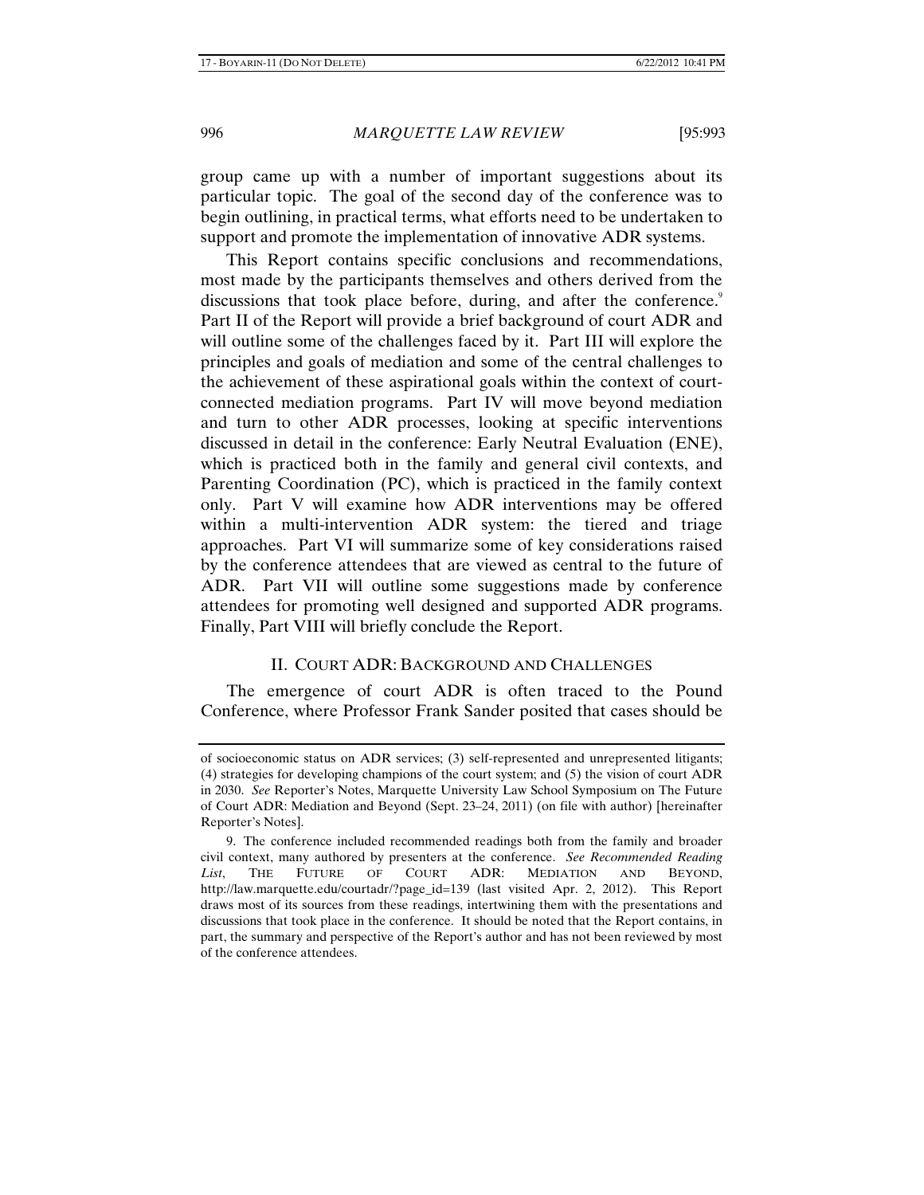group came up with a number of important suggestions about its particular topic. The goal of the second day of the conference was to begin outlining, in practical terms, what efforts need to be undertaken to support and promote the implementation of innovative ADR systems.

This Report contains specific conclusions and recommendations, most made by the participants themselves and others derived from the discussions that took place before, during, and after the conference.[9] Part II of the Report will provide a brief background of court ADR and will outline some of the challenges faced by it. Part III will explore the principles and goals of mediation and some of the central challenges to the achievement of these aspirational goals within the context of court-connected mediation programs. Part IV will move beyond mediation and turn to other ADR processes, looking at specific interventions discussed in detail in the conference: Early Neutral Evaluation (ENE), which is practiced both in the family and general civil contexts, and Parenting Coordination (PC), which is practiced in the family context only. Part V will examine how ADR interventions may be offered within a multi-intervention ADR system: the tiered and triage approaches. Part VI will summarize some of key considerations raised by the conference attendees that are viewed as central to the future of ADR. Part VII will outline some suggestions made by conference attendees for promoting well designed and supported ADR programs. Finally, Part VIII will briefly conclude the Report.

## II. COURT ADR: BACKGROUND AND CHALLENGES

The emergence of court ADR is often traced to the Pound Conference, where Professor Frank Sander posited that cases should be

---

of socioeconomic status on ADR services; (3) self-represented and unrepresented litigants; (4) strategies for developing champions of the court system; and (5) the vision of court ADR in 2030. *See* Reporter's Notes, Marquette University Law School Symposium on The Future of Court ADR: Mediation and Beyond (Sept. 23–24, 2011) (on file with author) [hereinafter Reporter's Notes].

9. The conference included recommended readings both from the family and broader civil context, many authored by presenters at the conference. *See Recommended Reading List*, THE FUTURE OF COURT ADR: MEDIATION AND BEYOND, http://law.marquette.edu/courtadr/?page_id=139 (last visited Apr. 2, 2012). This Report draws most of its sources from these readings, intertwining them with the presentations and discussions that took place in the conference. It should be noted that the Report contains, in part, the summary and perspective of the Report's author and has not been reviewed by most of the conference attendees.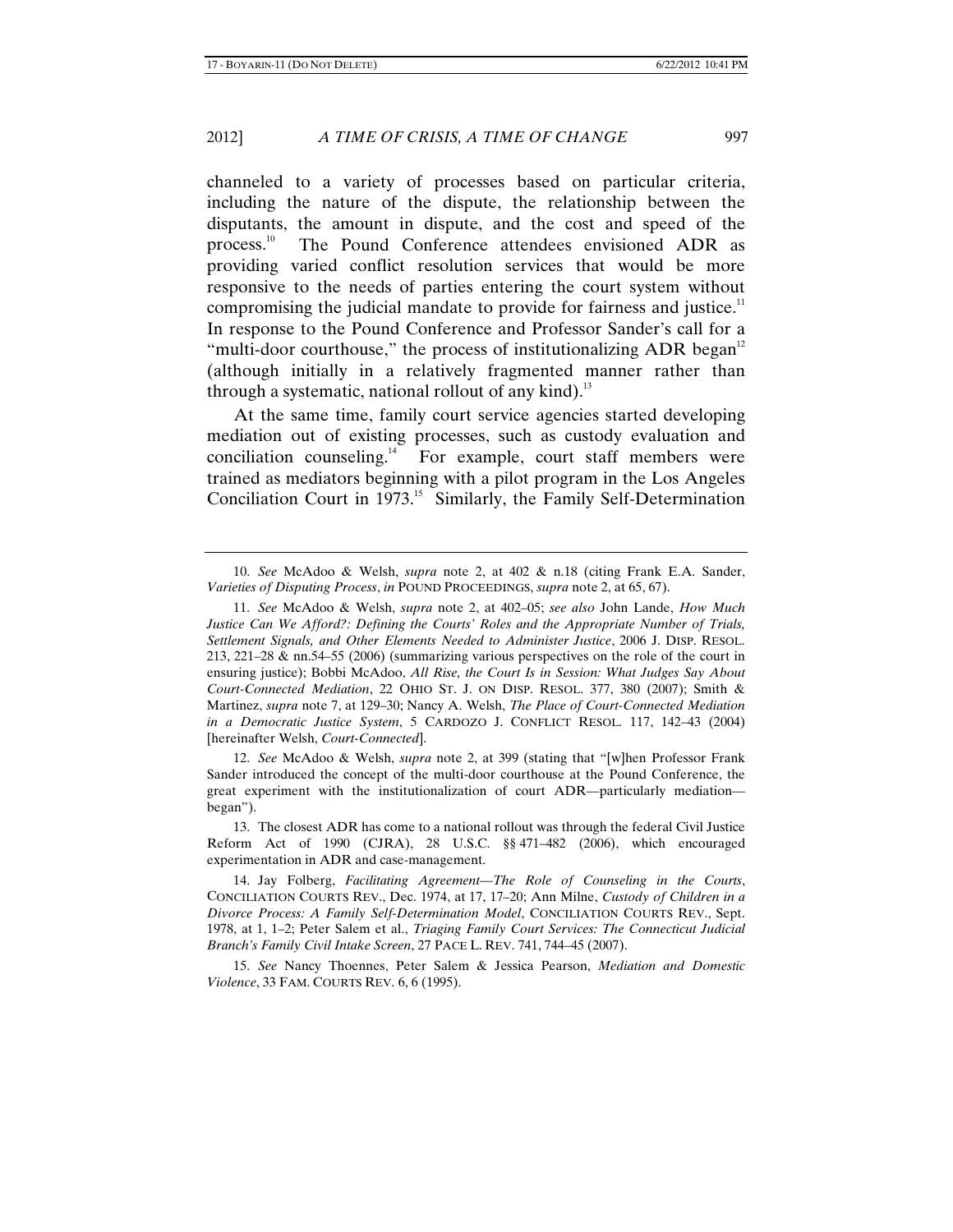channeled to a variety of processes based on particular criteria, including the nature of the dispute, the relationship between the disputants, the amount in dispute, and the cost and speed of the process.[10] The Pound Conference attendees envisioned ADR as providing varied conflict resolution services that would be more responsive to the needs of parties entering the court system without compromising the judicial mandate to provide for fairness and justice.[11] In response to the Pound Conference and Professor Sander's call for a "multi-door courthouse," the process of institutionalizing ADR began[12] (although initially in a relatively fragmented manner rather than through a systematic, national rollout of any kind).[13]

At the same time, family court service agencies started developing mediation out of existing processes, such as custody evaluation and conciliation counseling.[14] For example, court staff members were trained as mediators beginning with a pilot program in the Los Angeles Conciliation Court in 1973.[15] Similarly, the Family Self-Determination

---

10. *See* McAdoo & Welsh, *supra* note 2, at 402 & n.18 (citing Frank E.A. Sander, *Varieties of Disputing Process*, *in* POUND PROCEEDINGS, *supra* note 2, at 65, 67).

11. *See* McAdoo & Welsh, *supra* note 2, at 402–05; *see also* John Lande, *How Much Justice Can We Afford?: Defining the Courts' Roles and the Appropriate Number of Trials, Settlement Signals, and Other Elements Needed to Administer Justice*, 2006 J. DISP. RESOL. 213, 221–28 & nn.54–55 (2006) (summarizing various perspectives on the role of the court in ensuring justice); Bobbi McAdoo, *All Rise, the Court Is in Session: What Judges Say About Court-Connected Mediation*, 22 OHIO ST. J. ON DISP. RESOL. 377, 380 (2007); Smith & Martinez, *supra* note 7, at 129–30; Nancy A. Welsh, *The Place of Court-Connected Mediation in a Democratic Justice System*, 5 CARDOZO J. CONFLICT RESOL. 117, 142–43 (2004) [hereinafter Welsh, *Court-Connected*].

12. *See* McAdoo & Welsh, *supra* note 2, at 399 (stating that "[w]hen Professor Frank Sander introduced the concept of the multi-door courthouse at the Pound Conference, the great experiment with the institutionalization of court ADR—particularly mediation—began").

13. The closest ADR has come to a national rollout was through the federal Civil Justice Reform Act of 1990 (CJRA), 28 U.S.C. §§ 471–482 (2006), which encouraged experimentation in ADR and case-management.

14. Jay Folberg, *Facilitating Agreement—The Role of Counseling in the Courts*, CONCILIATION COURTS REV., Dec. 1974, at 17, 17–20; Ann Milne, *Custody of Children in a Divorce Process: A Family Self-Determination Model*, CONCILIATION COURTS REV., Sept. 1978, at 1, 1–2; Peter Salem et al., *Triaging Family Court Services: The Connecticut Judicial Branch's Family Civil Intake Screen*, 27 PACE L. REV. 741, 744–45 (2007).

15. *See* Nancy Thoennes, Peter Salem & Jessica Pearson, *Mediation and Domestic Violence*, 33 FAM. COURTS REV. 6, 6 (1995).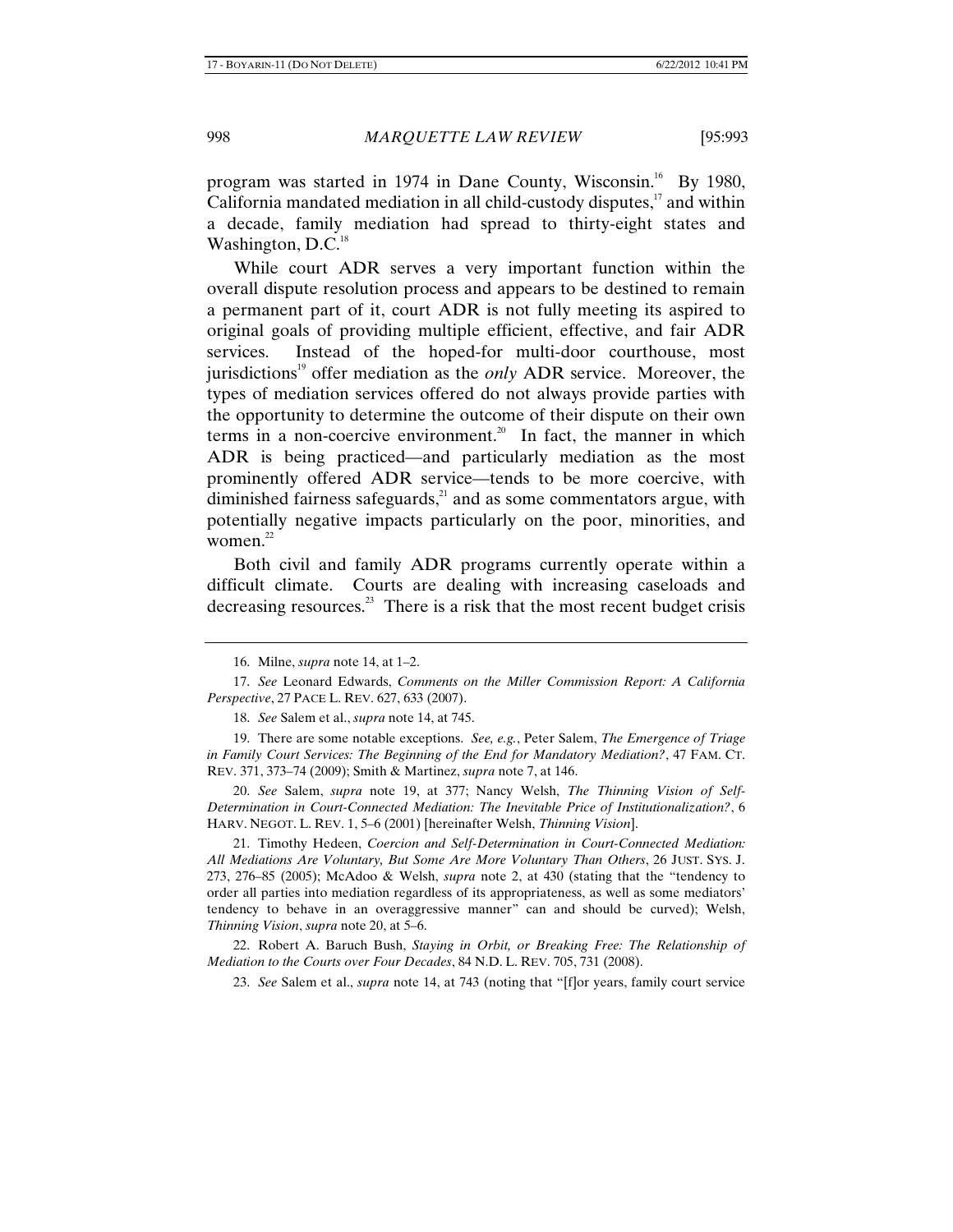program was started in 1974 in Dane County, Wisconsin.[16] By 1980, California mandated mediation in all child-custody disputes,[17] and within a decade, family mediation had spread to thirty-eight states and Washington, D.C.[18]

While court ADR serves a very important function within the overall dispute resolution process and appears to be destined to remain a permanent part of it, court ADR is not fully meeting its aspired to original goals of providing multiple efficient, effective, and fair ADR services. Instead of the hoped-for multi-door courthouse, most jurisdictions[19] offer mediation as the *only* ADR service. Moreover, the types of mediation services offered do not always provide parties with the opportunity to determine the outcome of their dispute on their own terms in a non-coercive environment.[20] In fact, the manner in which ADR is being practiced—and particularly mediation as the most prominently offered ADR service—tends to be more coercive, with diminished fairness safeguards,[21] and as some commentators argue, with potentially negative impacts particularly on the poor, minorities, and women.[22]

Both civil and family ADR programs currently operate within a difficult climate. Courts are dealing with increasing caseloads and decreasing resources.[23] There is a risk that the most recent budget crisis

---

16. Milne, *supra* note 14, at 1–2.

17. *See* Leonard Edwards, *Comments on the Miller Commission Report: A California Perspective*, 27 PACE L. REV. 627, 633 (2007).

18. *See* Salem et al., *supra* note 14, at 745.

19. There are some notable exceptions. *See, e.g.*, Peter Salem, *The Emergence of Triage in Family Court Services: The Beginning of the End for Mandatory Mediation?*, 47 FAM. CT. REV. 371, 373–74 (2009); Smith & Martinez, *supra* note 7, at 146.

20. *See* Salem, *supra* note 19, at 377; Nancy Welsh, *The Thinning Vision of Self-Determination in Court-Connected Mediation: The Inevitable Price of Institutionalization?*, 6 HARV. NEGOT. L. REV. 1, 5–6 (2001) [hereinafter Welsh, *Thinning Vision*].

21. Timothy Hedeen, *Coercion and Self-Determination in Court-Connected Mediation: All Mediations Are Voluntary, But Some Are More Voluntary Than Others*, 26 JUST. SYS. J. 273, 276–85 (2005); McAdoo & Welsh, *supra* note 2, at 430 (stating that the "tendency to order all parties into mediation regardless of its appropriateness, as well as some mediators' tendency to behave in an overaggressive manner" can and should be curved); Welsh, *Thinning Vision*, *supra* note 20, at 5–6.

22. Robert A. Baruch Bush, *Staying in Orbit, or Breaking Free: The Relationship of Mediation to the Courts over Four Decades*, 84 N.D. L. REV. 705, 731 (2008).

23. *See* Salem et al., *supra* note 14, at 743 (noting that "[f]or years, family court service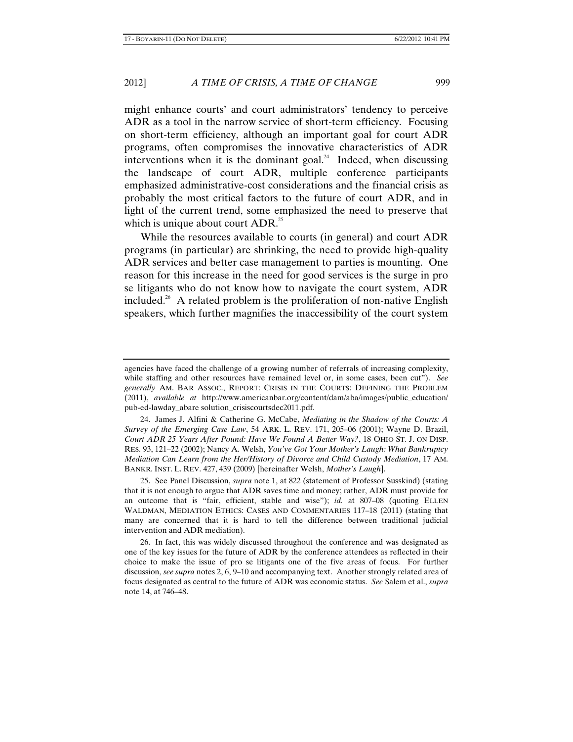might enhance courts' and court administrators' tendency to perceive ADR as a tool in the narrow service of short-term efficiency. Focusing on short-term efficiency, although an important goal for court ADR programs, often compromises the innovative characteristics of ADR interventions when it is the dominant goal.[24] Indeed, when discussing the landscape of court ADR, multiple conference participants emphasized administrative-cost considerations and the financial crisis as probably the most critical factors to the future of court ADR, and in light of the current trend, some emphasized the need to preserve that which is unique about court ADR.[25]

While the resources available to courts (in general) and court ADR programs (in particular) are shrinking, the need to provide high-quality ADR services and better case management to parties is mounting. One reason for this increase in the need for good services is the surge in pro se litigants who do not know how to navigate the court system, ADR included.[26] A related problem is the proliferation of non-native English speakers, which further magnifies the inaccessibility of the court system

---

agencies have faced the challenge of a growing number of referrals of increasing complexity, while staffing and other resources have remained level or, in some cases, been cut"). *See generally* AM. BAR ASSOC., REPORT: CRISIS IN THE COURTS: DEFINING THE PROBLEM (2011), *available at* http://www.americanbar.org/content/dam/aba/images/public_education/pub-ed-lawday_abare solution_crisiscourtsdec2011.pdf.

24. James J. Alfini & Catherine G. McCabe, *Mediating in the Shadow of the Courts: A Survey of the Emerging Case Law*, 54 ARK. L. REV. 171, 205–06 (2001); Wayne D. Brazil, *Court ADR 25 Years After Pound: Have We Found A Better Way?*, 18 OHIO ST. J. ON DISP. RES. 93, 121–22 (2002); Nancy A. Welsh, *You've Got Your Mother's Laugh: What Bankruptcy Mediation Can Learn from the Her/History of Divorce and Child Custody Mediation*, 17 AM. BANKR. INST. L. REV. 427, 439 (2009) [hereinafter Welsh, *Mother's Laugh*].

25. See Panel Discussion, *supra* note 1, at 822 (statement of Professor Susskind) (stating that it is not enough to argue that ADR saves time and money; rather, ADR must provide for an outcome that is "fair, efficient, stable and wise"); *id.* at 807–08 (quoting ELLEN WALDMAN, MEDIATION ETHICS: CASES AND COMMENTARIES 117–18 (2011) (stating that many are concerned that it is hard to tell the difference between traditional judicial intervention and ADR mediation).

26. In fact, this was widely discussed throughout the conference and was designated as one of the key issues for the future of ADR by the conference attendees as reflected in their choice to make the issue of pro se litigants one of the five areas of focus. For further discussion, *see supra* notes 2, 6, 9–10 and accompanying text. Another strongly related area of focus designated as central to the future of ADR was economic status. *See* Salem et al., *supra* note 14, at 746–48.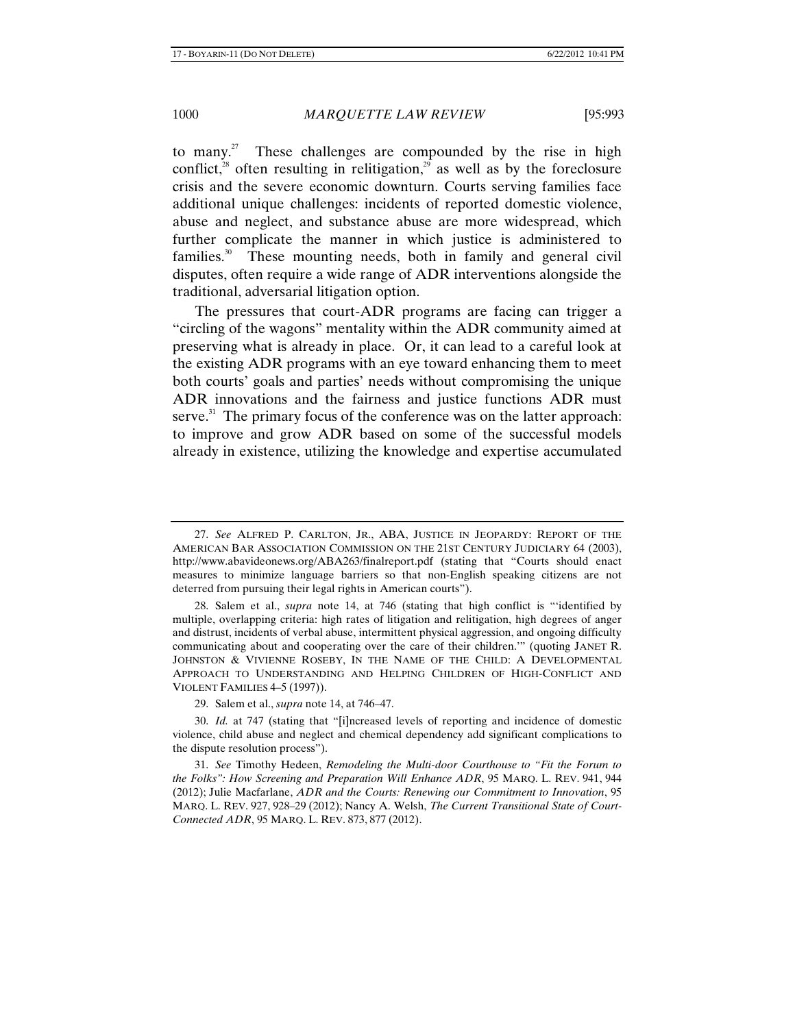to many.[27] These challenges are compounded by the rise in high conflict,[28] often resulting in relitigation,[29] as well as by the foreclosure crisis and the severe economic downturn. Courts serving families face additional unique challenges: incidents of reported domestic violence, abuse and neglect, and substance abuse are more widespread, which further complicate the manner in which justice is administered to families.[30] These mounting needs, both in family and general civil disputes, often require a wide range of ADR interventions alongside the traditional, adversarial litigation option.

The pressures that court-ADR programs are facing can trigger a "circling of the wagons" mentality within the ADR community aimed at preserving what is already in place. Or, it can lead to a careful look at the existing ADR programs with an eye toward enhancing them to meet both courts' goals and parties' needs without compromising the unique ADR innovations and the fairness and justice functions ADR must serve.[31] The primary focus of the conference was on the latter approach: to improve and grow ADR based on some of the successful models already in existence, utilizing the knowledge and expertise accumulated

---

27. *See* ALFRED P. CARLTON, JR., ABA, JUSTICE IN JEOPARDY: REPORT OF THE AMERICAN BAR ASSOCIATION COMMISSION ON THE 21ST CENTURY JUDICIARY 64 (2003), http://www.abavideonews.org/ABA263/finalreport.pdf (stating that "Courts should enact measures to minimize language barriers so that non-English speaking citizens are not deterred from pursuing their legal rights in American courts").

28. Salem et al., *supra* note 14, at 746 (stating that high conflict is "'identified by multiple, overlapping criteria: high rates of litigation and relitigation, high degrees of anger and distrust, incidents of verbal abuse, intermittent physical aggression, and ongoing difficulty communicating about and cooperating over the care of their children.'" (quoting JANET R. JOHNSTON & VIVIENNE ROSEBY, IN THE NAME OF THE CHILD: A DEVELOPMENTAL APPROACH TO UNDERSTANDING AND HELPING CHILDREN OF HIGH-CONFLICT AND VIOLENT FAMILIES 4–5 (1997)).

29. Salem et al., *supra* note 14, at 746–47.

30. *Id.* at 747 (stating that "[i]ncreased levels of reporting and incidence of domestic violence, child abuse and neglect and chemical dependency add significant complications to the dispute resolution process").

31. *See* Timothy Hedeen, *Remodeling the Multi-door Courthouse to "Fit the Forum to the Folks": How Screening and Preparation Will Enhance ADR*, 95 MARQ. L. REV. 941, 944 (2012); Julie Macfarlane, *ADR and the Courts: Renewing our Commitment to Innovation*, 95 MARQ. L. REV. 927, 928–29 (2012); Nancy A. Welsh, *The Current Transitional State of Court-Connected ADR*, 95 MARQ. L. REV. 873, 877 (2012).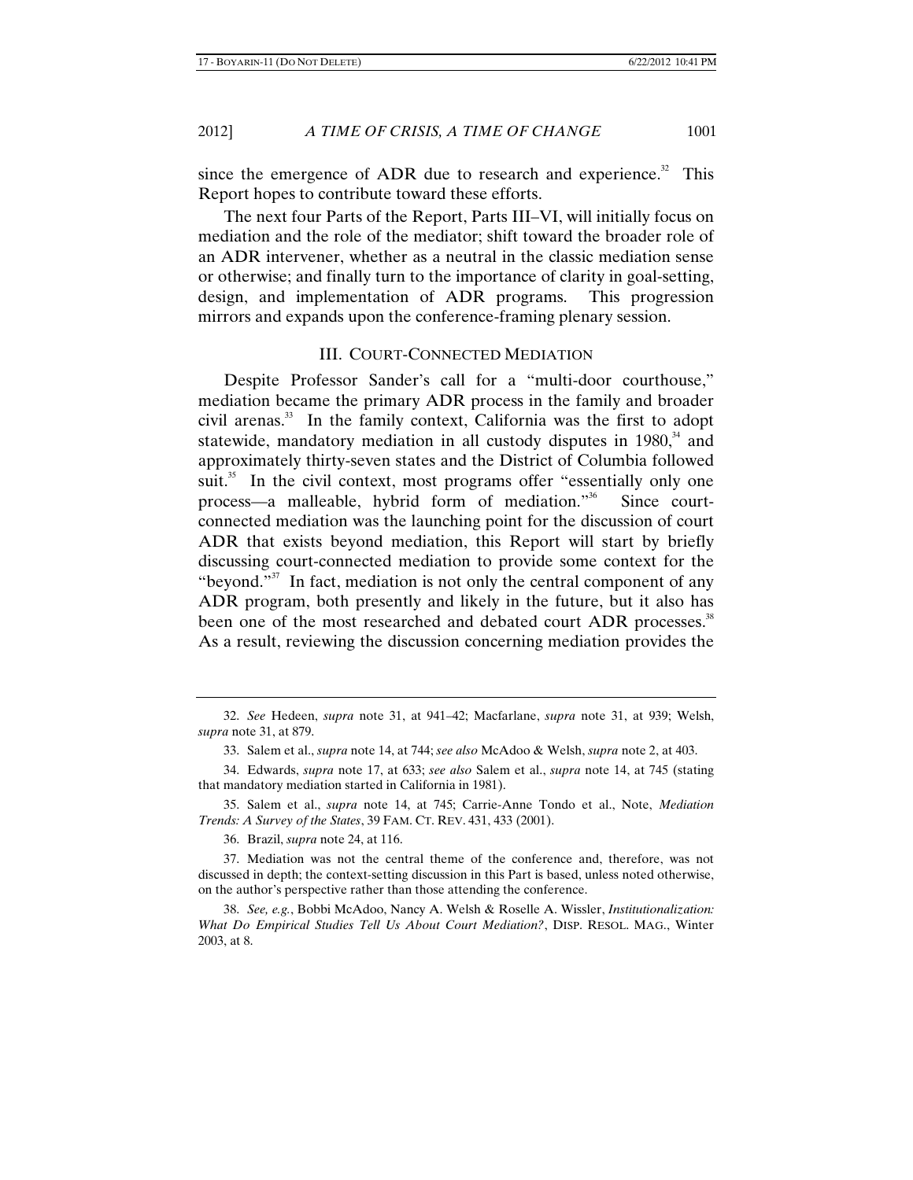since the emergence of ADR due to research and experience.[32] This Report hopes to contribute toward these efforts.

The next four Parts of the Report, Parts III–VI, will initially focus on mediation and the role of the mediator; shift toward the broader role of an ADR intervener, whether as a neutral in the classic mediation sense or otherwise; and finally turn to the importance of clarity in goal-setting, design, and implementation of ADR programs. This progression mirrors and expands upon the conference-framing plenary session.

## III. COURT-CONNECTED MEDIATION

Despite Professor Sander's call for a "multi-door courthouse," mediation became the primary ADR process in the family and broader civil arenas.[33] In the family context, California was the first to adopt statewide, mandatory mediation in all custody disputes in 1980,[34] and approximately thirty-seven states and the District of Columbia followed suit.[35] In the civil context, most programs offer "essentially only one process—a malleable, hybrid form of mediation."[36] Since court-connected mediation was the launching point for the discussion of court ADR that exists beyond mediation, this Report will start by briefly discussing court-connected mediation to provide some context for the "beyond."[37] In fact, mediation is not only the central component of any ADR program, both presently and likely in the future, but it also has been one of the most researched and debated court ADR processes.[38] As a result, reviewing the discussion concerning mediation provides the

---

32. *See* Hedeen, *supra* note 31, at 941–42; Macfarlane, *supra* note 31, at 939; Welsh, *supra* note 31, at 879.

33. Salem et al., *supra* note 14, at 744; *see also* McAdoo & Welsh, *supra* note 2, at 403.

34. Edwards, *supra* note 17, at 633; *see also* Salem et al., *supra* note 14, at 745 (stating that mandatory mediation started in California in 1981).

35. Salem et al., *supra* note 14, at 745; Carrie-Anne Tondo et al., Note, *Mediation Trends: A Survey of the States*, 39 FAM. CT. REV. 431, 433 (2001).

36. Brazil, *supra* note 24, at 116.

37. Mediation was not the central theme of the conference and, therefore, was not discussed in depth; the context-setting discussion in this Part is based, unless noted otherwise, on the author's perspective rather than those attending the conference.

38. *See, e.g.*, Bobbi McAdoo, Nancy A. Welsh & Roselle A. Wissler, *Institutionalization: What Do Empirical Studies Tell Us About Court Mediation?*, DISP. RESOL. MAG., Winter 2003, at 8.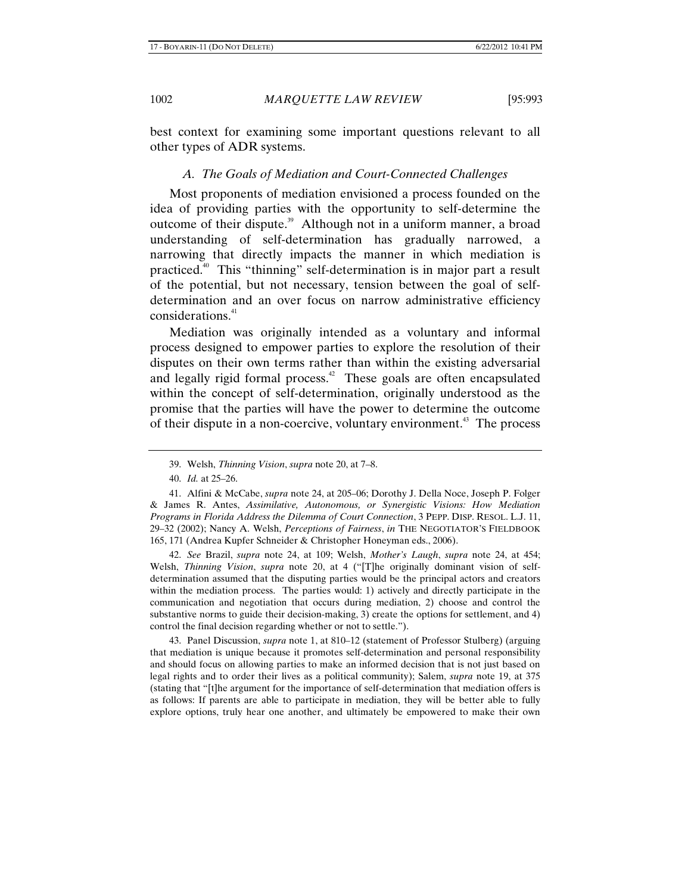best context for examining some important questions relevant to all other types of ADR systems.

### *A. The Goals of Mediation and Court-Connected Challenges*

Most proponents of mediation envisioned a process founded on the idea of providing parties with the opportunity to self-determine the outcome of their dispute.[39] Although not in a uniform manner, a broad understanding of self-determination has gradually narrowed, a narrowing that directly impacts the manner in which mediation is practiced.[40] This "thinning" self-determination is in major part a result of the potential, but not necessary, tension between the goal of self-determination and an over focus on narrow administrative efficiency considerations.[41]

Mediation was originally intended as a voluntary and informal process designed to empower parties to explore the resolution of their disputes on their own terms rather than within the existing adversarial and legally rigid formal process.[42] These goals are often encapsulated within the concept of self-determination, originally understood as the promise that the parties will have the power to determine the outcome of their dispute in a non-coercive, voluntary environment.[43] The process

---

39. Welsh, *Thinning Vision*, *supra* note 20, at 7–8.

40. *Id.* at 25–26.

41. Alfini & McCabe, *supra* note 24, at 205–06; Dorothy J. Della Noce, Joseph P. Folger & James R. Antes, *Assimilative, Autonomous, or Synergistic Visions: How Mediation Programs in Florida Address the Dilemma of Court Connection*, 3 PEPP. DISP. RESOL. L.J. 11, 29–32 (2002); Nancy A. Welsh, *Perceptions of Fairness*, *in* THE NEGOTIATOR'S FIELDBOOK 165, 171 (Andrea Kupfer Schneider & Christopher Honeyman eds., 2006).

42. *See* Brazil, *supra* note 24, at 109; Welsh, *Mother's Laugh*, *supra* note 24, at 454; Welsh, *Thinning Vision*, *supra* note 20, at 4 ("[T]he originally dominant vision of self-determination assumed that the disputing parties would be the principal actors and creators within the mediation process. The parties would: 1) actively and directly participate in the communication and negotiation that occurs during mediation, 2) choose and control the substantive norms to guide their decision-making, 3) create the options for settlement, and 4) control the final decision regarding whether or not to settle.").

43. Panel Discussion, *supra* note 1, at 810–12 (statement of Professor Stulberg) (arguing that mediation is unique because it promotes self-determination and personal responsibility and should focus on allowing parties to make an informed decision that is not just based on legal rights and to order their lives as a political community); Salem, *supra* note 19, at 375 (stating that "[t]he argument for the importance of self-determination that mediation offers is as follows: If parents are able to participate in mediation, they will be better able to fully explore options, truly hear one another, and ultimately be empowered to make their own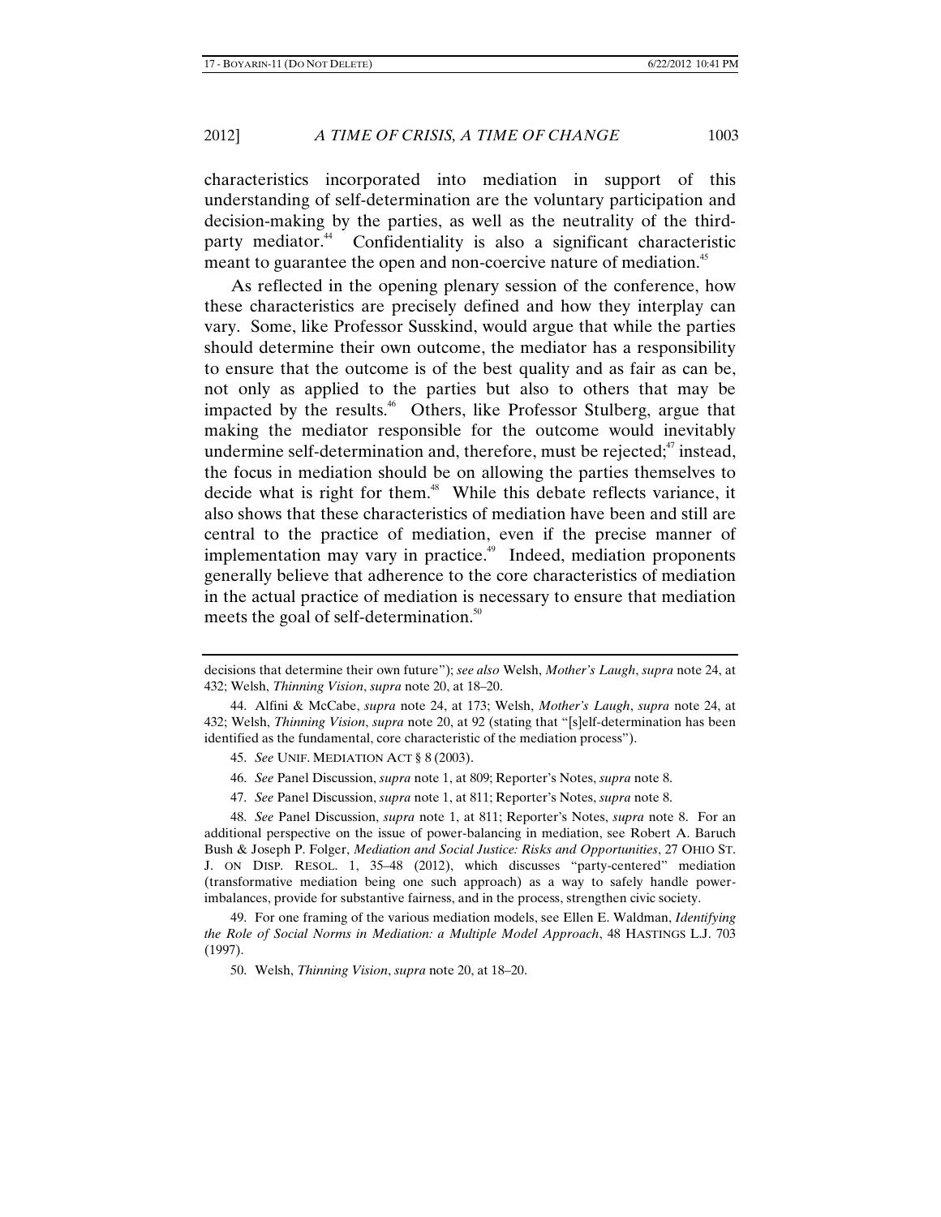characteristics incorporated into mediation in support of this understanding of self-determination are the voluntary participation and decision-making by the parties, as well as the neutrality of the third-party mediator.[44] Confidentiality is also a significant characteristic meant to guarantee the open and non-coercive nature of mediation.[45]

As reflected in the opening plenary session of the conference, how these characteristics are precisely defined and how they interplay can vary. Some, like Professor Susskind, would argue that while the parties should determine their own outcome, the mediator has a responsibility to ensure that the outcome is of the best quality and as fair as can be, not only as applied to the parties but also to others that may be impacted by the results.[46] Others, like Professor Stulberg, argue that making the mediator responsible for the outcome would inevitably undermine self-determination and, therefore, must be rejected;[47] instead, the focus in mediation should be on allowing the parties themselves to decide what is right for them.[48] While this debate reflects variance, it also shows that these characteristics of mediation have been and still are central to the practice of mediation, even if the precise manner of implementation may vary in practice.[49] Indeed, mediation proponents generally believe that adherence to the core characteristics of mediation in the actual practice of mediation is necessary to ensure that mediation meets the goal of self-determination.[50]

---

decisions that determine their own future"); *see also* Welsh, *Mother's Laugh*, *supra* note 24, at 432; Welsh, *Thinning Vision*, *supra* note 20, at 18–20.

44. Alfini & McCabe, *supra* note 24, at 173; Welsh, *Mother's Laugh*, *supra* note 24, at 432; Welsh, *Thinning Vision*, *supra* note 20, at 92 (stating that "[s]elf-determination has been identified as the fundamental, core characteristic of the mediation process").

45. *See* UNIF. MEDIATION ACT § 8 (2003).

46. *See* Panel Discussion, *supra* note 1, at 809; Reporter's Notes, *supra* note 8.

47. *See* Panel Discussion, *supra* note 1, at 811; Reporter's Notes, *supra* note 8.

48. *See* Panel Discussion, *supra* note 1, at 811; Reporter's Notes, *supra* note 8. For an additional perspective on the issue of power-balancing in mediation, see Robert A. Baruch Bush & Joseph P. Folger, *Mediation and Social Justice: Risks and Opportunities*, 27 OHIO ST. J. ON DISP. RESOL. 1, 35–48 (2012), which discusses "party-centered" mediation (transformative mediation being one such approach) as a way to safely handle power-imbalances, provide for substantive fairness, and in the process, strengthen civic society.

49. For one framing of the various mediation models, see Ellen E. Waldman, *Identifying the Role of Social Norms in Mediation: a Multiple Model Approach*, 48 HASTINGS L.J. 703 (1997).

50. Welsh, *Thinning Vision*, *supra* note 20, at 18–20.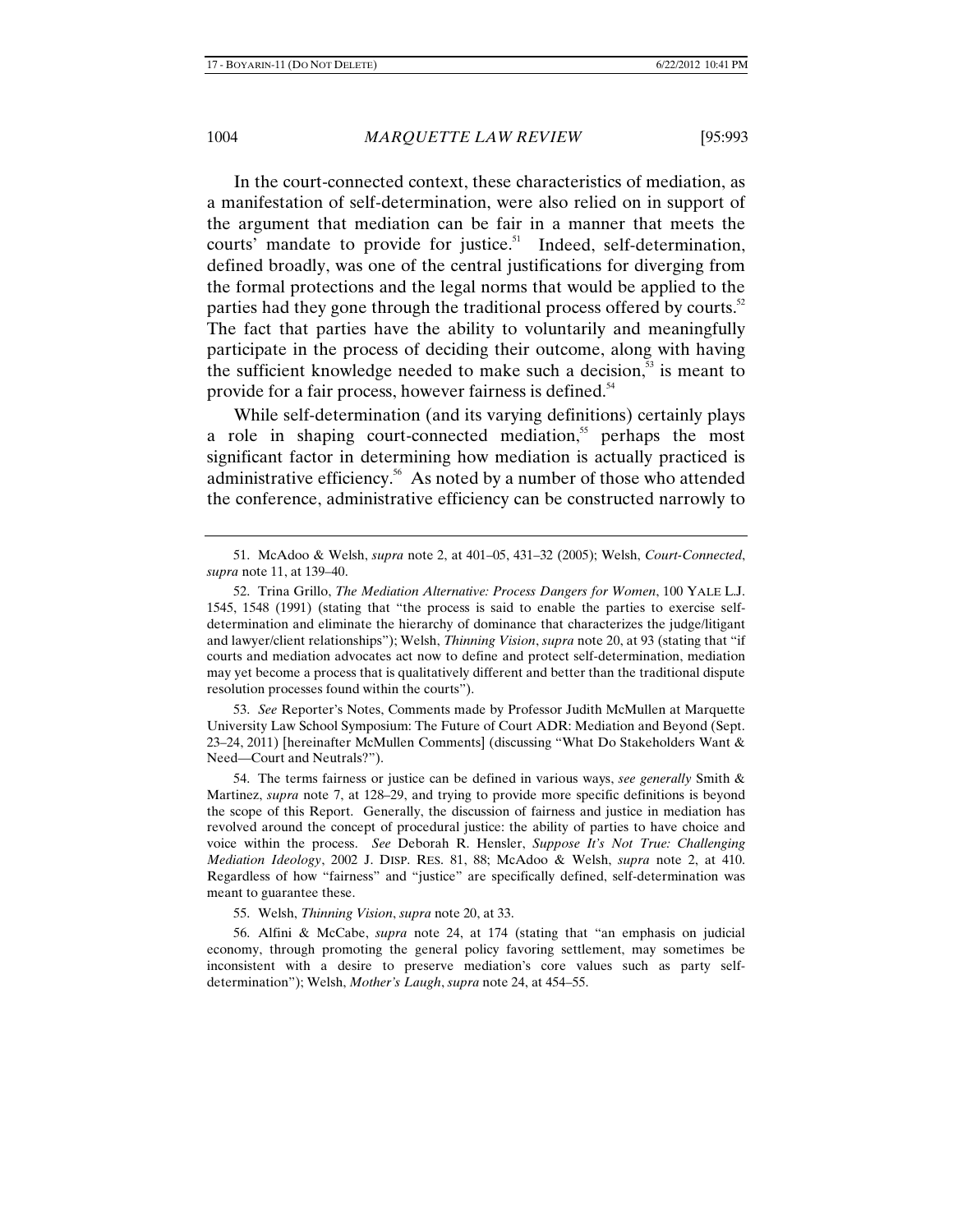In the court-connected context, these characteristics of mediation, as a manifestation of self-determination, were also relied on in support of the argument that mediation can be fair in a manner that meets the courts' mandate to provide for justice.[51] Indeed, self-determination, defined broadly, was one of the central justifications for diverging from the formal protections and the legal norms that would be applied to the parties had they gone through the traditional process offered by courts.[52] The fact that parties have the ability to voluntarily and meaningfully participate in the process of deciding their outcome, along with having the sufficient knowledge needed to make such a decision,[53] is meant to provide for a fair process, however fairness is defined.[54]

While self-determination (and its varying definitions) certainly plays a role in shaping court-connected mediation,[55] perhaps the most significant factor in determining how mediation is actually practiced is administrative efficiency.[56] As noted by a number of those who attended the conference, administrative efficiency can be constructed narrowly to

---

51. McAdoo & Welsh, *supra* note 2, at 401–05, 431–32 (2005); Welsh, *Court-Connected*, *supra* note 11, at 139–40.

52. Trina Grillo, *The Mediation Alternative: Process Dangers for Women*, 100 YALE L.J. 1545, 1548 (1991) (stating that "the process is said to enable the parties to exercise self-determination and eliminate the hierarchy of dominance that characterizes the judge/litigant and lawyer/client relationships"); Welsh, *Thinning Vision*, *supra* note 20, at 93 (stating that "if courts and mediation advocates act now to define and protect self-determination, mediation may yet become a process that is qualitatively different and better than the traditional dispute resolution processes found within the courts").

53. *See* Reporter's Notes, Comments made by Professor Judith McMullen at Marquette University Law School Symposium: The Future of Court ADR: Mediation and Beyond (Sept. 23–24, 2011) [hereinafter McMullen Comments] (discussing "What Do Stakeholders Want & Need—Court and Neutrals?").

54. The terms fairness or justice can be defined in various ways, *see generally* Smith & Martinez, *supra* note 7, at 128–29, and trying to provide more specific definitions is beyond the scope of this Report. Generally, the discussion of fairness and justice in mediation has revolved around the concept of procedural justice: the ability of parties to have choice and voice within the process. *See* Deborah R. Hensler, *Suppose It's Not True: Challenging Mediation Ideology*, 2002 J. DISP. RES. 81, 88; McAdoo & Welsh, *supra* note 2, at 410. Regardless of how "fairness" and "justice" are specifically defined, self-determination was meant to guarantee these.

55. Welsh, *Thinning Vision*, *supra* note 20, at 33.

56. Alfini & McCabe, *supra* note 24, at 174 (stating that "an emphasis on judicial economy, through promoting the general policy favoring settlement, may sometimes be inconsistent with a desire to preserve mediation's core values such as party self-determination"); Welsh, *Mother's Laugh*, *supra* note 24, at 454–55.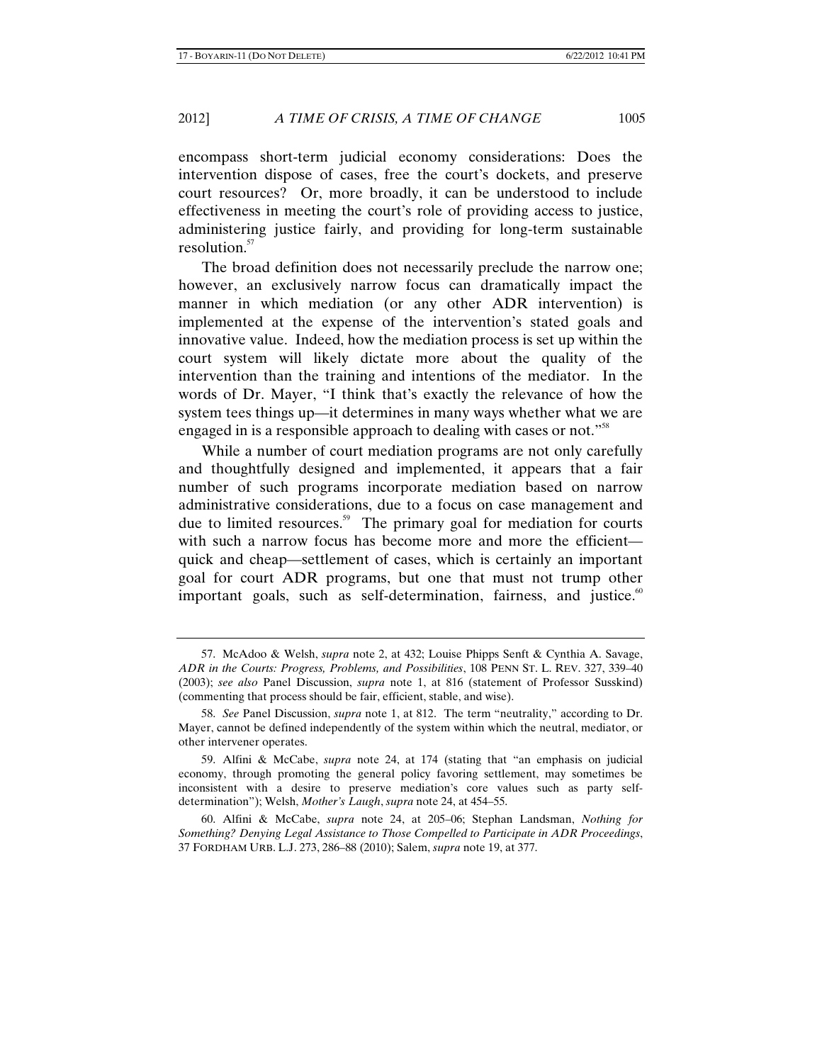encompass short-term judicial economy considerations: Does the intervention dispose of cases, free the court's dockets, and preserve court resources? Or, more broadly, it can be understood to include effectiveness in meeting the court's role of providing access to justice, administering justice fairly, and providing for long-term sustainable resolution.[57]

The broad definition does not necessarily preclude the narrow one; however, an exclusively narrow focus can dramatically impact the manner in which mediation (or any other ADR intervention) is implemented at the expense of the intervention's stated goals and innovative value. Indeed, how the mediation process is set up within the court system will likely dictate more about the quality of the intervention than the training and intentions of the mediator. In the words of Dr. Mayer, "I think that's exactly the relevance of how the system tees things up—it determines in many ways whether what we are engaged in is a responsible approach to dealing with cases or not."[58]

While a number of court mediation programs are not only carefully and thoughtfully designed and implemented, it appears that a fair number of such programs incorporate mediation based on narrow administrative considerations, due to a focus on case management and due to limited resources.[59] The primary goal for mediation for courts with such a narrow focus has become more and more the efficient—quick and cheap—settlement of cases, which is certainly an important goal for court ADR programs, but one that must not trump other important goals, such as self-determination, fairness, and justice.[60]

---

57. McAdoo & Welsh, *supra* note 2, at 432; Louise Phipps Senft & Cynthia A. Savage, *ADR in the Courts: Progress, Problems, and Possibilities*, 108 PENN ST. L. REV. 327, 339–40 (2003); *see also* Panel Discussion, *supra* note 1, at 816 (statement of Professor Susskind) (commenting that process should be fair, efficient, stable, and wise).

58. *See* Panel Discussion, *supra* note 1, at 812. The term "neutrality," according to Dr. Mayer, cannot be defined independently of the system within which the neutral, mediator, or other intervener operates.

59. Alfini & McCabe, *supra* note 24, at 174 (stating that "an emphasis on judicial economy, through promoting the general policy favoring settlement, may sometimes be inconsistent with a desire to preserve mediation's core values such as party self-determination"); Welsh, *Mother's Laugh*, *supra* note 24, at 454–55.

60. Alfini & McCabe, *supra* note 24, at 205–06; Stephan Landsman, *Nothing for Something? Denying Legal Assistance to Those Compelled to Participate in ADR Proceedings*, 37 FORDHAM URB. L.J. 273, 286–88 (2010); Salem, *supra* note 19, at 377.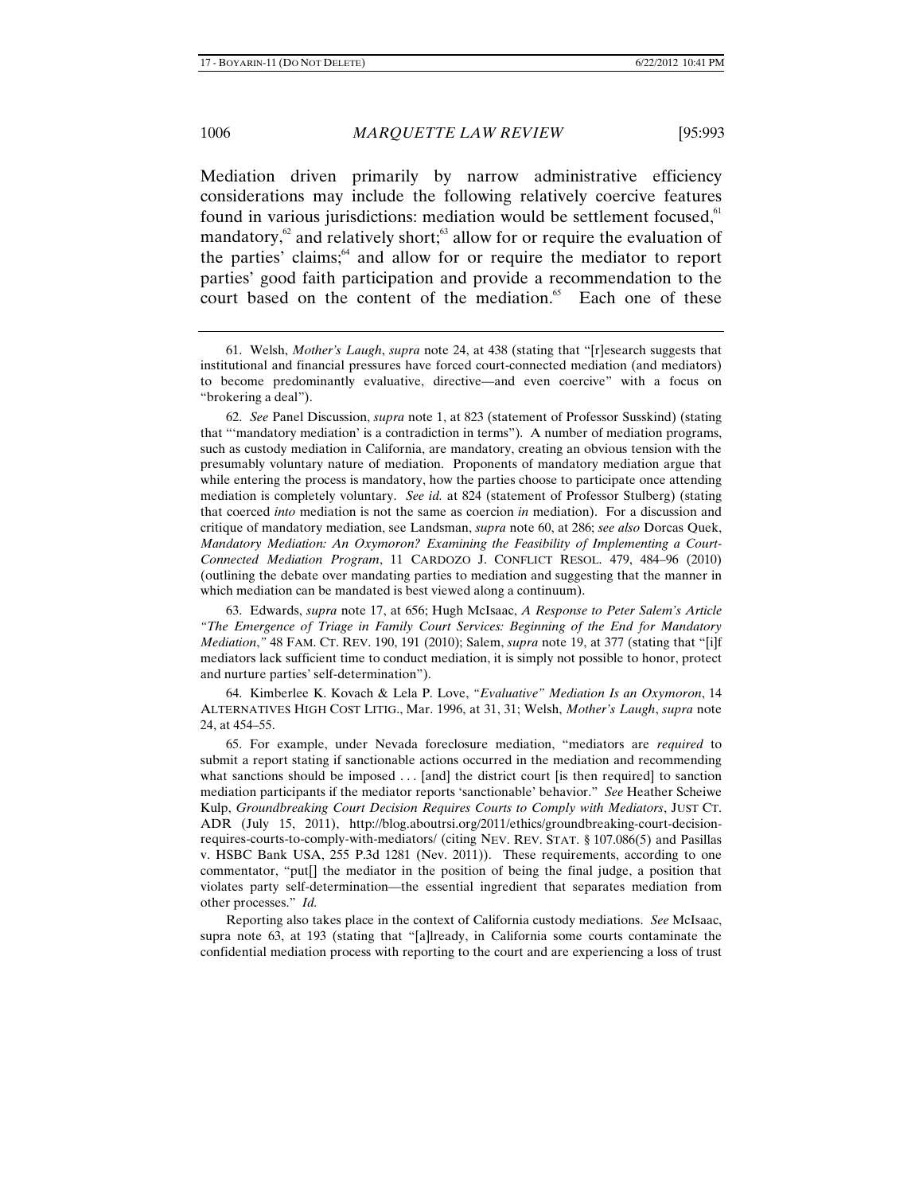Mediation driven primarily by narrow administrative efficiency considerations may include the following relatively coercive features found in various jurisdictions: mediation would be settlement focused,[61] mandatory,[62] and relatively short;[63] allow for or require the evaluation of the parties' claims;[64] and allow for or require the mediator to report parties' good faith participation and provide a recommendation to the court based on the content of the mediation.[65] Each one of these

---

61. Welsh, *Mother's Laugh*, *supra* note 24, at 438 (stating that "[r]esearch suggests that institutional and financial pressures have forced court-connected mediation (and mediators) to become predominantly evaluative, directive—and even coercive" with a focus on "brokering a deal").

62. *See* Panel Discussion, *supra* note 1, at 823 (statement of Professor Susskind) (stating that "'mandatory mediation' is a contradiction in terms"). A number of mediation programs, such as custody mediation in California, are mandatory, creating an obvious tension with the presumably voluntary nature of mediation. Proponents of mandatory mediation argue that while entering the process is mandatory, how the parties choose to participate once attending mediation is completely voluntary. *See id.* at 824 (statement of Professor Stulberg) (stating that coerced *into* mediation is not the same as coercion *in* mediation). For a discussion and critique of mandatory mediation, see Landsman, *supra* note 60, at 286; *see also* Dorcas Quek, *Mandatory Mediation: An Oxymoron? Examining the Feasibility of Implementing a Court-Connected Mediation Program*, 11 CARDOZO J. CONFLICT RESOL. 479, 484–96 (2010) (outlining the debate over mandating parties to mediation and suggesting that the manner in which mediation can be mandated is best viewed along a continuum).

63. Edwards, *supra* note 17, at 656; Hugh McIsaac, *A Response to Peter Salem's Article "The Emergence of Triage in Family Court Services: Beginning of the End for Mandatory Mediation*,*"* 48 FAM. CT. REV. 190, 191 (2010); Salem, *supra* note 19, at 377 (stating that "[i]f mediators lack sufficient time to conduct mediation, it is simply not possible to honor, protect and nurture parties' self-determination").

64. Kimberlee K. Kovach & Lela P. Love, *"Evaluative" Mediation Is an Oxymoron*, 14 ALTERNATIVES HIGH COST LITIG., Mar. 1996, at 31, 31; Welsh, *Mother's Laugh*, *supra* note 24, at 454–55.

65. For example, under Nevada foreclosure mediation, "mediators are *required* to submit a report stating if sanctionable actions occurred in the mediation and recommending what sanctions should be imposed . . . [and] the district court [is then required] to sanction mediation participants if the mediator reports 'sanctionable' behavior." *See* Heather Scheiwe Kulp, *Groundbreaking Court Decision Requires Courts to Comply with Mediators*, JUST CT. ADR (July 15, 2011), http://blog.aboutrsi.org/2011/ethics/groundbreaking-court-decision-requires-courts-to-comply-with-mediators/ (citing NEV. REV. STAT. § 107.086(5) and Pasillas v. HSBC Bank USA, 255 P.3d 1281 (Nev. 2011)). These requirements, according to one commentator, "put[] the mediator in the position of being the final judge, a position that violates party self-determination—the essential ingredient that separates mediation from other processes." *Id.*

Reporting also takes place in the context of California custody mediations. *See* McIsaac, supra note 63, at 193 (stating that "[a]lready, in California some courts contaminate the confidential mediation process with reporting to the court and are experiencing a loss of trust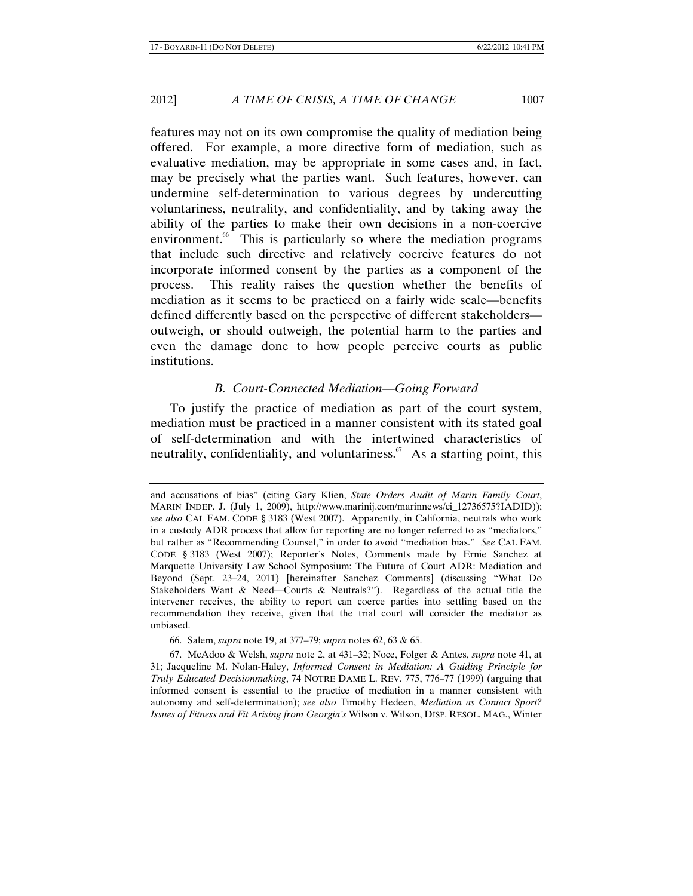features may not on its own compromise the quality of mediation being offered. For example, a more directive form of mediation, such as evaluative mediation, may be appropriate in some cases and, in fact, may be precisely what the parties want. Such features, however, can undermine self-determination to various degrees by undercutting voluntariness, neutrality, and confidentiality, and by taking away the ability of the parties to make their own decisions in a non-coercive environment.[66] This is particularly so where the mediation programs that include such directive and relatively coercive features do not incorporate informed consent by the parties as a component of the process. This reality raises the question whether the benefits of mediation as it seems to be practiced on a fairly wide scale—benefits defined differently based on the perspective of different stakeholders—outweigh, or should outweigh, the potential harm to the parties and even the damage done to how people perceive courts as public institutions.

### *B. Court-Connected Mediation—Going Forward*

To justify the practice of mediation as part of the court system, mediation must be practiced in a manner consistent with its stated goal of self-determination and with the intertwined characteristics of neutrality, confidentiality, and voluntariness.[67] As a starting point, this

---

and accusations of bias" (citing Gary Klien, *State Orders Audit of Marin Family Court*, MARIN INDEP. J. (July 1, 2009), http://www.marinij.com/marinnews/ci_12736575?IADID)); *see also* CAL FAM. CODE § 3183 (West 2007). Apparently, in California, neutrals who work in a custody ADR process that allow for reporting are no longer referred to as "mediators," but rather as "Recommending Counsel," in order to avoid "mediation bias." *See* CAL FAM. CODE § 3183 (West 2007); Reporter's Notes, Comments made by Ernie Sanchez at Marquette University Law School Symposium: The Future of Court ADR: Mediation and Beyond (Sept. 23–24, 2011) [hereinafter Sanchez Comments] (discussing "What Do Stakeholders Want & Need—Courts & Neutrals?"). Regardless of the actual title the intervener receives, the ability to report can coerce parties into settling based on the recommendation they receive, given that the trial court will consider the mediator as unbiased.

66. Salem, *supra* note 19, at 377–79; *supra* notes 62, 63 & 65.

67. McAdoo & Welsh, *supra* note 2, at 431–32; Noce, Folger & Antes, *supra* note 41, at 31; Jacqueline M. Nolan-Haley, *Informed Consent in Mediation: A Guiding Principle for Truly Educated Decisionmaking*, 74 NOTRE DAME L. REV. 775, 776–77 (1999) (arguing that informed consent is essential to the practice of mediation in a manner consistent with autonomy and self-determination); *see also* Timothy Hedeen, *Mediation as Contact Sport? Issues of Fitness and Fit Arising from Georgia's* Wilson v. Wilson, DISP. RESOL. MAG., Winter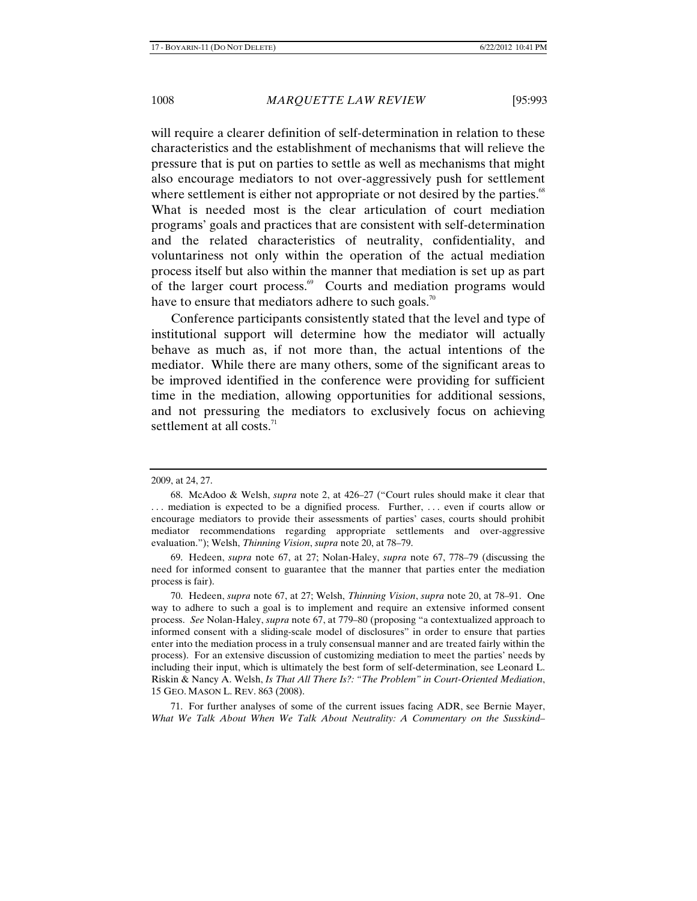will require a clearer definition of self-determination in relation to these characteristics and the establishment of mechanisms that will relieve the pressure that is put on parties to settle as well as mechanisms that might also encourage mediators to not over-aggressively push for settlement where settlement is either not appropriate or not desired by the parties.[68] What is needed most is the clear articulation of court mediation programs' goals and practices that are consistent with self-determination and the related characteristics of neutrality, confidentiality, and voluntariness not only within the operation of the actual mediation process itself but also within the manner that mediation is set up as part of the larger court process.[69] Courts and mediation programs would have to ensure that mediators adhere to such goals.[70]

Conference participants consistently stated that the level and type of institutional support will determine how the mediator will actually behave as much as, if not more than, the actual intentions of the mediator. While there are many others, some of the significant areas to be improved identified in the conference were providing for sufficient time in the mediation, allowing opportunities for additional sessions, and not pressuring the mediators to exclusively focus on achieving settlement at all costs.[71]

---

2009, at 24, 27.

68. McAdoo & Welsh, *supra* note 2, at 426–27 ("Court rules should make it clear that . . . mediation is expected to be a dignified process. Further, . . . even if courts allow or encourage mediators to provide their assessments of parties' cases, courts should prohibit mediator recommendations regarding appropriate settlements and over-aggressive evaluation."); Welsh, *Thinning Vision*, *supra* note 20, at 78–79.

69. Hedeen, *supra* note 67, at 27; Nolan-Haley, *supra* note 67, 778–79 (discussing the need for informed consent to guarantee that the manner that parties enter the mediation process is fair).

70. Hedeen, *supra* note 67, at 27; Welsh, *Thinning Vision*, *supra* note 20, at 78–91. One way to adhere to such a goal is to implement and require an extensive informed consent process. *See* Nolan-Haley, *supra* note 67, at 779–80 (proposing "a contextualized approach to informed consent with a sliding-scale model of disclosures" in order to ensure that parties enter into the mediation process in a truly consensual manner and are treated fairly within the process). For an extensive discussion of customizing mediation to meet the parties' needs by including their input, which is ultimately the best form of self-determination, see Leonard L. Riskin & Nancy A. Welsh, *Is That All There Is?: "The Problem" in Court-Oriented Mediation*, 15 GEO. MASON L. REV. 863 (2008).

71. For further analyses of some of the current issues facing ADR, see Bernie Mayer, *What We Talk About When We Talk About Neutrality: A Commentary on the Susskind–*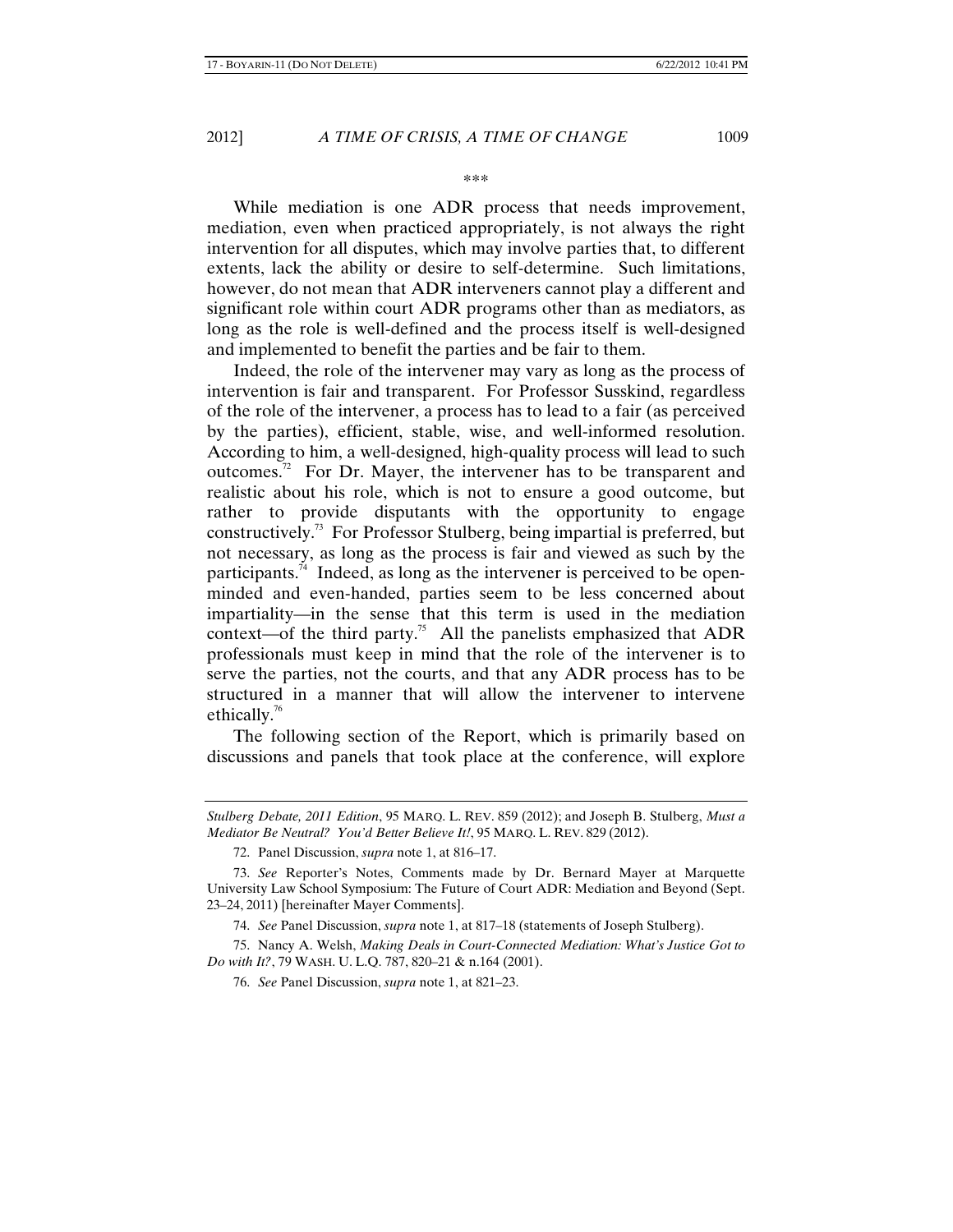\*\*\*

While mediation is one ADR process that needs improvement, mediation, even when practiced appropriately, is not always the right intervention for all disputes, which may involve parties that, to different extents, lack the ability or desire to self-determine. Such limitations, however, do not mean that ADR interveners cannot play a different and significant role within court ADR programs other than as mediators, as long as the role is well-defined and the process itself is well-designed and implemented to benefit the parties and be fair to them.

Indeed, the role of the intervener may vary as long as the process of intervention is fair and transparent. For Professor Susskind, regardless of the role of the intervener, a process has to lead to a fair (as perceived by the parties), efficient, stable, wise, and well-informed resolution. According to him, a well-designed, high-quality process will lead to such outcomes.[72] For Dr. Mayer, the intervener has to be transparent and realistic about his role, which is not to ensure a good outcome, but rather to provide disputants with the opportunity to engage constructively.[73] For Professor Stulberg, being impartial is preferred, but not necessary, as long as the process is fair and viewed as such by the participants.[74] Indeed, as long as the intervener is perceived to be open-minded and even-handed, parties seem to be less concerned about impartiality—in the sense that this term is used in the mediation context—of the third party.[75] All the panelists emphasized that ADR professionals must keep in mind that the role of the intervener is to serve the parties, not the courts, and that any ADR process has to be structured in a manner that will allow the intervener to intervene ethically.[76]

The following section of the Report, which is primarily based on discussions and panels that took place at the conference, will explore

---

*Stulberg Debate, 2011 Edition*, 95 MARQ. L. REV. 859 (2012); and Joseph B. Stulberg, *Must a Mediator Be Neutral? You'd Better Believe It!*, 95 MARQ. L. REV. 829 (2012).

72. Panel Discussion, *supra* note 1, at 816–17.

73. *See* Reporter's Notes, Comments made by Dr. Bernard Mayer at Marquette University Law School Symposium: The Future of Court ADR: Mediation and Beyond (Sept. 23–24, 2011) [hereinafter Mayer Comments].

74. *See* Panel Discussion, *supra* note 1, at 817–18 (statements of Joseph Stulberg).

75. Nancy A. Welsh, *Making Deals in Court-Connected Mediation: What's Justice Got to Do with It?*, 79 WASH. U. L.Q. 787, 820–21 & n.164 (2001).

76. *See* Panel Discussion, *supra* note 1, at 821–23.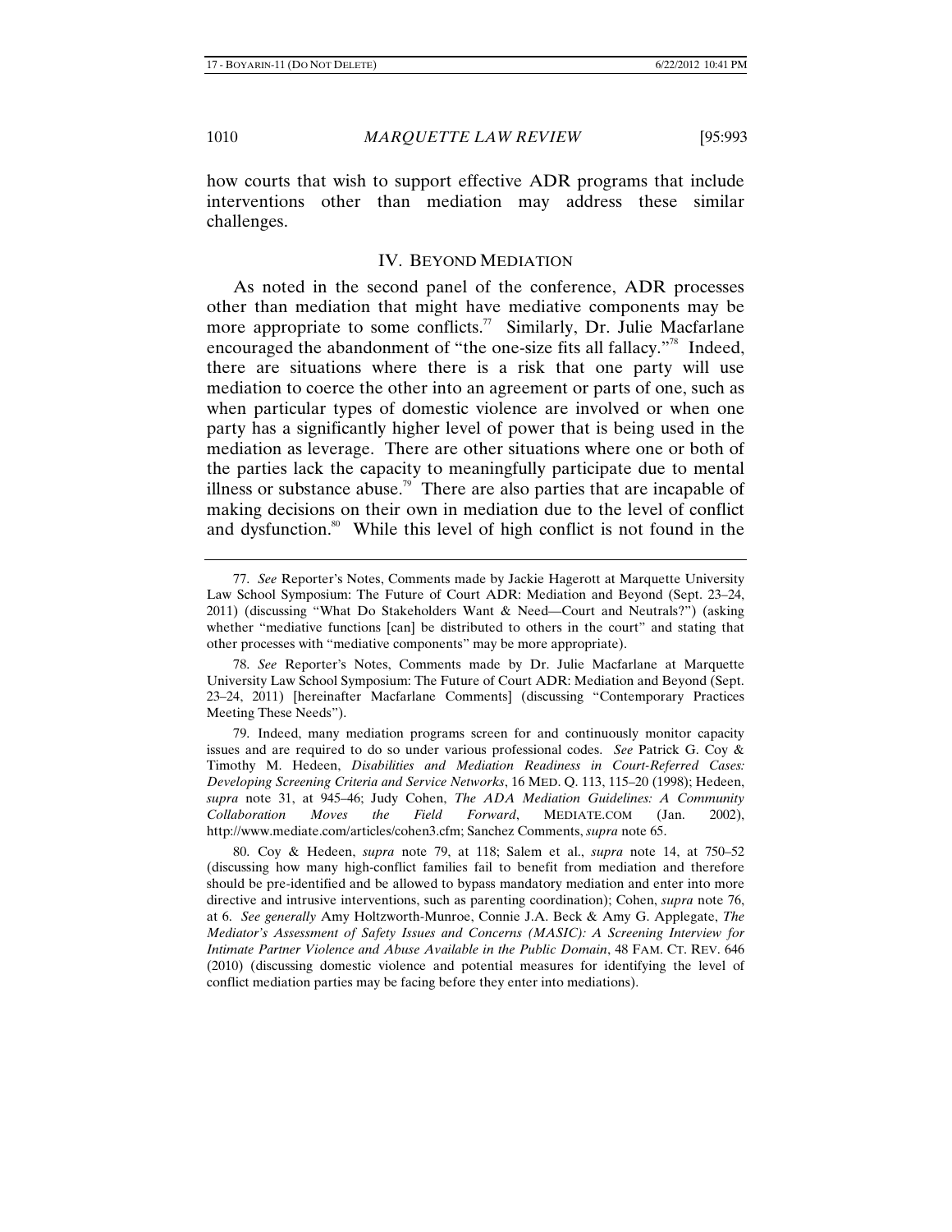how courts that wish to support effective ADR programs that include interventions other than mediation may address these similar challenges.

## IV. BEYOND MEDIATION

As noted in the second panel of the conference, ADR processes other than mediation that might have mediative components may be more appropriate to some conflicts.[77] Similarly, Dr. Julie Macfarlane encouraged the abandonment of "the one-size fits all fallacy."[78] Indeed, there are situations where there is a risk that one party will use mediation to coerce the other into an agreement or parts of one, such as when particular types of domestic violence are involved or when one party has a significantly higher level of power that is being used in the mediation as leverage. There are other situations where one or both of the parties lack the capacity to meaningfully participate due to mental illness or substance abuse.[79] There are also parties that are incapable of making decisions on their own in mediation due to the level of conflict and dysfunction.[80] While this level of high conflict is not found in the

---

77. *See* Reporter's Notes, Comments made by Jackie Hagerott at Marquette University Law School Symposium: The Future of Court ADR: Mediation and Beyond (Sept. 23–24, 2011) (discussing "What Do Stakeholders Want & Need—Court and Neutrals?") (asking whether "mediative functions [can] be distributed to others in the court" and stating that other processes with "mediative components" may be more appropriate).

78. *See* Reporter's Notes, Comments made by Dr. Julie Macfarlane at Marquette University Law School Symposium: The Future of Court ADR: Mediation and Beyond (Sept. 23–24, 2011) [hereinafter Macfarlane Comments] (discussing "Contemporary Practices Meeting These Needs").

79. Indeed, many mediation programs screen for and continuously monitor capacity issues and are required to do so under various professional codes. *See* Patrick G. Coy & Timothy M. Hedeen, *Disabilities and Mediation Readiness in Court-Referred Cases: Developing Screening Criteria and Service Networks*, 16 MED. Q. 113, 115–20 (1998); Hedeen, *supra* note 31, at 945–46; Judy Cohen, *The ADA Mediation Guidelines: A Community Collaboration Moves the Field Forward*, MEDIATE.COM (Jan. 2002), http://www.mediate.com/articles/cohen3.cfm; Sanchez Comments, *supra* note 65.

80. Coy & Hedeen, *supra* note 79, at 118; Salem et al., *supra* note 14, at 750–52 (discussing how many high-conflict families fail to benefit from mediation and therefore should be pre-identified and be allowed to bypass mandatory mediation and enter into more directive and intrusive interventions, such as parenting coordination); Cohen, *supra* note 76, at 6. *See generally* Amy Holtzworth-Munroe, Connie J.A. Beck & Amy G. Applegate, *The Mediator's Assessment of Safety Issues and Concerns (MASIC): A Screening Interview for Intimate Partner Violence and Abuse Available in the Public Domain*, 48 FAM. CT. REV. 646 (2010) (discussing domestic violence and potential measures for identifying the level of conflict mediation parties may be facing before they enter into mediations).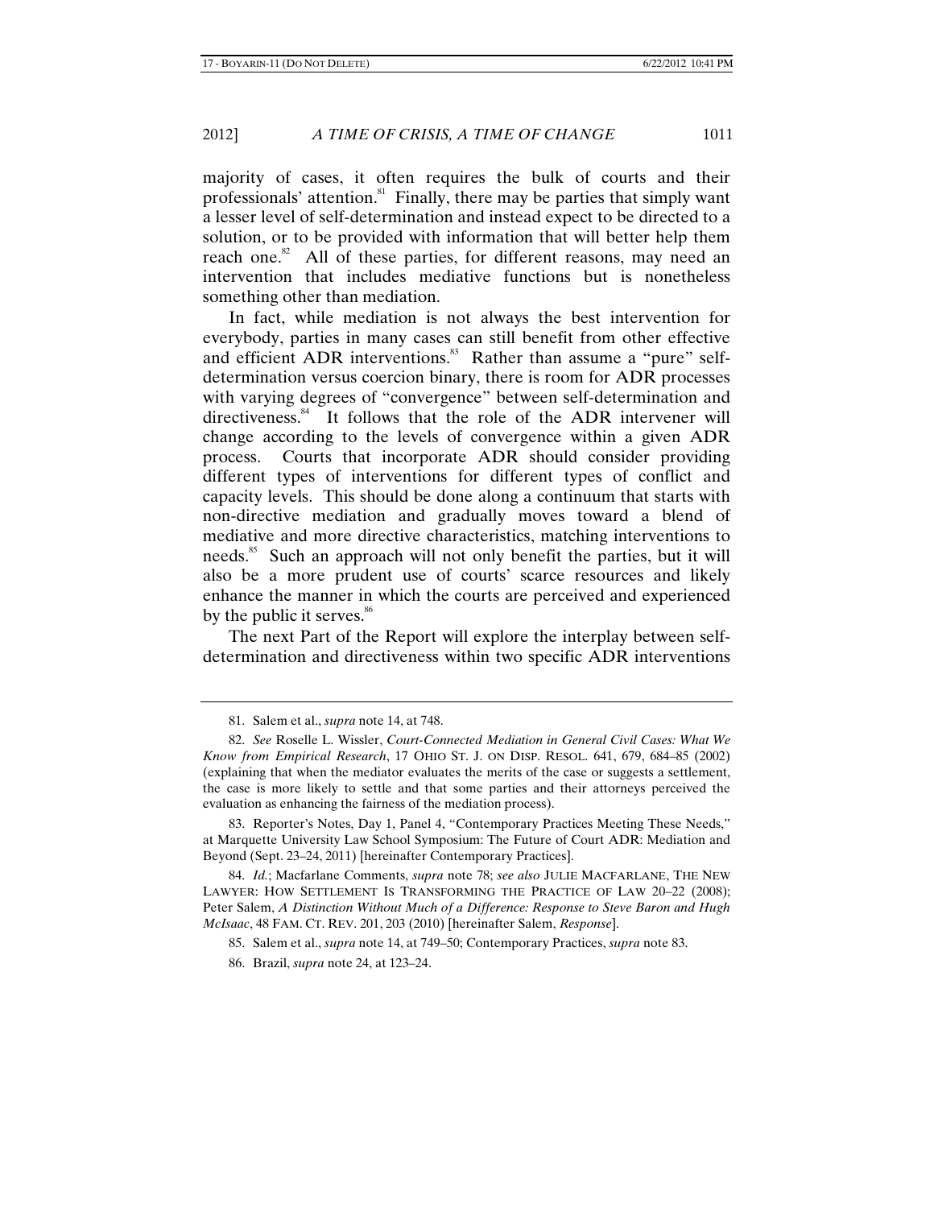majority of cases, it often requires the bulk of courts and their professionals' attention.[81] Finally, there may be parties that simply want a lesser level of self-determination and instead expect to be directed to a solution, or to be provided with information that will better help them reach one.[82] All of these parties, for different reasons, may need an intervention that includes mediative functions but is nonetheless something other than mediation.

In fact, while mediation is not always the best intervention for everybody, parties in many cases can still benefit from other effective and efficient ADR interventions.[83] Rather than assume a "pure" self-determination versus coercion binary, there is room for ADR processes with varying degrees of "convergence" between self-determination and directiveness.[84] It follows that the role of the ADR intervener will change according to the levels of convergence within a given ADR process. Courts that incorporate ADR should consider providing different types of interventions for different types of conflict and capacity levels. This should be done along a continuum that starts with non-directive mediation and gradually moves toward a blend of mediative and more directive characteristics, matching interventions to needs.[85] Such an approach will not only benefit the parties, but it will also be a more prudent use of courts' scarce resources and likely enhance the manner in which the courts are perceived and experienced by the public it serves.[86]

The next Part of the Report will explore the interplay between self-determination and directiveness within two specific ADR interventions

---

81. Salem et al., *supra* note 14, at 748.

82. *See* Roselle L. Wissler, *Court-Connected Mediation in General Civil Cases: What We Know from Empirical Research*, 17 OHIO ST. J. ON DISP. RESOL. 641, 679, 684–85 (2002) (explaining that when the mediator evaluates the merits of the case or suggests a settlement, the case is more likely to settle and that some parties and their attorneys perceived the evaluation as enhancing the fairness of the mediation process).

83. Reporter's Notes, Day 1, Panel 4, "Contemporary Practices Meeting These Needs," at Marquette University Law School Symposium: The Future of Court ADR: Mediation and Beyond (Sept. 23–24, 2011) [hereinafter Contemporary Practices].

84. *Id.*; Macfarlane Comments, *supra* note 78; *see also* JULIE MACFARLANE, THE NEW LAWYER: HOW SETTLEMENT IS TRANSFORMING THE PRACTICE OF LAW 20–22 (2008); Peter Salem, *A Distinction Without Much of a Difference: Response to Steve Baron and Hugh McIsaac*, 48 FAM. CT. REV. 201, 203 (2010) [hereinafter Salem, *Response*].

85. Salem et al., *supra* note 14, at 749–50; Contemporary Practices, *supra* note 83.

86. Brazil, *supra* note 24, at 123–24.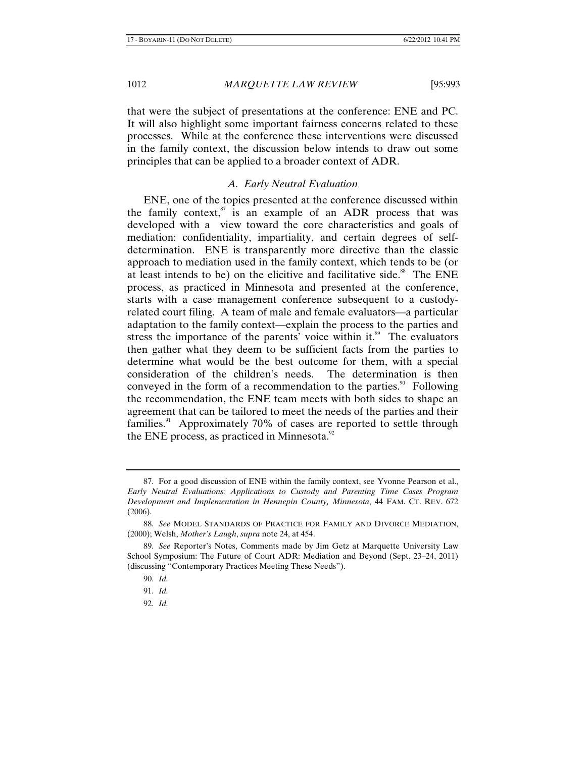that were the subject of presentations at the conference: ENE and PC. It will also highlight some important fairness concerns related to these processes. While at the conference these interventions were discussed in the family context, the discussion below intends to draw out some principles that can be applied to a broader context of ADR.

### *A. Early Neutral Evaluation*

ENE, one of the topics presented at the conference discussed within the family context,[87] is an example of an ADR process that was developed with a view toward the core characteristics and goals of mediation: confidentiality, impartiality, and certain degrees of self-determination. ENE is transparently more directive than the classic approach to mediation used in the family context, which tends to be (or at least intends to be) on the elicitive and facilitative side.[88] The ENE process, as practiced in Minnesota and presented at the conference, starts with a case management conference subsequent to a custody-related court filing. A team of male and female evaluators—a particular adaptation to the family context—explain the process to the parties and stress the importance of the parents' voice within it.[89] The evaluators then gather what they deem to be sufficient facts from the parties to determine what would be the best outcome for them, with a special consideration of the children's needs. The determination is then conveyed in the form of a recommendation to the parties.[90] Following the recommendation, the ENE team meets with both sides to shape an agreement that can be tailored to meet the needs of the parties and their families.[91] Approximately 70% of cases are reported to settle through the ENE process, as practiced in Minnesota.[92]

---

87. For a good discussion of ENE within the family context, see Yvonne Pearson et al., *Early Neutral Evaluations: Applications to Custody and Parenting Time Cases Program Development and Implementation in Hennepin County, Minnesota*, 44 FAM. CT. REV. 672 (2006).

88. *See* MODEL STANDARDS OF PRACTICE FOR FAMILY AND DIVORCE MEDIATION, (2000); Welsh, *Mother's Laugh*, *supra* note 24, at 454.

89. *See* Reporter's Notes, Comments made by Jim Getz at Marquette University Law School Symposium: The Future of Court ADR: Mediation and Beyond (Sept. 23–24, 2011) (discussing "Contemporary Practices Meeting These Needs").

90. *Id.*

91. *Id.*

92. *Id.*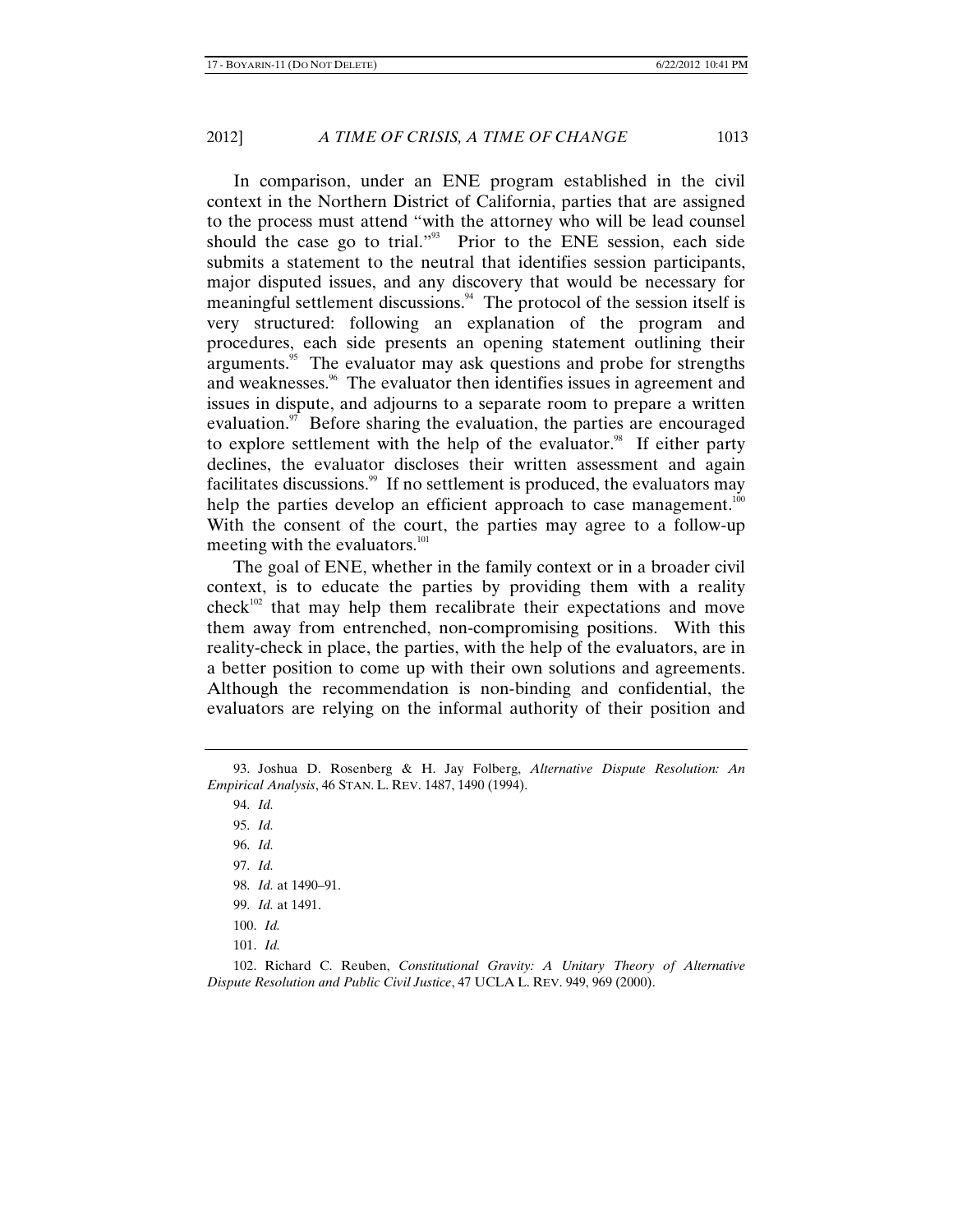In comparison, under an ENE program established in the civil context in the Northern District of California, parties that are assigned to the process must attend "with the attorney who will be lead counsel should the case go to trial."[93] Prior to the ENE session, each side submits a statement to the neutral that identifies session participants, major disputed issues, and any discovery that would be necessary for meaningful settlement discussions.[94] The protocol of the session itself is very structured: following an explanation of the program and procedures, each side presents an opening statement outlining their arguments.[95] The evaluator may ask questions and probe for strengths and weaknesses.[96] The evaluator then identifies issues in agreement and issues in dispute, and adjourns to a separate room to prepare a written evaluation.[97] Before sharing the evaluation, the parties are encouraged to explore settlement with the help of the evaluator.[98] If either party declines, the evaluator discloses their written assessment and again facilitates discussions.[99] If no settlement is produced, the evaluators may help the parties develop an efficient approach to case management.[100] With the consent of the court, the parties may agree to a follow-up meeting with the evaluators.[101]

The goal of ENE, whether in the family context or in a broader civil context, is to educate the parties by providing them with a reality check[102] that may help them recalibrate their expectations and move them away from entrenched, non-compromising positions. With this reality-check in place, the parties, with the help of the evaluators, are in a better position to come up with their own solutions and agreements. Although the recommendation is non-binding and confidential, the evaluators are relying on the informal authority of their position and

---

93. Joshua D. Rosenberg & H. Jay Folberg, *Alternative Dispute Resolution: An Empirical Analysis*, 46 STAN. L. REV. 1487, 1490 (1994).

94. *Id.*

95. *Id.*

96. *Id.*

97. *Id.*

98. *Id.* at 1490–91.

99. *Id.* at 1491.

100. *Id.*

101. *Id.*

102. Richard C. Reuben, *Constitutional Gravity: A Unitary Theory of Alternative Dispute Resolution and Public Civil Justice*, 47 UCLA L. REV. 949, 969 (2000).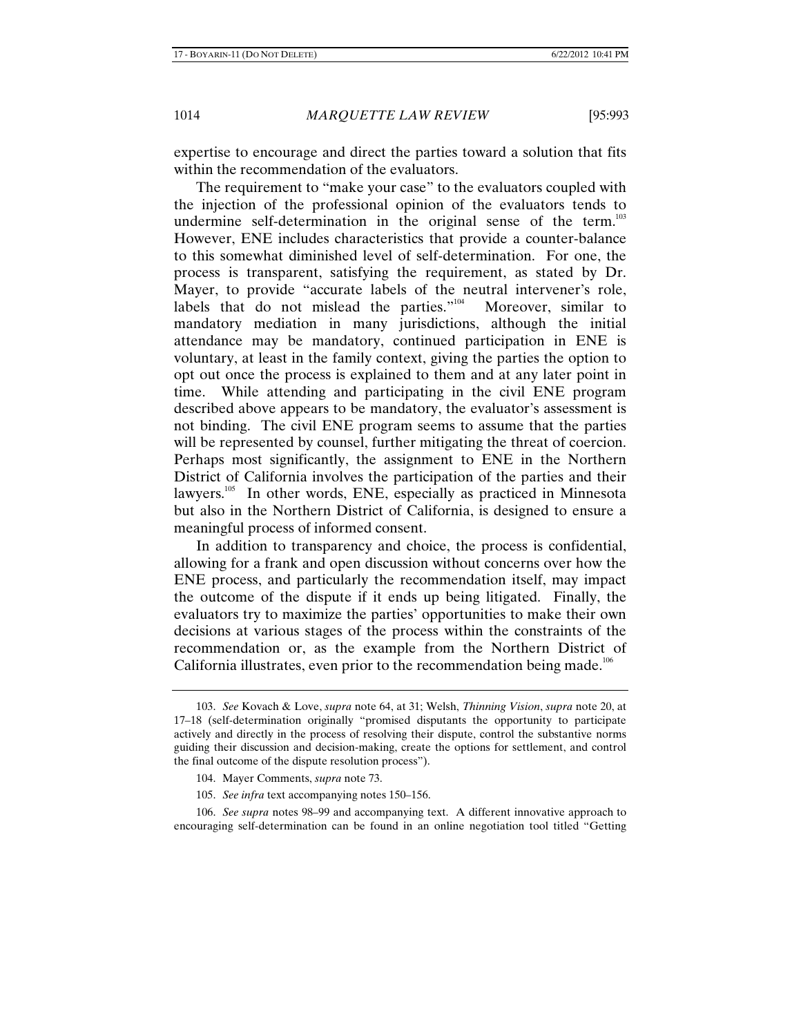expertise to encourage and direct the parties toward a solution that fits within the recommendation of the evaluators.

The requirement to "make your case" to the evaluators coupled with the injection of the professional opinion of the evaluators tends to undermine self-determination in the original sense of the term.[103] However, ENE includes characteristics that provide a counter-balance to this somewhat diminished level of self-determination. For one, the process is transparent, satisfying the requirement, as stated by Dr. Mayer, to provide "accurate labels of the neutral intervener's role, labels that do not mislead the parties."[104] Moreover, similar to mandatory mediation in many jurisdictions, although the initial attendance may be mandatory, continued participation in ENE is voluntary, at least in the family context, giving the parties the option to opt out once the process is explained to them and at any later point in time. While attending and participating in the civil ENE program described above appears to be mandatory, the evaluator's assessment is not binding. The civil ENE program seems to assume that the parties will be represented by counsel, further mitigating the threat of coercion. Perhaps most significantly, the assignment to ENE in the Northern District of California involves the participation of the parties and their lawyers.[105] In other words, ENE, especially as practiced in Minnesota but also in the Northern District of California, is designed to ensure a meaningful process of informed consent.

In addition to transparency and choice, the process is confidential, allowing for a frank and open discussion without concerns over how the ENE process, and particularly the recommendation itself, may impact the outcome of the dispute if it ends up being litigated. Finally, the evaluators try to maximize the parties' opportunities to make their own decisions at various stages of the process within the constraints of the recommendation or, as the example from the Northern District of California illustrates, even prior to the recommendation being made.[106]

---

103. *See* Kovach & Love, *supra* note 64, at 31; Welsh, *Thinning Vision*, *supra* note 20, at 17–18 (self-determination originally "promised disputants the opportunity to participate actively and directly in the process of resolving their dispute, control the substantive norms guiding their discussion and decision-making, create the options for settlement, and control the final outcome of the dispute resolution process").

104. Mayer Comments, *supra* note 73.

105. *See infra* text accompanying notes 150–156.

106. *See supra* notes 98–99 and accompanying text. A different innovative approach to encouraging self-determination can be found in an online negotiation tool titled "Getting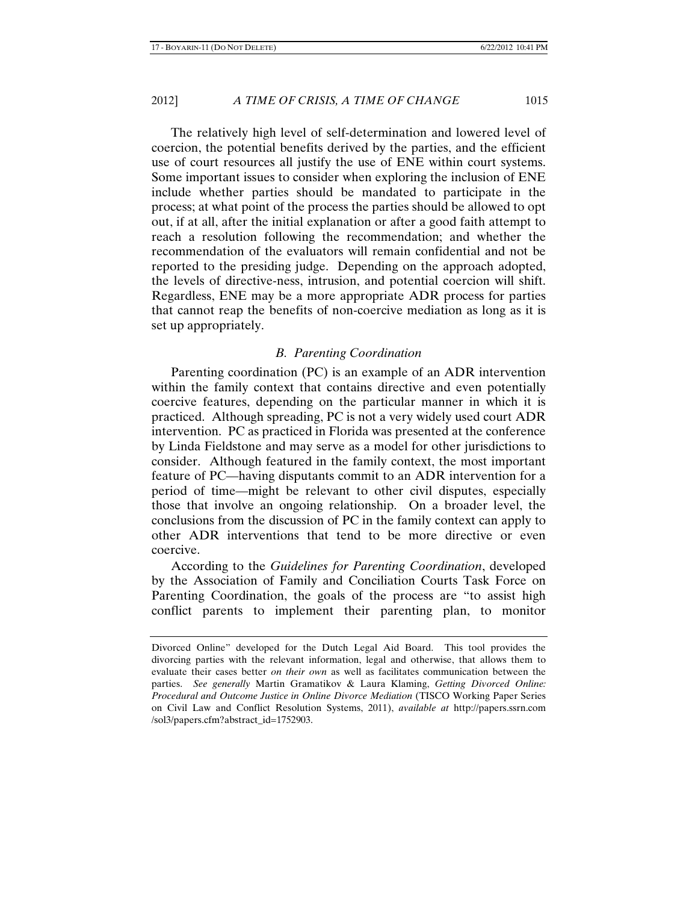The relatively high level of self-determination and lowered level of coercion, the potential benefits derived by the parties, and the efficient use of court resources all justify the use of ENE within court systems. Some important issues to consider when exploring the inclusion of ENE include whether parties should be mandated to participate in the process; at what point of the process the parties should be allowed to opt out, if at all, after the initial explanation or after a good faith attempt to reach a resolution following the recommendation; and whether the recommendation of the evaluators will remain confidential and not be reported to the presiding judge. Depending on the approach adopted, the levels of directive-ness, intrusion, and potential coercion will shift. Regardless, ENE may be a more appropriate ADR process for parties that cannot reap the benefits of non-coercive mediation as long as it is set up appropriately.

### *B. Parenting Coordination*

Parenting coordination (PC) is an example of an ADR intervention within the family context that contains directive and even potentially coercive features, depending on the particular manner in which it is practiced. Although spreading, PC is not a very widely used court ADR intervention. PC as practiced in Florida was presented at the conference by Linda Fieldstone and may serve as a model for other jurisdictions to consider. Although featured in the family context, the most important feature of PC—having disputants commit to an ADR intervention for a period of time—might be relevant to other civil disputes, especially those that involve an ongoing relationship. On a broader level, the conclusions from the discussion of PC in the family context can apply to other ADR interventions that tend to be more directive or even coercive.

According to the *Guidelines for Parenting Coordination*, developed by the Association of Family and Conciliation Courts Task Force on Parenting Coordination, the goals of the process are "to assist high conflict parents to implement their parenting plan, to monitor

---

Divorced Online" developed for the Dutch Legal Aid Board. This tool provides the divorcing parties with the relevant information, legal and otherwise, that allows them to evaluate their cases better *on their own* as well as facilitates communication between the parties. *See generally* Martin Gramatikov & Laura Klaming, *Getting Divorced Online: Procedural and Outcome Justice in Online Divorce Mediation* (TISCO Working Paper Series on Civil Law and Conflict Resolution Systems, 2011), *available at* http://papers.ssrn.com/sol3/papers.cfm?abstract_id=1752903.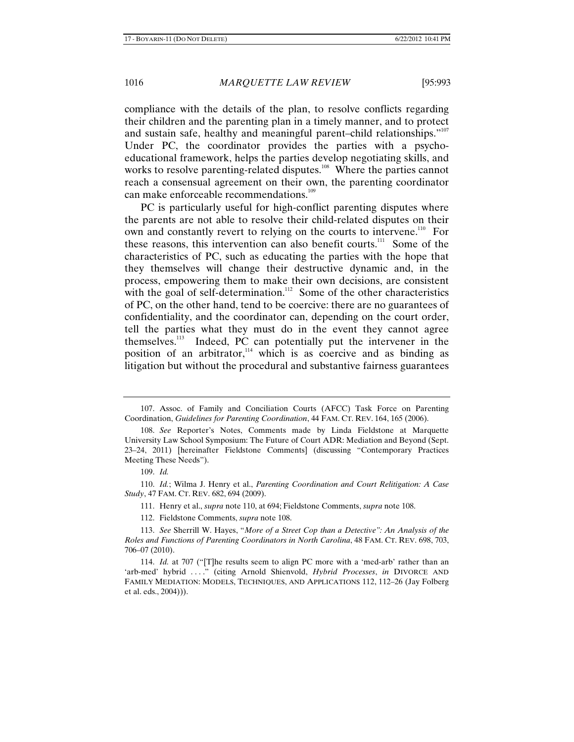compliance with the details of the plan, to resolve conflicts regarding their children and the parenting plan in a timely manner, and to protect and sustain safe, healthy and meaningful parent–child relationships."[107] Under PC, the coordinator provides the parties with a psycho-educational framework, helps the parties develop negotiating skills, and works to resolve parenting-related disputes.[108] Where the parties cannot reach a consensual agreement on their own, the parenting coordinator can make enforceable recommendations.[109]

PC is particularly useful for high-conflict parenting disputes where the parents are not able to resolve their child-related disputes on their own and constantly revert to relying on the courts to intervene.[110] For these reasons, this intervention can also benefit courts.[111] Some of the characteristics of PC, such as educating the parties with the hope that they themselves will change their destructive dynamic and, in the process, empowering them to make their own decisions, are consistent with the goal of self-determination.[112] Some of the other characteristics of PC, on the other hand, tend to be coercive: there are no guarantees of confidentiality, and the coordinator can, depending on the court order, tell the parties what they must do in the event they cannot agree themselves.[113] Indeed, PC can potentially put the intervener in the position of an arbitrator,[114] which is as coercive and as binding as litigation but without the procedural and substantive fairness guarantees

---

107. Assoc. of Family and Conciliation Courts (AFCC) Task Force on Parenting Coordination, *Guidelines for Parenting Coordination*, 44 FAM. CT. REV. 164, 165 (2006).

108. *See* Reporter's Notes, Comments made by Linda Fieldstone at Marquette University Law School Symposium: The Future of Court ADR: Mediation and Beyond (Sept. 23–24, 2011) [hereinafter Fieldstone Comments] (discussing "Contemporary Practices Meeting These Needs").

109. *Id.*

110. *Id.*; Wilma J. Henry et al., *Parenting Coordination and Court Relitigation: A Case Study*, 47 FAM. CT. REV. 682, 694 (2009).

111. Henry et al., *supra* note 110, at 694; Fieldstone Comments, *supra* note 108.

112. Fieldstone Comments, *supra* note 108.

113. *See* Sherrill W. Hayes, "*More of a Street Cop than a Detective": An Analysis of the Roles and Functions of Parenting Coordinators in North Carolina*, 48 FAM. CT. REV. 698, 703, 706–07 (2010).

114. *Id.* at 707 ("[T]he results seem to align PC more with a 'med-arb' rather than an 'arb-med' hybrid . . . ." (citing Arnold Shienvold, *Hybrid Processes*, *in* DIVORCE AND FAMILY MEDIATION: MODELS, TECHNIQUES, AND APPLICATIONS 112, 112–26 (Jay Folberg et al. eds., 2004))).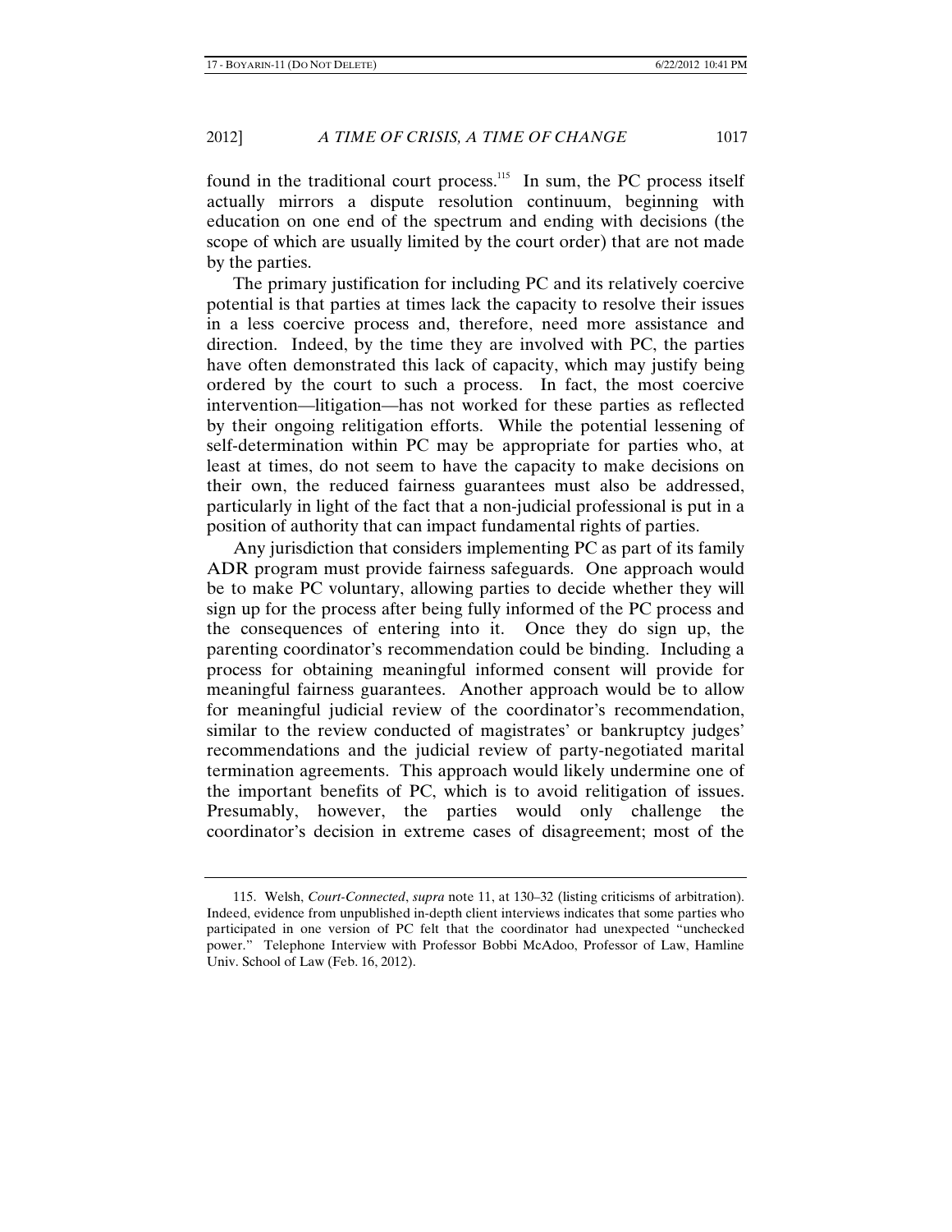found in the traditional court process.[115] In sum, the PC process itself actually mirrors a dispute resolution continuum, beginning with education on one end of the spectrum and ending with decisions (the scope of which are usually limited by the court order) that are not made by the parties.

The primary justification for including PC and its relatively coercive potential is that parties at times lack the capacity to resolve their issues in a less coercive process and, therefore, need more assistance and direction. Indeed, by the time they are involved with PC, the parties have often demonstrated this lack of capacity, which may justify being ordered by the court to such a process. In fact, the most coercive intervention—litigation—has not worked for these parties as reflected by their ongoing relitigation efforts. While the potential lessening of self-determination within PC may be appropriate for parties who, at least at times, do not seem to have the capacity to make decisions on their own, the reduced fairness guarantees must also be addressed, particularly in light of the fact that a non-judicial professional is put in a position of authority that can impact fundamental rights of parties.

Any jurisdiction that considers implementing PC as part of its family ADR program must provide fairness safeguards. One approach would be to make PC voluntary, allowing parties to decide whether they will sign up for the process after being fully informed of the PC process and the consequences of entering into it. Once they do sign up, the parenting coordinator's recommendation could be binding. Including a process for obtaining meaningful informed consent will provide for meaningful fairness guarantees. Another approach would be to allow for meaningful judicial review of the coordinator's recommendation, similar to the review conducted of magistrates' or bankruptcy judges' recommendations and the judicial review of party-negotiated marital termination agreements. This approach would likely undermine one of the important benefits of PC, which is to avoid relitigation of issues. Presumably, however, the parties would only challenge the coordinator's decision in extreme cases of disagreement; most of the

---

115. Welsh, *Court-Connected*, *supra* note 11, at 130–32 (listing criticisms of arbitration). Indeed, evidence from unpublished in-depth client interviews indicates that some parties who participated in one version of PC felt that the coordinator had unexpected "unchecked power." Telephone Interview with Professor Bobbi McAdoo, Professor of Law, Hamline Univ. School of Law (Feb. 16, 2012).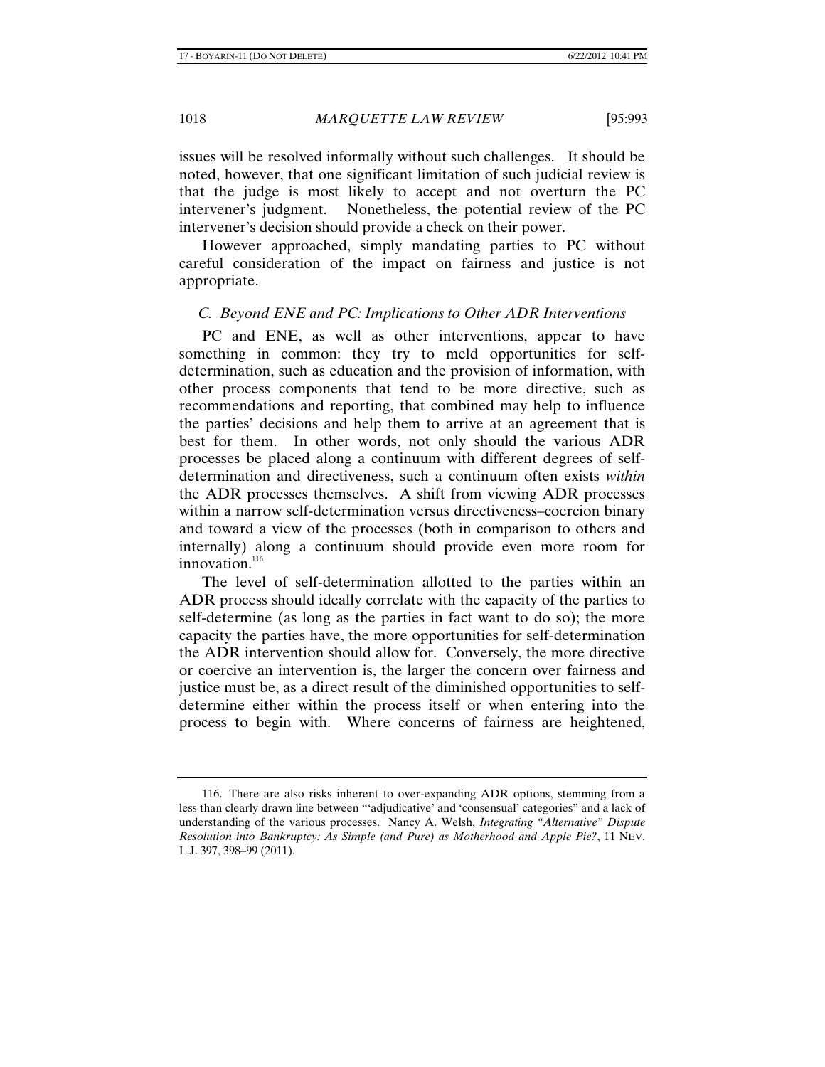issues will be resolved informally without such challenges. It should be noted, however, that one significant limitation of such judicial review is that the judge is most likely to accept and not overturn the PC intervener's judgment. Nonetheless, the potential review of the PC intervener's decision should provide a check on their power.

However approached, simply mandating parties to PC without careful consideration of the impact on fairness and justice is not appropriate.

### *C. Beyond ENE and PC: Implications to Other ADR Interventions*

PC and ENE, as well as other interventions, appear to have something in common: they try to meld opportunities for self-determination, such as education and the provision of information, with other process components that tend to be more directive, such as recommendations and reporting, that combined may help to influence the parties' decisions and help them to arrive at an agreement that is best for them. In other words, not only should the various ADR processes be placed along a continuum with different degrees of self-determination and directiveness, such a continuum often exists *within* the ADR processes themselves. A shift from viewing ADR processes within a narrow self-determination versus directiveness–coercion binary and toward a view of the processes (both in comparison to others and internally) along a continuum should provide even more room for innovation.[116]

The level of self-determination allotted to the parties within an ADR process should ideally correlate with the capacity of the parties to self-determine (as long as the parties in fact want to do so); the more capacity the parties have, the more opportunities for self-determination the ADR intervention should allow for. Conversely, the more directive or coercive an intervention is, the larger the concern over fairness and justice must be, as a direct result of the diminished opportunities to self-determine either within the process itself or when entering into the process to begin with. Where concerns of fairness are heightened,

---

116. There are also risks inherent to over-expanding ADR options, stemming from a less than clearly drawn line between "'adjudicative' and 'consensual' categories" and a lack of understanding of the various processes. Nancy A. Welsh, *Integrating "Alternative" Dispute Resolution into Bankruptcy: As Simple (and Pure) as Motherhood and Apple Pie?*, 11 NEV. L.J. 397, 398–99 (2011).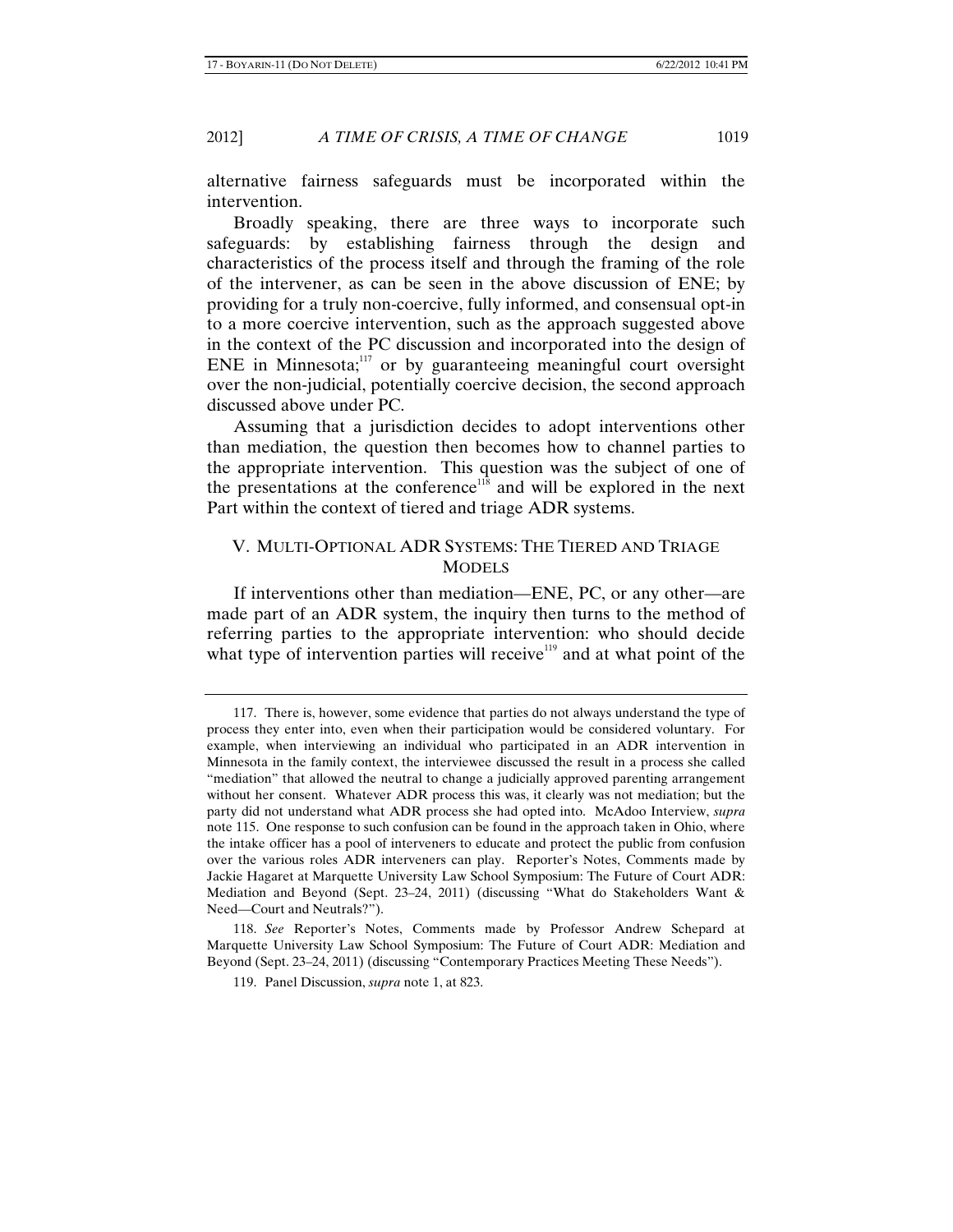alternative fairness safeguards must be incorporated within the intervention.

Broadly speaking, there are three ways to incorporate such safeguards: by establishing fairness through the design and characteristics of the process itself and through the framing of the role of the intervener, as can be seen in the above discussion of ENE; by providing for a truly non-coercive, fully informed, and consensual opt-in to a more coercive intervention, such as the approach suggested above in the context of the PC discussion and incorporated into the design of ENE in Minnesota;[117] or by guaranteeing meaningful court oversight over the non-judicial, potentially coercive decision, the second approach discussed above under PC.

Assuming that a jurisdiction decides to adopt interventions other than mediation, the question then becomes how to channel parties to the appropriate intervention. This question was the subject of one of the presentations at the conference[118] and will be explored in the next Part within the context of tiered and triage ADR systems.

## V. MULTI-OPTIONAL ADR SYSTEMS: THE TIERED AND TRIAGE MODELS

If interventions other than mediation—ENE, PC, or any other—are made part of an ADR system, the inquiry then turns to the method of referring parties to the appropriate intervention: who should decide what type of intervention parties will receive[119] and at what point of the

---

117. There is, however, some evidence that parties do not always understand the type of process they enter into, even when their participation would be considered voluntary. For example, when interviewing an individual who participated in an ADR intervention in Minnesota in the family context, the interviewee discussed the result in a process she called "mediation" that allowed the neutral to change a judicially approved parenting arrangement without her consent. Whatever ADR process this was, it clearly was not mediation; but the party did not understand what ADR process she had opted into. McAdoo Interview, *supra* note 115. One response to such confusion can be found in the approach taken in Ohio, where the intake officer has a pool of interveners to educate and protect the public from confusion over the various roles ADR interveners can play. Reporter's Notes, Comments made by Jackie Hagaret at Marquette University Law School Symposium: The Future of Court ADR: Mediation and Beyond (Sept. 23–24, 2011) (discussing "What do Stakeholders Want & Need—Court and Neutrals?").

118. *See* Reporter's Notes, Comments made by Professor Andrew Schepard at Marquette University Law School Symposium: The Future of Court ADR: Mediation and Beyond (Sept. 23–24, 2011) (discussing "Contemporary Practices Meeting These Needs").

119. Panel Discussion, *supra* note 1, at 823.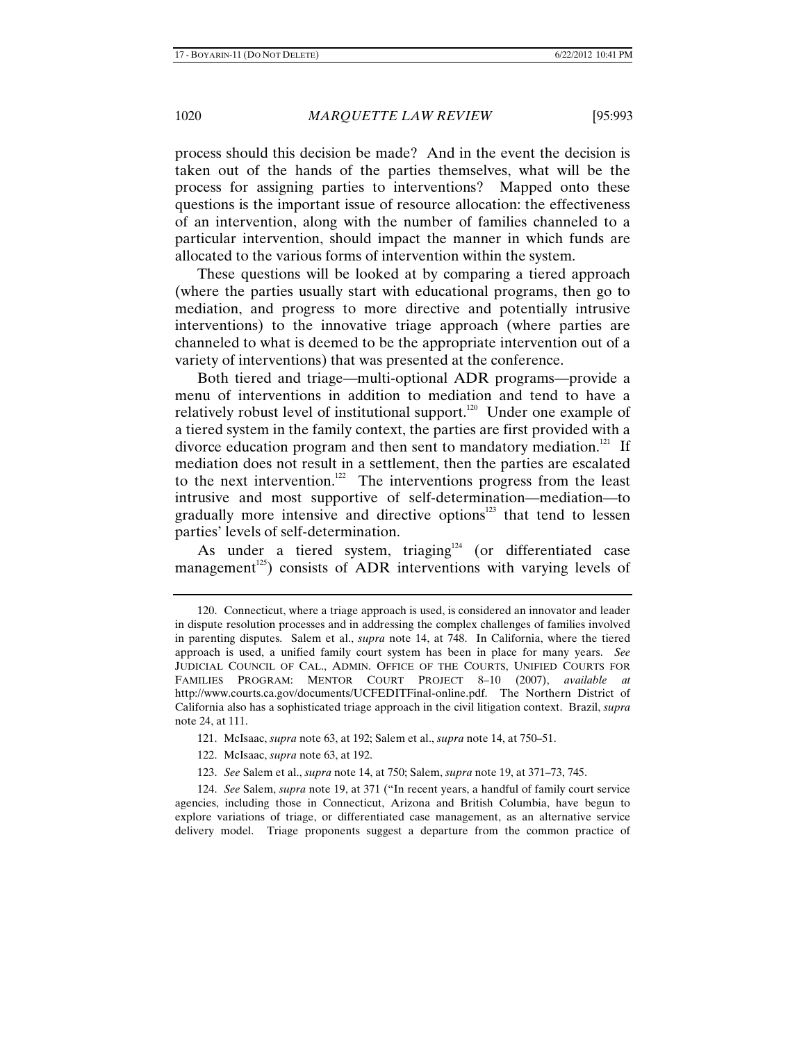process should this decision be made? And in the event the decision is taken out of the hands of the parties themselves, what will be the process for assigning parties to interventions? Mapped onto these questions is the important issue of resource allocation: the effectiveness of an intervention, along with the number of families channeled to a particular intervention, should impact the manner in which funds are allocated to the various forms of intervention within the system.

These questions will be looked at by comparing a tiered approach (where the parties usually start with educational programs, then go to mediation, and progress to more directive and potentially intrusive interventions) to the innovative triage approach (where parties are channeled to what is deemed to be the appropriate intervention out of a variety of interventions) that was presented at the conference.

Both tiered and triage—multi-optional ADR programs—provide a menu of interventions in addition to mediation and tend to have a relatively robust level of institutional support.[120] Under one example of a tiered system in the family context, the parties are first provided with a divorce education program and then sent to mandatory mediation.[121] If mediation does not result in a settlement, then the parties are escalated to the next intervention.[122] The interventions progress from the least intrusive and most supportive of self-determination—mediation—to gradually more intensive and directive options[123] that tend to lessen parties' levels of self-determination.

As under a tiered system, triaging[124] (or differentiated case management[125]) consists of ADR interventions with varying levels of

---

120. Connecticut, where a triage approach is used, is considered an innovator and leader in dispute resolution processes and in addressing the complex challenges of families involved in parenting disputes. Salem et al., *supra* note 14, at 748. In California, where the tiered approach is used, a unified family court system has been in place for many years. *See* JUDICIAL COUNCIL OF CAL., ADMIN. OFFICE OF THE COURTS, UNIFIED COURTS FOR FAMILIES PROGRAM: MENTOR COURT PROJECT 8–10 (2007), *available at* http://www.courts.ca.gov/documents/UCFEDITFinal-online.pdf. The Northern District of California also has a sophisticated triage approach in the civil litigation context. Brazil, *supra* note 24, at 111.

121. McIsaac, *supra* note 63, at 192; Salem et al., *supra* note 14, at 750–51.

122. McIsaac, *supra* note 63, at 192.

123. *See* Salem et al., *supra* note 14, at 750; Salem, *supra* note 19, at 371–73, 745.

124. *See* Salem, *supra* note 19, at 371 ("In recent years, a handful of family court service agencies, including those in Connecticut, Arizona and British Columbia, have begun to explore variations of triage, or differentiated case management, as an alternative service delivery model. Triage proponents suggest a departure from the common practice of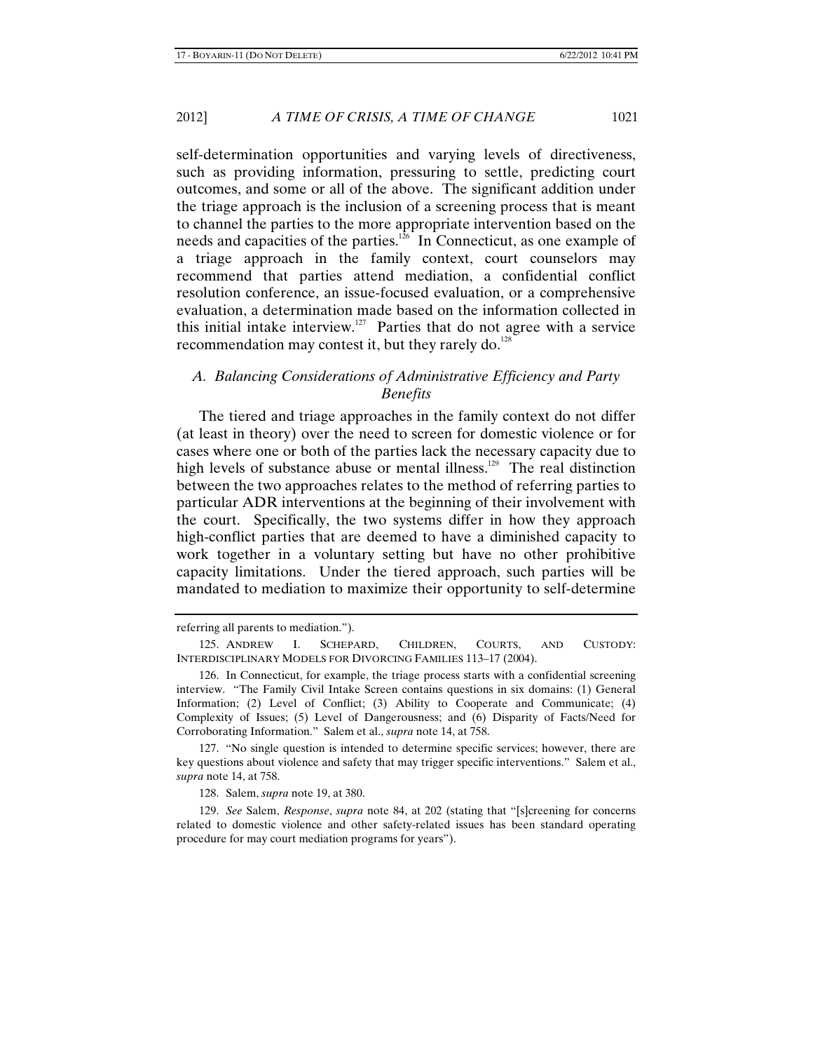self-determination opportunities and varying levels of directiveness, such as providing information, pressuring to settle, predicting court outcomes, and some or all of the above. The significant addition under the triage approach is the inclusion of a screening process that is meant to channel the parties to the more appropriate intervention based on the needs and capacities of the parties.[126] In Connecticut, as one example of a triage approach in the family context, court counselors may recommend that parties attend mediation, a confidential conflict resolution conference, an issue-focused evaluation, or a comprehensive evaluation, a determination made based on the information collected in this initial intake interview.[127] Parties that do not agree with a service recommendation may contest it, but they rarely do.[128]

### *A. Balancing Considerations of Administrative Efficiency and Party Benefits*

The tiered and triage approaches in the family context do not differ (at least in theory) over the need to screen for domestic violence or for cases where one or both of the parties lack the necessary capacity due to high levels of substance abuse or mental illness.[129] The real distinction between the two approaches relates to the method of referring parties to particular ADR interventions at the beginning of their involvement with the court. Specifically, the two systems differ in how they approach high-conflict parties that are deemed to have a diminished capacity to work together in a voluntary setting but have no other prohibitive capacity limitations. Under the tiered approach, such parties will be mandated to mediation to maximize their opportunity to self-determine

---

referring all parents to mediation.").

125. ANDREW I. SCHEPARD, CHILDREN, COURTS, AND CUSTODY: INTERDISCIPLINARY MODELS FOR DIVORCING FAMILIES 113–17 (2004).

126. In Connecticut, for example, the triage process starts with a confidential screening interview. "The Family Civil Intake Screen contains questions in six domains: (1) General Information; (2) Level of Conflict; (3) Ability to Cooperate and Communicate; (4) Complexity of Issues; (5) Level of Dangerousness; and (6) Disparity of Facts/Need for Corroborating Information." Salem et al., *supra* note 14, at 758.

127. "No single question is intended to determine specific services; however, there are key questions about violence and safety that may trigger specific interventions." Salem et al., *supra* note 14, at 758.

128. Salem, *supra* note 19, at 380.

129. *See* Salem, *Response*, *supra* note 84, at 202 (stating that "[s]creening for concerns related to domestic violence and other safety-related issues has been standard operating procedure for may court mediation programs for years").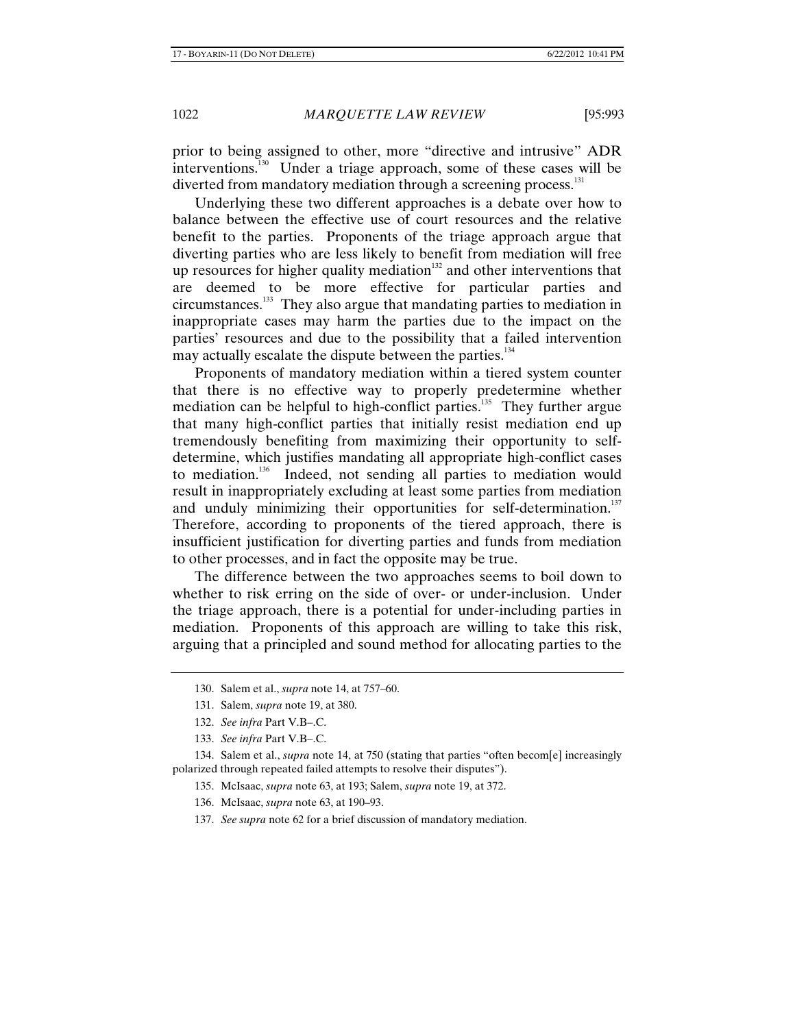prior to being assigned to other, more "directive and intrusive" ADR interventions.[130] Under a triage approach, some of these cases will be diverted from mandatory mediation through a screening process.[131]

Underlying these two different approaches is a debate over how to balance between the effective use of court resources and the relative benefit to the parties. Proponents of the triage approach argue that diverting parties who are less likely to benefit from mediation will free up resources for higher quality mediation[132] and other interventions that are deemed to be more effective for particular parties and circumstances.[133] They also argue that mandating parties to mediation in inappropriate cases may harm the parties due to the impact on the parties' resources and due to the possibility that a failed intervention may actually escalate the dispute between the parties.[134]

Proponents of mandatory mediation within a tiered system counter that there is no effective way to properly predetermine whether mediation can be helpful to high-conflict parties.[135] They further argue that many high-conflict parties that initially resist mediation end up tremendously benefiting from maximizing their opportunity to self-determine, which justifies mandating all appropriate high-conflict cases to mediation.[136] Indeed, not sending all parties to mediation would result in inappropriately excluding at least some parties from mediation and unduly minimizing their opportunities for self-determination.[137] Therefore, according to proponents of the tiered approach, there is insufficient justification for diverting parties and funds from mediation to other processes, and in fact the opposite may be true.

The difference between the two approaches seems to boil down to whether to risk erring on the side of over- or under-inclusion. Under the triage approach, there is a potential for under-including parties in mediation. Proponents of this approach are willing to take this risk, arguing that a principled and sound method for allocating parties to the

---

130. Salem et al., *supra* note 14, at 757–60.

131. Salem, *supra* note 19, at 380.

132. *See infra* Part V.B–.C.

133. *See infra* Part V.B–.C.

134. Salem et al., *supra* note 14, at 750 (stating that parties "often becom[e] increasingly polarized through repeated failed attempts to resolve their disputes").

135. McIsaac, *supra* note 63, at 193; Salem, *supra* note 19, at 372.

136. McIsaac, *supra* note 63, at 190–93.

137. *See supra* note 62 for a brief discussion of mandatory mediation.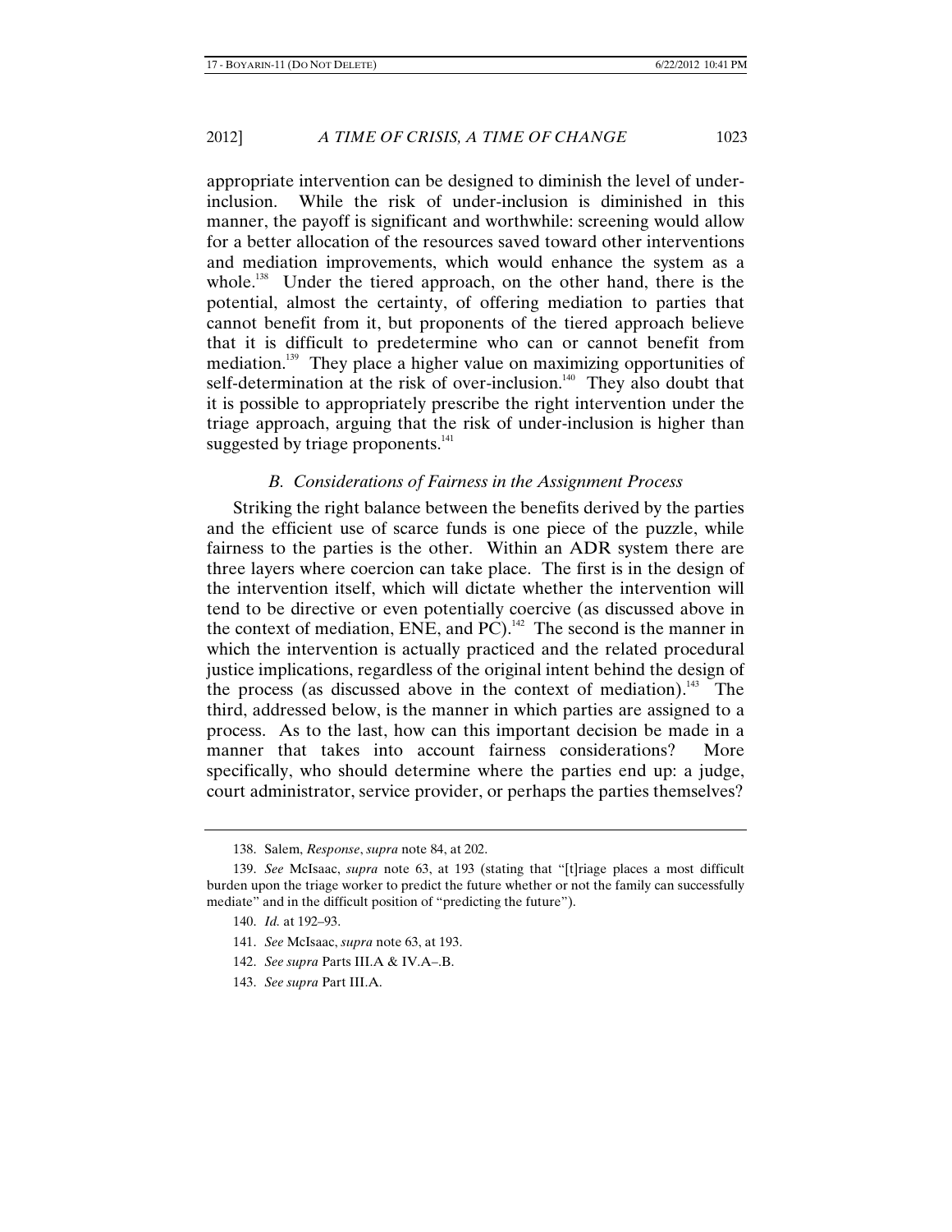appropriate intervention can be designed to diminish the level of under-inclusion. While the risk of under-inclusion is diminished in this manner, the payoff is significant and worthwhile: screening would allow for a better allocation of the resources saved toward other interventions and mediation improvements, which would enhance the system as a whole.[138] Under the tiered approach, on the other hand, there is the potential, almost the certainty, of offering mediation to parties that cannot benefit from it, but proponents of the tiered approach believe that it is difficult to predetermine who can or cannot benefit from mediation.[139] They place a higher value on maximizing opportunities of self-determination at the risk of over-inclusion.[140] They also doubt that it is possible to appropriately prescribe the right intervention under the triage approach, arguing that the risk of under-inclusion is higher than suggested by triage proponents.[141]

### *B. Considerations of Fairness in the Assignment Process*

Striking the right balance between the benefits derived by the parties and the efficient use of scarce funds is one piece of the puzzle, while fairness to the parties is the other. Within an ADR system there are three layers where coercion can take place. The first is in the design of the intervention itself, which will dictate whether the intervention will tend to be directive or even potentially coercive (as discussed above in the context of mediation, ENE, and PC).[142] The second is the manner in which the intervention is actually practiced and the related procedural justice implications, regardless of the original intent behind the design of the process (as discussed above in the context of mediation).[143] The third, addressed below, is the manner in which parties are assigned to a process. As to the last, how can this important decision be made in a manner that takes into account fairness considerations? More specifically, who should determine where the parties end up: a judge, court administrator, service provider, or perhaps the parties themselves?

---

138. Salem, *Response*, *supra* note 84, at 202.

139. *See* McIsaac, *supra* note 63, at 193 (stating that "[t]riage places a most difficult burden upon the triage worker to predict the future whether or not the family can successfully mediate" and in the difficult position of "predicting the future").

140. *Id.* at 192–93.

141. *See* McIsaac, *supra* note 63, at 193.

142. *See supra* Parts III.A & IV.A–.B.

143. *See supra* Part III.A.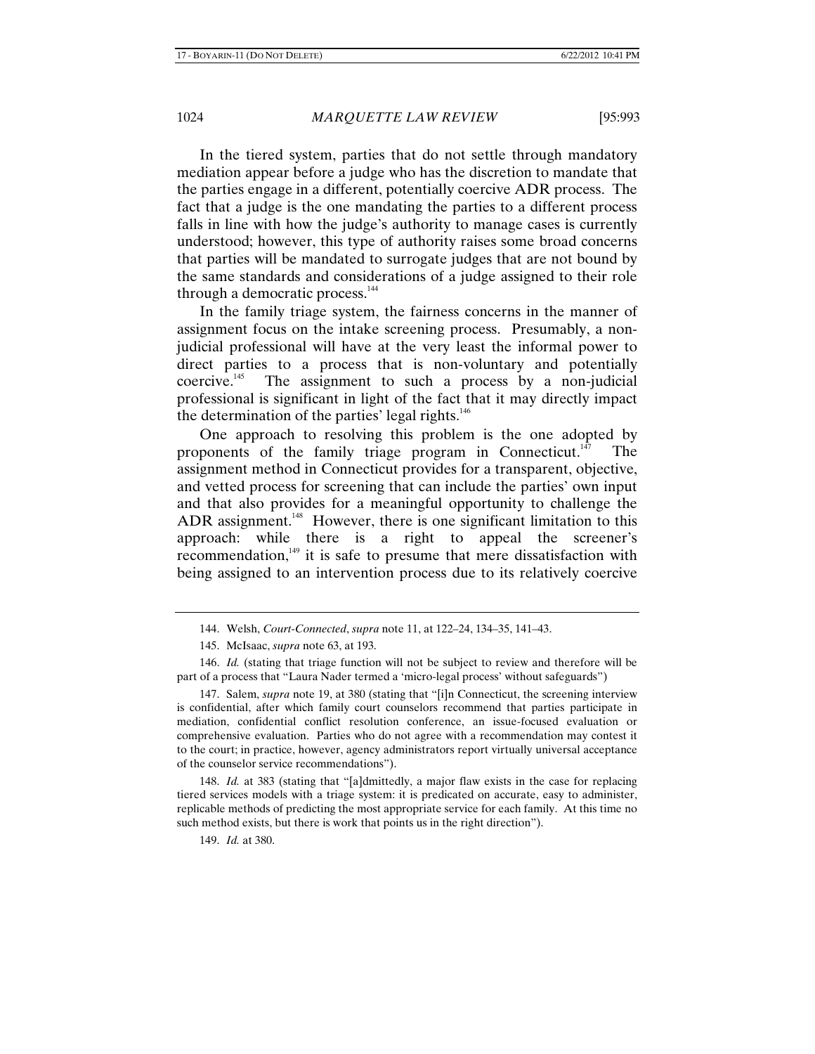In the tiered system, parties that do not settle through mandatory mediation appear before a judge who has the discretion to mandate that the parties engage in a different, potentially coercive ADR process. The fact that a judge is the one mandating the parties to a different process falls in line with how the judge's authority to manage cases is currently understood; however, this type of authority raises some broad concerns that parties will be mandated to surrogate judges that are not bound by the same standards and considerations of a judge assigned to their role through a democratic process.[144]

In the family triage system, the fairness concerns in the manner of assignment focus on the intake screening process. Presumably, a non-judicial professional will have at the very least the informal power to direct parties to a process that is non-voluntary and potentially coercive.[145] The assignment to such a process by a non-judicial professional is significant in light of the fact that it may directly impact the determination of the parties' legal rights.[146]

One approach to resolving this problem is the one adopted by proponents of the family triage program in Connecticut.[147] The assignment method in Connecticut provides for a transparent, objective, and vetted process for screening that can include the parties' own input and that also provides for a meaningful opportunity to challenge the ADR assignment.[148] However, there is one significant limitation to this approach: while there is a right to appeal the screener's recommendation,[149] it is safe to presume that mere dissatisfaction with being assigned to an intervention process due to its relatively coercive

---

144. Welsh, *Court-Connected*, *supra* note 11, at 122–24, 134–35, 141–43.

145. McIsaac, *supra* note 63, at 193.

146. *Id.* (stating that triage function will not be subject to review and therefore will be part of a process that "Laura Nader termed a 'micro-legal process' without safeguards")

147. Salem, *supra* note 19, at 380 (stating that "[i]n Connecticut, the screening interview is confidential, after which family court counselors recommend that parties participate in mediation, confidential conflict resolution conference, an issue-focused evaluation or comprehensive evaluation. Parties who do not agree with a recommendation may contest it to the court; in practice, however, agency administrators report virtually universal acceptance of the counselor service recommendations").

148. *Id.* at 383 (stating that "[a]dmittedly, a major flaw exists in the case for replacing tiered services models with a triage system: it is predicated on accurate, easy to administer, replicable methods of predicting the most appropriate service for each family. At this time no such method exists, but there is work that points us in the right direction").

149. *Id.* at 380.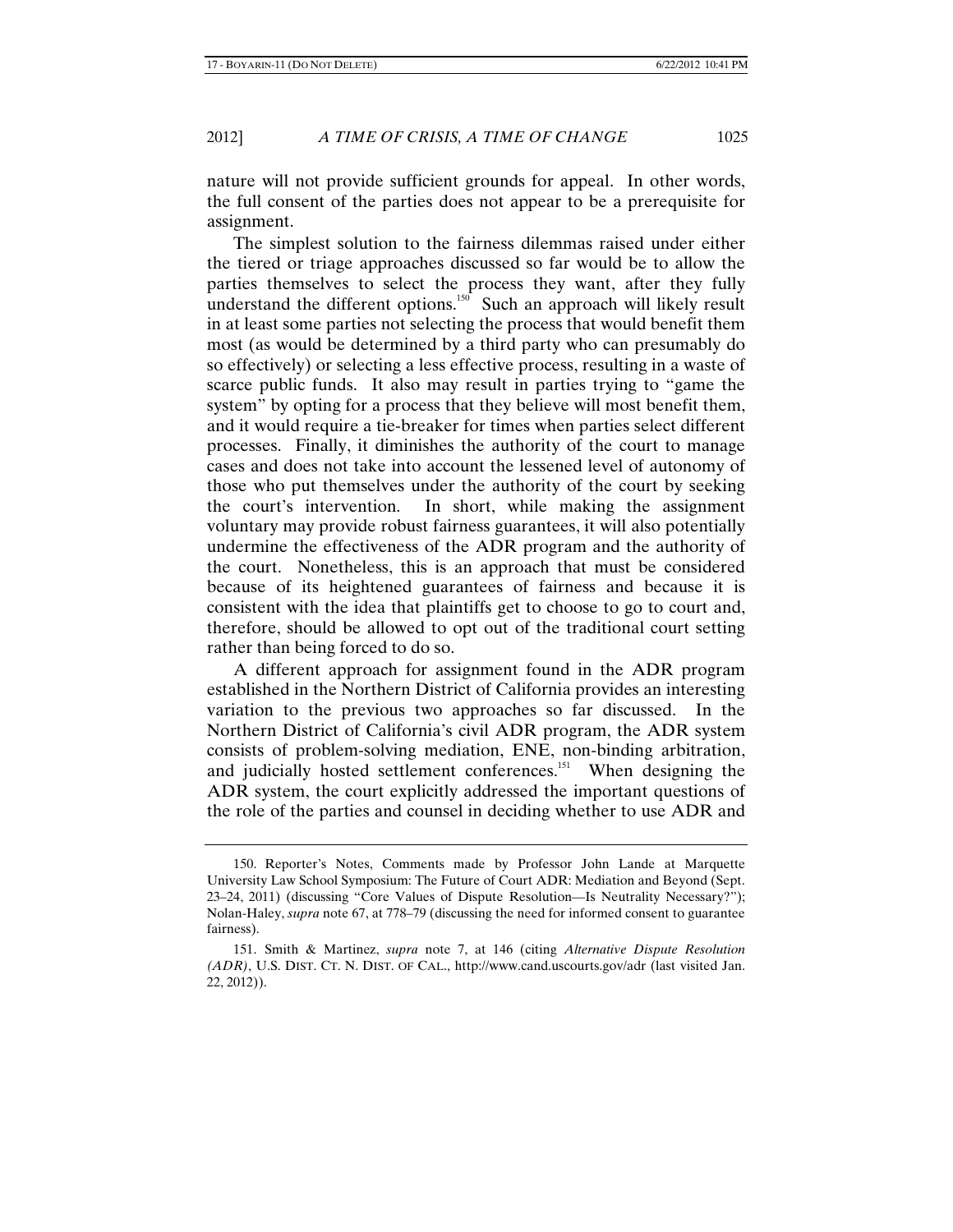nature will not provide sufficient grounds for appeal. In other words, the full consent of the parties does not appear to be a prerequisite for assignment.

The simplest solution to the fairness dilemmas raised under either the tiered or triage approaches discussed so far would be to allow the parties themselves to select the process they want, after they fully understand the different options.[150] Such an approach will likely result in at least some parties not selecting the process that would benefit them most (as would be determined by a third party who can presumably do so effectively) or selecting a less effective process, resulting in a waste of scarce public funds. It also may result in parties trying to "game the system" by opting for a process that they believe will most benefit them, and it would require a tie-breaker for times when parties select different processes. Finally, it diminishes the authority of the court to manage cases and does not take into account the lessened level of autonomy of those who put themselves under the authority of the court by seeking the court's intervention. In short, while making the assignment voluntary may provide robust fairness guarantees, it will also potentially undermine the effectiveness of the ADR program and the authority of the court. Nonetheless, this is an approach that must be considered because of its heightened guarantees of fairness and because it is consistent with the idea that plaintiffs get to choose to go to court and, therefore, should be allowed to opt out of the traditional court setting rather than being forced to do so.

A different approach for assignment found in the ADR program established in the Northern District of California provides an interesting variation to the previous two approaches so far discussed. In the Northern District of California's civil ADR program, the ADR system consists of problem-solving mediation, ENE, non-binding arbitration, and judicially hosted settlement conferences.[151] When designing the ADR system, the court explicitly addressed the important questions of the role of the parties and counsel in deciding whether to use ADR and

---

150. Reporter's Notes, Comments made by Professor John Lande at Marquette University Law School Symposium: The Future of Court ADR: Mediation and Beyond (Sept. 23–24, 2011) (discussing "Core Values of Dispute Resolution—Is Neutrality Necessary?"); Nolan-Haley, *supra* note 67, at 778–79 (discussing the need for informed consent to guarantee fairness).

151. Smith & Martinez, *supra* note 7, at 146 (citing *Alternative Dispute Resolution (ADR)*, U.S. DIST. CT. N. DIST. OF CAL., http://www.cand.uscourts.gov/adr (last visited Jan. 22, 2012)).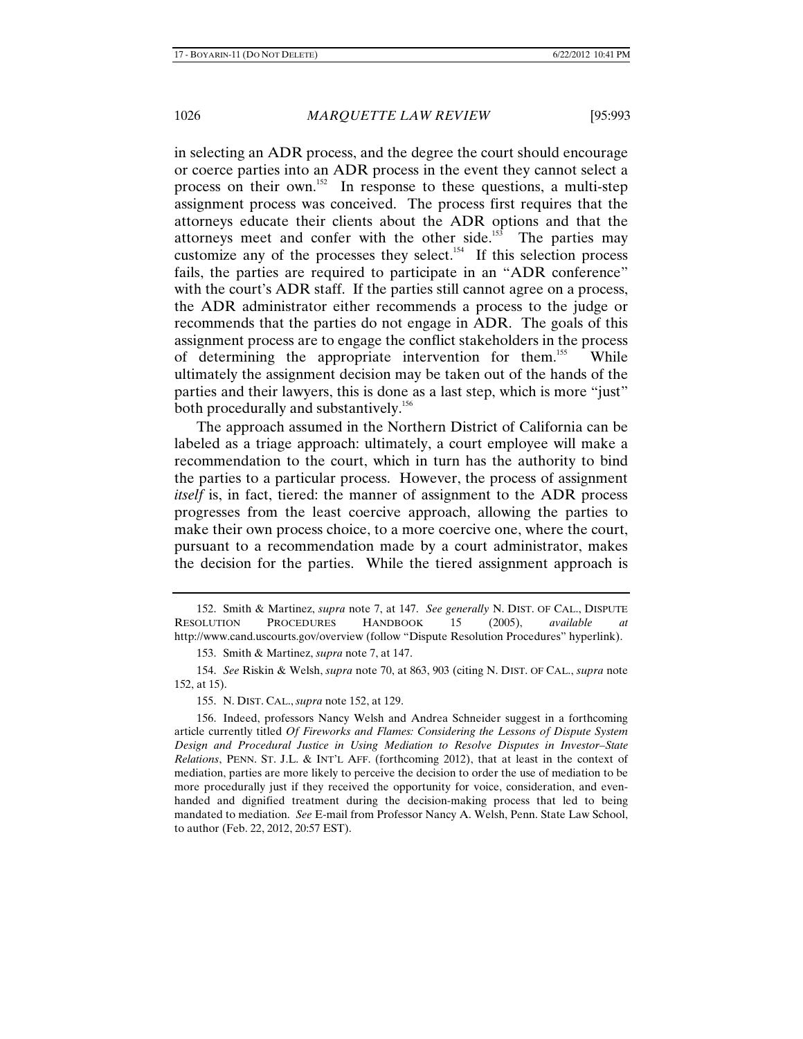in selecting an ADR process, and the degree the court should encourage or coerce parties into an ADR process in the event they cannot select a process on their own.[152] In response to these questions, a multi-step assignment process was conceived. The process first requires that the attorneys educate their clients about the ADR options and that the attorneys meet and confer with the other side.[153] The parties may customize any of the processes they select.[154] If this selection process fails, the parties are required to participate in an "ADR conference" with the court's ADR staff. If the parties still cannot agree on a process, the ADR administrator either recommends a process to the judge or recommends that the parties do not engage in ADR. The goals of this assignment process are to engage the conflict stakeholders in the process of determining the appropriate intervention for them.[155] While ultimately the assignment decision may be taken out of the hands of the parties and their lawyers, this is done as a last step, which is more "just" both procedurally and substantively.[156]

The approach assumed in the Northern District of California can be labeled as a triage approach: ultimately, a court employee will make a recommendation to the court, which in turn has the authority to bind the parties to a particular process. However, the process of assignment *itself* is, in fact, tiered: the manner of assignment to the ADR process progresses from the least coercive approach, allowing the parties to make their own process choice, to a more coercive one, where the court, pursuant to a recommendation made by a court administrator, makes the decision for the parties. While the tiered assignment approach is

---

152. Smith & Martinez, *supra* note 7, at 147. *See generally* N. DIST. OF CAL., DISPUTE RESOLUTION PROCEDURES HANDBOOK 15 (2005), *available at* http://www.cand.uscourts.gov/overview (follow "Dispute Resolution Procedures" hyperlink).

153. Smith & Martinez, *supra* note 7, at 147.

154. *See* Riskin & Welsh, *supra* note 70, at 863, 903 (citing N. DIST. OF CAL., *supra* note 152, at 15).

155. N. DIST. CAL., *supra* note 152, at 129.

156. Indeed, professors Nancy Welsh and Andrea Schneider suggest in a forthcoming article currently titled *Of Fireworks and Flames: Considering the Lessons of Dispute System Design and Procedural Justice in Using Mediation to Resolve Disputes in Investor–State Relations*, PENN. ST. J.L. & INT'L AFF. (forthcoming 2012), that at least in the context of mediation, parties are more likely to perceive the decision to order the use of mediation to be more procedurally just if they received the opportunity for voice, consideration, and even-handed and dignified treatment during the decision-making process that led to being mandated to mediation. *See* E-mail from Professor Nancy A. Welsh, Penn. State Law School, to author (Feb. 22, 2012, 20:57 EST).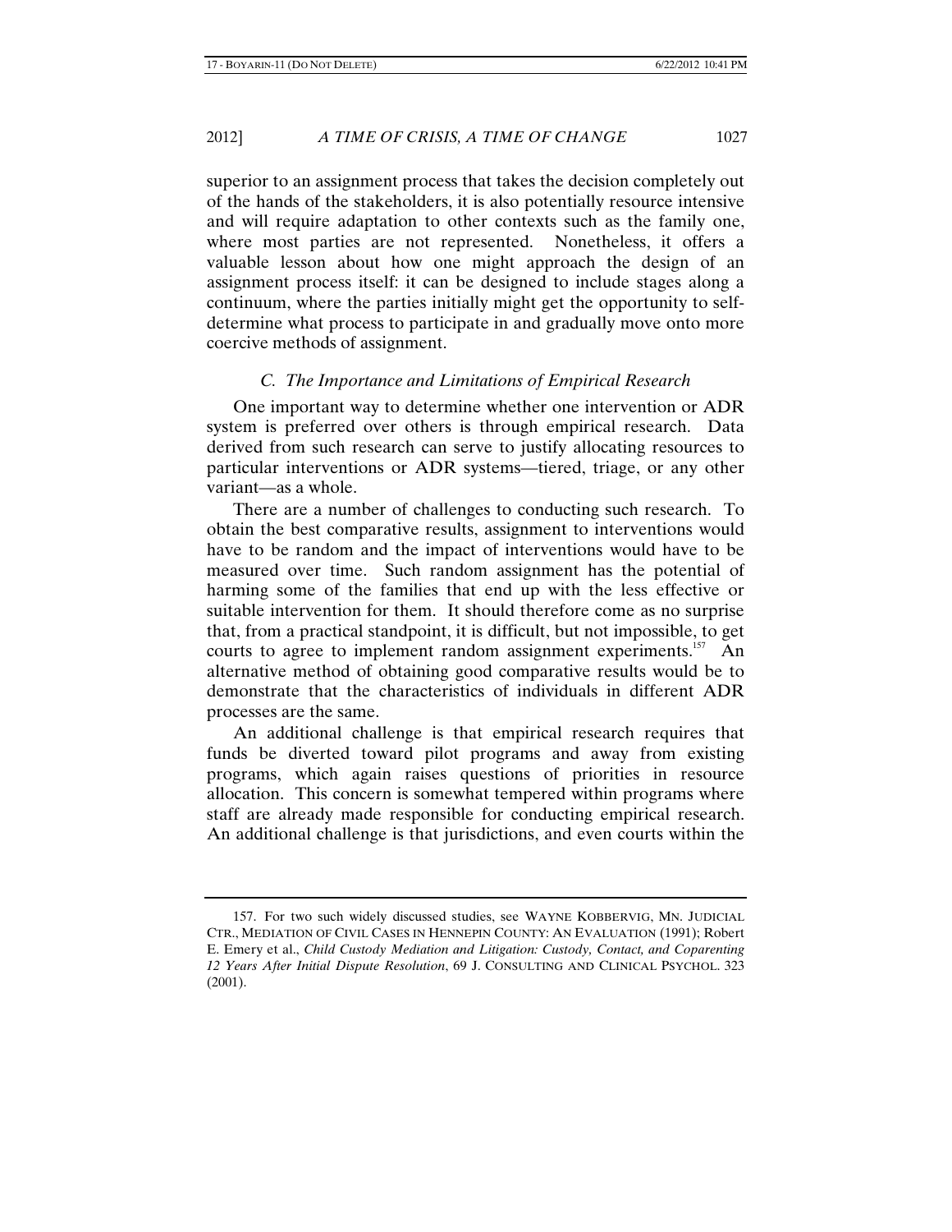superior to an assignment process that takes the decision completely out of the hands of the stakeholders, it is also potentially resource intensive and will require adaptation to other contexts such as the family one, where most parties are not represented. Nonetheless, it offers a valuable lesson about how one might approach the design of an assignment process itself: it can be designed to include stages along a continuum, where the parties initially might get the opportunity to self-determine what process to participate in and gradually move onto more coercive methods of assignment.

### *C. The Importance and Limitations of Empirical Research*

One important way to determine whether one intervention or ADR system is preferred over others is through empirical research. Data derived from such research can serve to justify allocating resources to particular interventions or ADR systems—tiered, triage, or any other variant—as a whole.

There are a number of challenges to conducting such research. To obtain the best comparative results, assignment to interventions would have to be random and the impact of interventions would have to be measured over time. Such random assignment has the potential of harming some of the families that end up with the less effective or suitable intervention for them. It should therefore come as no surprise that, from a practical standpoint, it is difficult, but not impossible, to get courts to agree to implement random assignment experiments.[157] An alternative method of obtaining good comparative results would be to demonstrate that the characteristics of individuals in different ADR processes are the same.

An additional challenge is that empirical research requires that funds be diverted toward pilot programs and away from existing programs, which again raises questions of priorities in resource allocation. This concern is somewhat tempered within programs where staff are already made responsible for conducting empirical research. An additional challenge is that jurisdictions, and even courts within the

---

157. For two such widely discussed studies, see WAYNE KOBBERVIG, MN. JUDICIAL CTR., MEDIATION OF CIVIL CASES IN HENNEPIN COUNTY: AN EVALUATION (1991); Robert E. Emery et al., *Child Custody Mediation and Litigation: Custody, Contact, and Coparenting 12 Years After Initial Dispute Resolution*, 69 J. CONSULTING AND CLINICAL PSYCHOL. 323 (2001).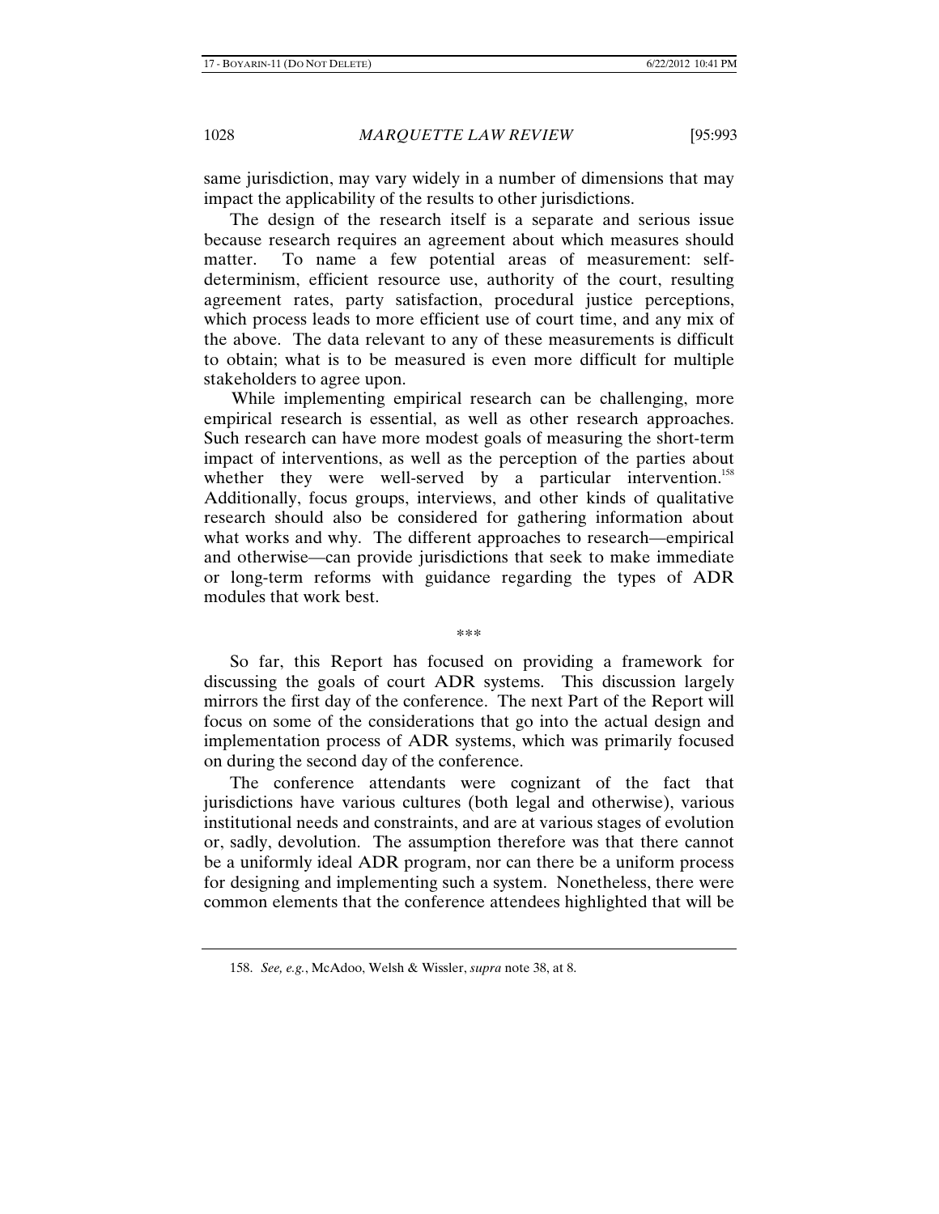same jurisdiction, may vary widely in a number of dimensions that may impact the applicability of the results to other jurisdictions.

The design of the research itself is a separate and serious issue because research requires an agreement about which measures should matter. To name a few potential areas of measurement: self-determinism, efficient resource use, authority of the court, resulting agreement rates, party satisfaction, procedural justice perceptions, which process leads to more efficient use of court time, and any mix of the above. The data relevant to any of these measurements is difficult to obtain; what is to be measured is even more difficult for multiple stakeholders to agree upon.

While implementing empirical research can be challenging, more empirical research is essential, as well as other research approaches. Such research can have more modest goals of measuring the short-term impact of interventions, as well as the perception of the parties about whether they were well-served by a particular intervention.[158] Additionally, focus groups, interviews, and other kinds of qualitative research should also be considered for gathering information about what works and why. The different approaches to research—empirical and otherwise—can provide jurisdictions that seek to make immediate or long-term reforms with guidance regarding the types of ADR modules that work best.

\*\*\*

So far, this Report has focused on providing a framework for discussing the goals of court ADR systems. This discussion largely mirrors the first day of the conference. The next Part of the Report will focus on some of the considerations that go into the actual design and implementation process of ADR systems, which was primarily focused on during the second day of the conference.

The conference attendants were cognizant of the fact that jurisdictions have various cultures (both legal and otherwise), various institutional needs and constraints, and are at various stages of evolution or, sadly, devolution. The assumption therefore was that there cannot be a uniformly ideal ADR program, nor can there be a uniform process for designing and implementing such a system. Nonetheless, there were common elements that the conference attendees highlighted that will be

---

158. *See, e.g.*, McAdoo, Welsh & Wissler, *supra* note 38, at 8.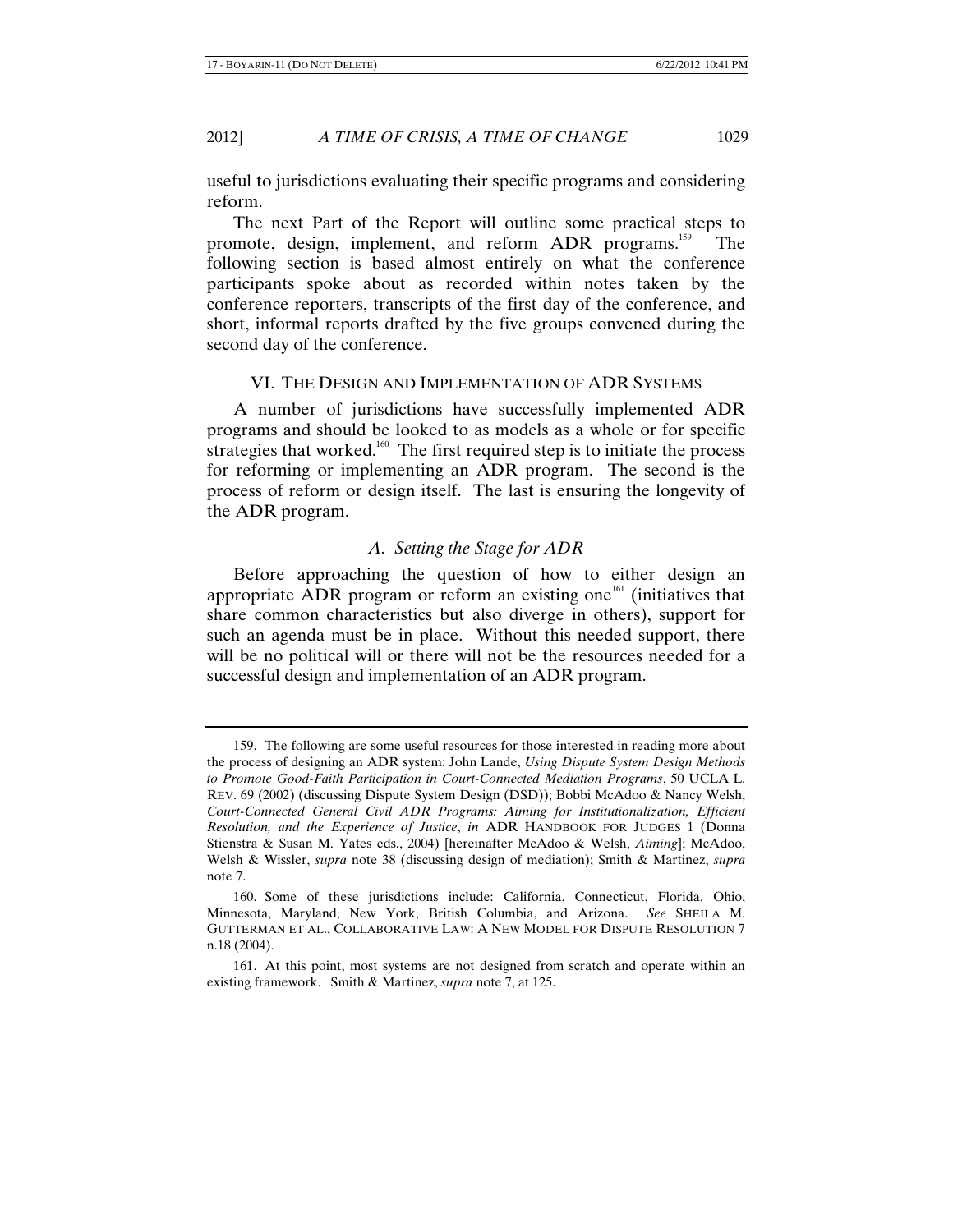useful to jurisdictions evaluating their specific programs and considering reform.

The next Part of the Report will outline some practical steps to promote, design, implement, and reform ADR programs.[159] The following section is based almost entirely on what the conference participants spoke about as recorded within notes taken by the conference reporters, transcripts of the first day of the conference, and short, informal reports drafted by the five groups convened during the second day of the conference.

## VI. THE DESIGN AND IMPLEMENTATION OF ADR SYSTEMS

A number of jurisdictions have successfully implemented ADR programs and should be looked to as models as a whole or for specific strategies that worked.[160] The first required step is to initiate the process for reforming or implementing an ADR program. The second is the process of reform or design itself. The last is ensuring the longevity of the ADR program.

### *A. Setting the Stage for ADR*

Before approaching the question of how to either design an appropriate ADR program or reform an existing one[161] (initiatives that share common characteristics but also diverge in others), support for such an agenda must be in place. Without this needed support, there will be no political will or there will not be the resources needed for a successful design and implementation of an ADR program.

---

159. The following are some useful resources for those interested in reading more about the process of designing an ADR system: John Lande, *Using Dispute System Design Methods to Promote Good-Faith Participation in Court-Connected Mediation Programs*, 50 UCLA L. REV. 69 (2002) (discussing Dispute System Design (DSD)); Bobbi McAdoo & Nancy Welsh, *Court-Connected General Civil ADR Programs: Aiming for Institutionalization, Efficient Resolution, and the Experience of Justice*, *in* ADR HANDBOOK FOR JUDGES 1 (Donna Stienstra & Susan M. Yates eds., 2004) [hereinafter McAdoo & Welsh, *Aiming*]; McAdoo, Welsh & Wissler, *supra* note 38 (discussing design of mediation); Smith & Martinez, *supra* note 7.

160. Some of these jurisdictions include: California, Connecticut, Florida, Ohio, Minnesota, Maryland, New York, British Columbia, and Arizona. *See* SHEILA M. GUTTERMAN ET AL., COLLABORATIVE LAW: A NEW MODEL FOR DISPUTE RESOLUTION 7 n.18 (2004).

161. At this point, most systems are not designed from scratch and operate within an existing framework. Smith & Martinez, *supra* note 7, at 125.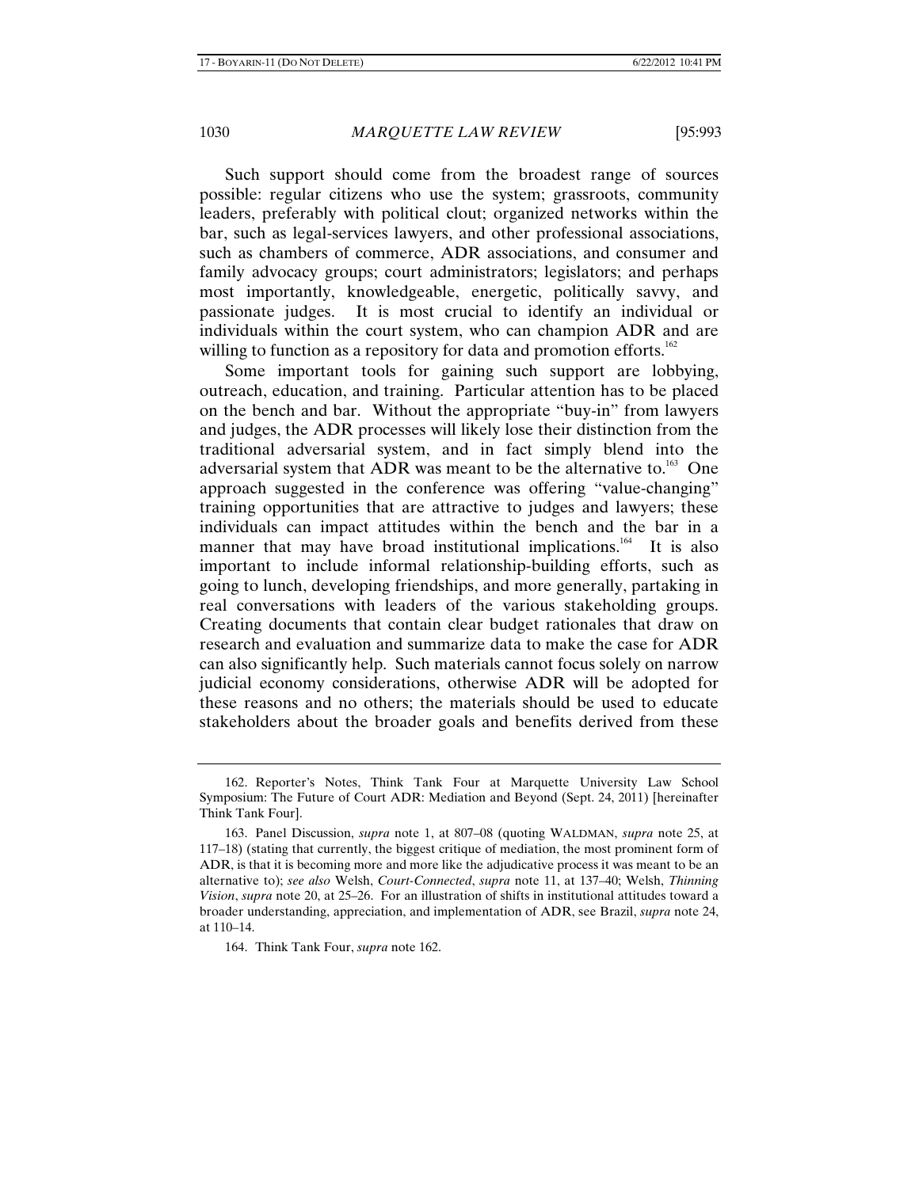Such support should come from the broadest range of sources possible: regular citizens who use the system; grassroots, community leaders, preferably with political clout; organized networks within the bar, such as legal-services lawyers, and other professional associations, such as chambers of commerce, ADR associations, and consumer and family advocacy groups; court administrators; legislators; and perhaps most importantly, knowledgeable, energetic, politically savvy, and passionate judges. It is most crucial to identify an individual or individuals within the court system, who can champion ADR and are willing to function as a repository for data and promotion efforts.[162]

Some important tools for gaining such support are lobbying, outreach, education, and training. Particular attention has to be placed on the bench and bar. Without the appropriate "buy-in" from lawyers and judges, the ADR processes will likely lose their distinction from the traditional adversarial system, and in fact simply blend into the adversarial system that ADR was meant to be the alternative to.[163] One approach suggested in the conference was offering "value-changing" training opportunities that are attractive to judges and lawyers; these individuals can impact attitudes within the bench and the bar in a manner that may have broad institutional implications.[164] It is also important to include informal relationship-building efforts, such as going to lunch, developing friendships, and more generally, partaking in real conversations with leaders of the various stakeholding groups. Creating documents that contain clear budget rationales that draw on research and evaluation and summarize data to make the case for ADR can also significantly help. Such materials cannot focus solely on narrow judicial economy considerations, otherwise ADR will be adopted for these reasons and no others; the materials should be used to educate stakeholders about the broader goals and benefits derived from these

---

162. Reporter's Notes, Think Tank Four at Marquette University Law School Symposium: The Future of Court ADR: Mediation and Beyond (Sept. 24, 2011) [hereinafter Think Tank Four].

163. Panel Discussion, *supra* note 1, at 807–08 (quoting WALDMAN, *supra* note 25, at 117–18) (stating that currently, the biggest critique of mediation, the most prominent form of ADR, is that it is becoming more and more like the adjudicative process it was meant to be an alternative to); *see also* Welsh, *Court-Connected*, *supra* note 11, at 137–40; Welsh, *Thinning Vision*, *supra* note 20, at 25–26. For an illustration of shifts in institutional attitudes toward a broader understanding, appreciation, and implementation of ADR, see Brazil, *supra* note 24, at 110–14.

164. Think Tank Four, *supra* note 162.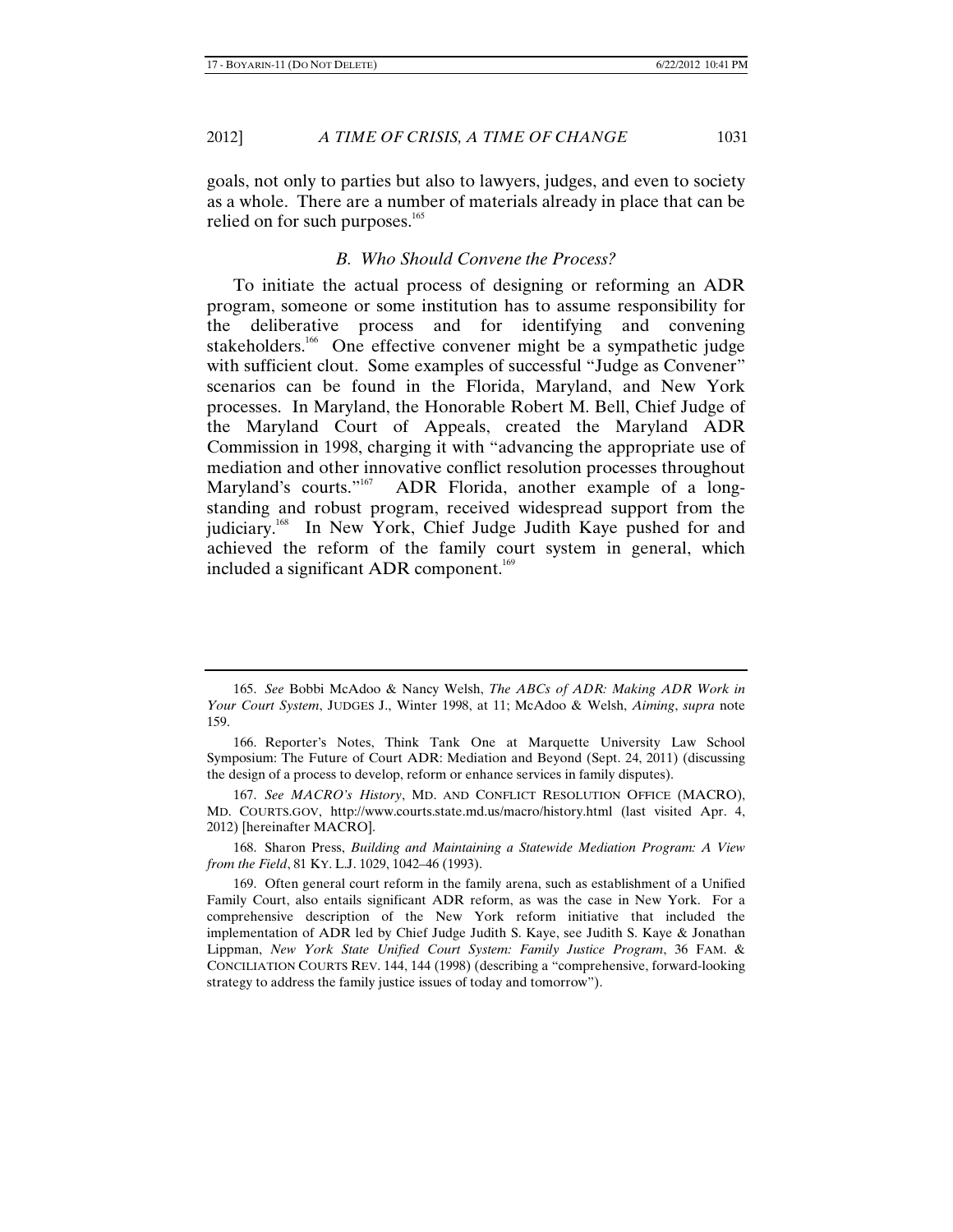goals, not only to parties but also to lawyers, judges, and even to society as a whole. There are a number of materials already in place that can be relied on for such purposes.[165]

### *B. Who Should Convene the Process?*

To initiate the actual process of designing or reforming an ADR program, someone or some institution has to assume responsibility for the deliberative process and for identifying and convening stakeholders.[166] One effective convener might be a sympathetic judge with sufficient clout. Some examples of successful "Judge as Convener" scenarios can be found in the Florida, Maryland, and New York processes. In Maryland, the Honorable Robert M. Bell, Chief Judge of the Maryland Court of Appeals, created the Maryland ADR Commission in 1998, charging it with "advancing the appropriate use of mediation and other innovative conflict resolution processes throughout Maryland's courts."[167] ADR Florida, another example of a long-standing and robust program, received widespread support from the judiciary.[168] In New York, Chief Judge Judith Kaye pushed for and achieved the reform of the family court system in general, which included a significant ADR component.[169]

---

165. *See* Bobbi McAdoo & Nancy Welsh, *The ABCs of ADR: Making ADR Work in Your Court System*, JUDGES J., Winter 1998, at 11; McAdoo & Welsh, *Aiming*, *supra* note 159.

166. Reporter's Notes, Think Tank One at Marquette University Law School Symposium: The Future of Court ADR: Mediation and Beyond (Sept. 24, 2011) (discussing the design of a process to develop, reform or enhance services in family disputes).

167. *See MACRO's History*, MD. AND CONFLICT RESOLUTION OFFICE (MACRO), MD. COURTS.GOV, http://www.courts.state.md.us/macro/history.html (last visited Apr. 4, 2012) [hereinafter MACRO].

168. Sharon Press, *Building and Maintaining a Statewide Mediation Program: A View from the Field*, 81 KY. L.J. 1029, 1042–46 (1993).

169. Often general court reform in the family arena, such as establishment of a Unified Family Court, also entails significant ADR reform, as was the case in New York. For a comprehensive description of the New York reform initiative that included the implementation of ADR led by Chief Judge Judith S. Kaye, see Judith S. Kaye & Jonathan Lippman, *New York State Unified Court System: Family Justice Program*, 36 FAM. & CONCILIATION COURTS REV. 144, 144 (1998) (describing a "comprehensive, forward-looking strategy to address the family justice issues of today and tomorrow").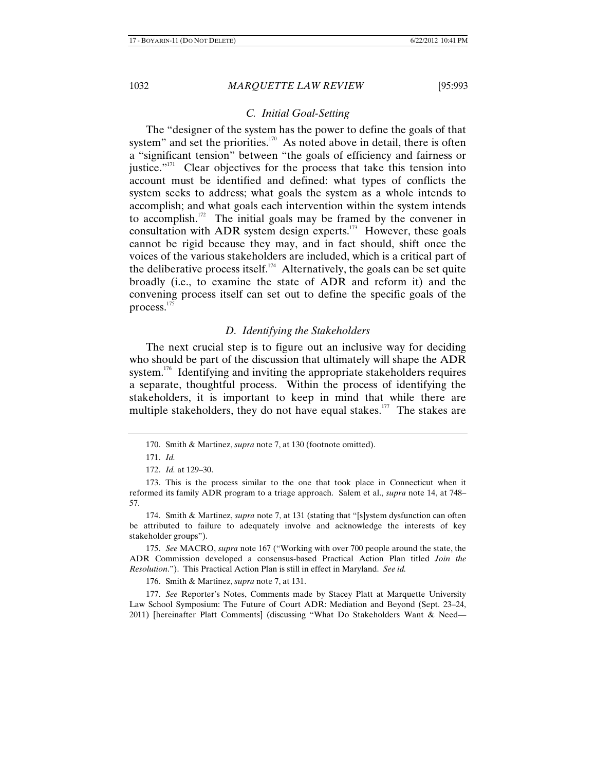### *C. Initial Goal-Setting*

The "designer of the system has the power to define the goals of that system" and set the priorities.[170] As noted above in detail, there is often a "significant tension" between "the goals of efficiency and fairness or justice."[171] Clear objectives for the process that take this tension into account must be identified and defined: what types of conflicts the system seeks to address; what goals the system as a whole intends to accomplish; and what goals each intervention within the system intends to accomplish.[172] The initial goals may be framed by the convener in consultation with ADR system design experts.[173] However, these goals cannot be rigid because they may, and in fact should, shift once the voices of the various stakeholders are included, which is a critical part of the deliberative process itself.[174] Alternatively, the goals can be set quite broadly (i.e., to examine the state of ADR and reform it) and the convening process itself can set out to define the specific goals of the process.[175]

### *D. Identifying the Stakeholders*

The next crucial step is to figure out an inclusive way for deciding who should be part of the discussion that ultimately will shape the ADR system.[176] Identifying and inviting the appropriate stakeholders requires a separate, thoughtful process. Within the process of identifying the stakeholders, it is important to keep in mind that while there are multiple stakeholders, they do not have equal stakes.[177] The stakes are

---

170. Smith & Martinez, *supra* note 7, at 130 (footnote omitted).

171. *Id.*

172. *Id.* at 129–30.

173. This is the process similar to the one that took place in Connecticut when it reformed its family ADR program to a triage approach. Salem et al., *supra* note 14, at 748–57.

174. Smith & Martinez, *supra* note 7, at 131 (stating that "[s]ystem dysfunction can often be attributed to failure to adequately involve and acknowledge the interests of key stakeholder groups").

175. *See* MACRO, *supra* note 167 ("Working with over 700 people around the state, the ADR Commission developed a consensus-based Practical Action Plan titled *Join the Resolution*."). This Practical Action Plan is still in effect in Maryland. *See id.*

176. Smith & Martinez, *supra* note 7, at 131.

177. *See* Reporter's Notes, Comments made by Stacey Platt at Marquette University Law School Symposium: The Future of Court ADR: Mediation and Beyond (Sept. 23–24, 2011) [hereinafter Platt Comments] (discussing "What Do Stakeholders Want & Need—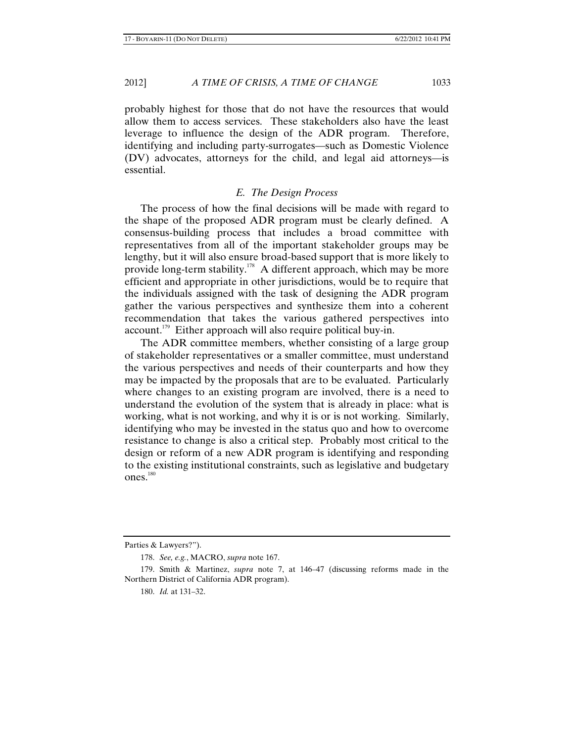probably highest for those that do not have the resources that would allow them to access services. These stakeholders also have the least leverage to influence the design of the ADR program. Therefore, identifying and including party-surrogates—such as Domestic Violence (DV) advocates, attorneys for the child, and legal aid attorneys—is essential.

### *E. The Design Process*

The process of how the final decisions will be made with regard to the shape of the proposed ADR program must be clearly defined. A consensus-building process that includes a broad committee with representatives from all of the important stakeholder groups may be lengthy, but it will also ensure broad-based support that is more likely to provide long-term stability.[178] A different approach, which may be more efficient and appropriate in other jurisdictions, would be to require that the individuals assigned with the task of designing the ADR program gather the various perspectives and synthesize them into a coherent recommendation that takes the various gathered perspectives into account.[179] Either approach will also require political buy-in.

The ADR committee members, whether consisting of a large group of stakeholder representatives or a smaller committee, must understand the various perspectives and needs of their counterparts and how they may be impacted by the proposals that are to be evaluated. Particularly where changes to an existing program are involved, there is a need to understand the evolution of the system that is already in place: what is working, what is not working, and why it is or is not working. Similarly, identifying who may be invested in the status quo and how to overcome resistance to change is also a critical step. Probably most critical to the design or reform of a new ADR program is identifying and responding to the existing institutional constraints, such as legislative and budgetary ones.[180]

---

Parties & Lawyers?").

178. *See, e.g.*, MACRO, *supra* note 167.

179. Smith & Martinez, *supra* note 7, at 146–47 (discussing reforms made in the Northern District of California ADR program).

180. *Id.* at 131–32.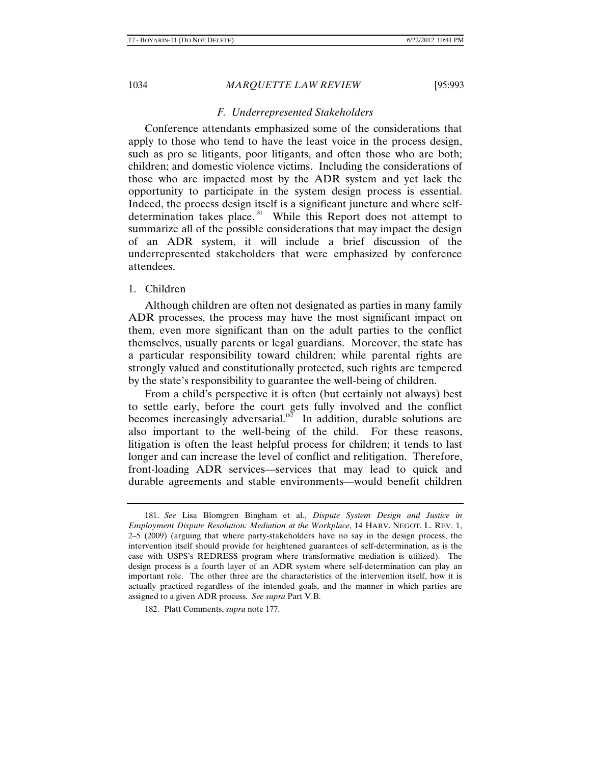### *F. Underrepresented Stakeholders*

Conference attendants emphasized some of the considerations that apply to those who tend to have the least voice in the process design, such as pro se litigants, poor litigants, and often those who are both; children; and domestic violence victims. Including the considerations of those who are impacted most by the ADR system and yet lack the opportunity to participate in the system design process is essential. Indeed, the process design itself is a significant juncture and where self-determination takes place.[181] While this Report does not attempt to summarize all of the possible considerations that may impact the design of an ADR system, it will include a brief discussion of the underrepresented stakeholders that were emphasized by conference attendees.

#### 1. Children

Although children are often not designated as parties in many family ADR processes, the process may have the most significant impact on them, even more significant than on the adult parties to the conflict themselves, usually parents or legal guardians. Moreover, the state has a particular responsibility toward children; while parental rights are strongly valued and constitutionally protected, such rights are tempered by the state's responsibility to guarantee the well-being of children.

From a child's perspective it is often (but certainly not always) best to settle early, before the court gets fully involved and the conflict becomes increasingly adversarial.[182] In addition, durable solutions are also important to the well-being of the child. For these reasons, litigation is often the least helpful process for children; it tends to last longer and can increase the level of conflict and relitigation. Therefore, front-loading ADR services—services that may lead to quick and durable agreements and stable environments—would benefit children

---

181. *See* Lisa Blomgren Bingham et al., *Dispute System Design and Justice in Employment Dispute Resolution: Mediation at the Workplace*, 14 HARV. NEGOT. L. REV. 1, 2–5 (2009) (arguing that where party-stakeholders have no say in the design process, the intervention itself should provide for heightened guarantees of self-determination, as is the case with USPS's REDRESS program where transformative mediation is utilized). The design process is a fourth layer of an ADR system where self-determination can play an important role. The other three are the characteristics of the intervention itself, how it is actually practiced regardless of the intended goals, and the manner in which parties are assigned to a given ADR process. *See supra* Part V.B.

182. Platt Comments, *supra* note 177.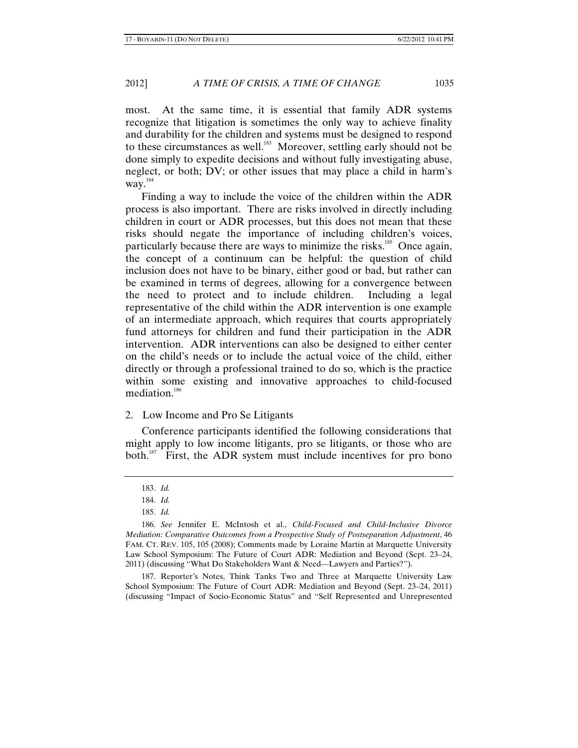most. At the same time, it is essential that family ADR systems recognize that litigation is sometimes the only way to achieve finality and durability for the children and systems must be designed to respond to these circumstances as well.[183] Moreover, settling early should not be done simply to expedite decisions and without fully investigating abuse, neglect, or both; DV; or other issues that may place a child in harm's way.[184]

Finding a way to include the voice of the children within the ADR process is also important. There are risks involved in directly including children in court or ADR processes, but this does not mean that these risks should negate the importance of including children's voices, particularly because there are ways to minimize the risks.[185] Once again, the concept of a continuum can be helpful: the question of child inclusion does not have to be binary, either good or bad, but rather can be examined in terms of degrees, allowing for a convergence between the need to protect and to include children. Including a legal representative of the child within the ADR intervention is one example of an intermediate approach, which requires that courts appropriately fund attorneys for children and fund their participation in the ADR intervention. ADR interventions can also be designed to either center on the child's needs or to include the actual voice of the child, either directly or through a professional trained to do so, which is the practice within some existing and innovative approaches to child-focused mediation.[186]

2. Low Income and Pro Se Litigants

Conference participants identified the following considerations that might apply to low income litigants, pro se litigants, or those who are both.[187] First, the ADR system must include incentives for pro bono

---

183. *Id.*

184. *Id.*

185. *Id.*

186. *See* Jennifer E. McIntosh et al., *Child-Focused and Child-Inclusive Divorce Mediation: Comparative Outcomes from a Prospective Study of Postseparation Adjustment*, 46 FAM. CT. REV. 105, 105 (2008); Comments made by Loraine Martin at Marquette University Law School Symposium: The Future of Court ADR: Mediation and Beyond (Sept. 23–24, 2011) (discussing "What Do Stakeholders Want & Need—Lawyers and Parties?").

187. Reporter's Notes, Think Tanks Two and Three at Marquette University Law School Symposium: The Future of Court ADR: Mediation and Beyond (Sept. 23–24, 2011) (discussing "Impact of Socio-Economic Status" and "Self Represented and Unrepresented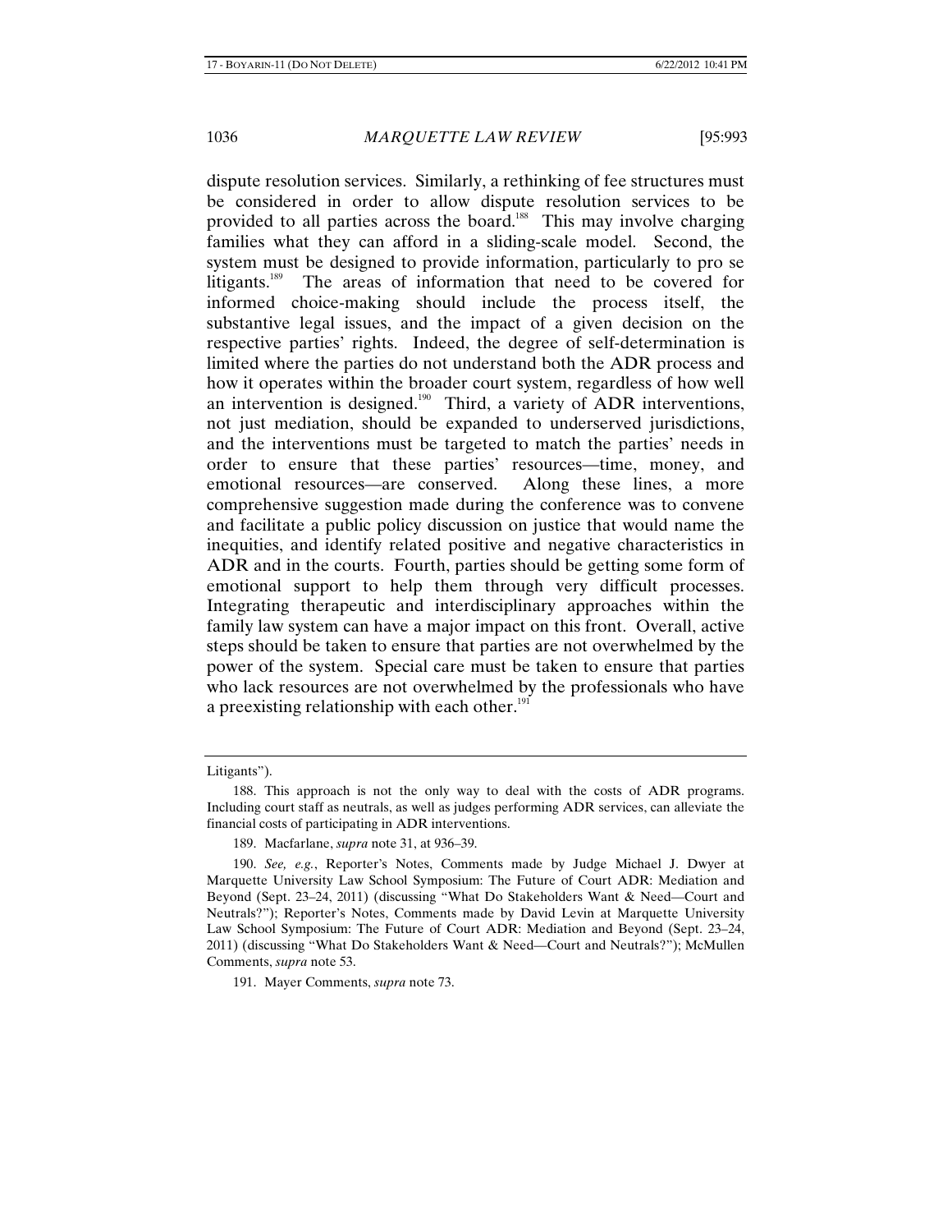dispute resolution services. Similarly, a rethinking of fee structures must be considered in order to allow dispute resolution services to be provided to all parties across the board.[188] This may involve charging families what they can afford in a sliding-scale model. Second, the system must be designed to provide information, particularly to pro se litigants.[189] The areas of information that need to be covered for informed choice-making should include the process itself, the substantive legal issues, and the impact of a given decision on the respective parties' rights. Indeed, the degree of self-determination is limited where the parties do not understand both the ADR process and how it operates within the broader court system, regardless of how well an intervention is designed.[190] Third, a variety of ADR interventions, not just mediation, should be expanded to underserved jurisdictions, and the interventions must be targeted to match the parties' needs in order to ensure that these parties' resources—time, money, and emotional resources—are conserved. Along these lines, a more comprehensive suggestion made during the conference was to convene and facilitate a public policy discussion on justice that would name the inequities, and identify related positive and negative characteristics in ADR and in the courts. Fourth, parties should be getting some form of emotional support to help them through very difficult processes. Integrating therapeutic and interdisciplinary approaches within the family law system can have a major impact on this front. Overall, active steps should be taken to ensure that parties are not overwhelmed by the power of the system. Special care must be taken to ensure that parties who lack resources are not overwhelmed by the professionals who have a preexisting relationship with each other.[191]

---

Litigants").

188. This approach is not the only way to deal with the costs of ADR programs. Including court staff as neutrals, as well as judges performing ADR services, can alleviate the financial costs of participating in ADR interventions.

189. Macfarlane, *supra* note 31, at 936–39.

190. *See, e.g.*, Reporter's Notes, Comments made by Judge Michael J. Dwyer at Marquette University Law School Symposium: The Future of Court ADR: Mediation and Beyond (Sept. 23–24, 2011) (discussing "What Do Stakeholders Want & Need—Court and Neutrals?"); Reporter's Notes, Comments made by David Levin at Marquette University Law School Symposium: The Future of Court ADR: Mediation and Beyond (Sept. 23–24, 2011) (discussing "What Do Stakeholders Want & Need—Court and Neutrals?"); McMullen Comments, *supra* note 53.

191. Mayer Comments, *supra* note 73.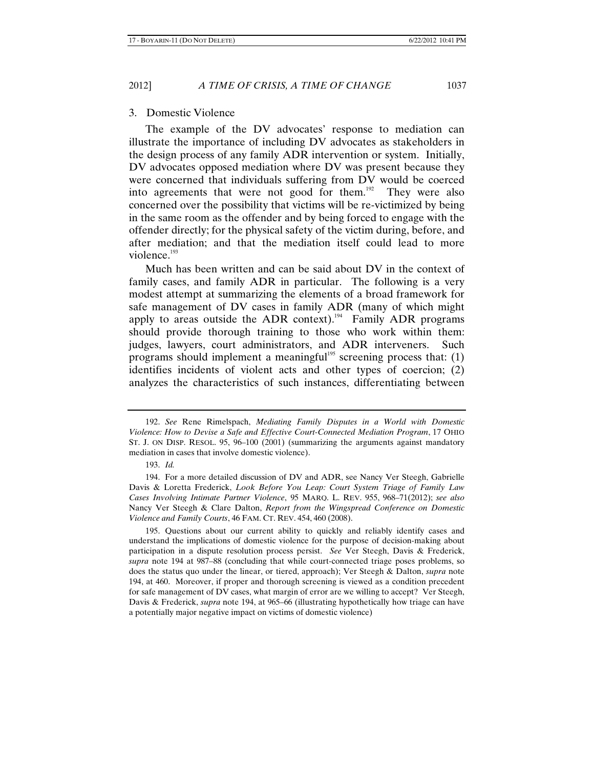### 3. Domestic Violence

The example of the DV advocates' response to mediation can illustrate the importance of including DV advocates as stakeholders in the design process of any family ADR intervention or system. Initially, DV advocates opposed mediation where DV was present because they were concerned that individuals suffering from DV would be coerced into agreements that were not good for them.[192] They were also concerned over the possibility that victims will be re-victimized by being in the same room as the offender and by being forced to engage with the offender directly; for the physical safety of the victim during, before, and after mediation; and that the mediation itself could lead to more violence.[193]

Much has been written and can be said about DV in the context of family cases, and family ADR in particular. The following is a very modest attempt at summarizing the elements of a broad framework for safe management of DV cases in family ADR (many of which might apply to areas outside the ADR context).[194] Family ADR programs should provide thorough training to those who work within them: judges, lawyers, court administrators, and ADR interveners. Such programs should implement a meaningful[195] screening process that: (1) identifies incidents of violent acts and other types of coercion; (2) analyzes the characteristics of such instances, differentiating between

---

192. *See* Rene Rimelspach, *Mediating Family Disputes in a World with Domestic Violence: How to Devise a Safe and Effective Court-Connected Mediation Program*, 17 OHIO ST. J. ON DISP. RESOL. 95, 96–100 (2001) (summarizing the arguments against mandatory mediation in cases that involve domestic violence).

193. *Id.*

194. For a more detailed discussion of DV and ADR, see Nancy Ver Steegh, Gabrielle Davis & Loretta Frederick, *Look Before You Leap: Court System Triage of Family Law Cases Involving Intimate Partner Violence*, 95 MARQ. L. REV. 955, 968–71(2012); *see also* Nancy Ver Steegh & Clare Dalton, *Report from the Wingspread Conference on Domestic Violence and Family Courts*, 46 FAM. CT. REV. 454, 460 (2008).

195. Questions about our current ability to quickly and reliably identify cases and understand the implications of domestic violence for the purpose of decision-making about participation in a dispute resolution process persist. *See* Ver Steegh, Davis & Frederick, *supra* note 194 at 987–88 (concluding that while court-connected triage poses problems, so does the status quo under the linear, or tiered, approach); Ver Steegh & Dalton, *supra* note 194, at 460. Moreover, if proper and thorough screening is viewed as a condition precedent for safe management of DV cases, what margin of error are we willing to accept? Ver Steegh, Davis & Frederick, *supra* note 194, at 965–66 (illustrating hypothetically how triage can have a potentially major negative impact on victims of domestic violence)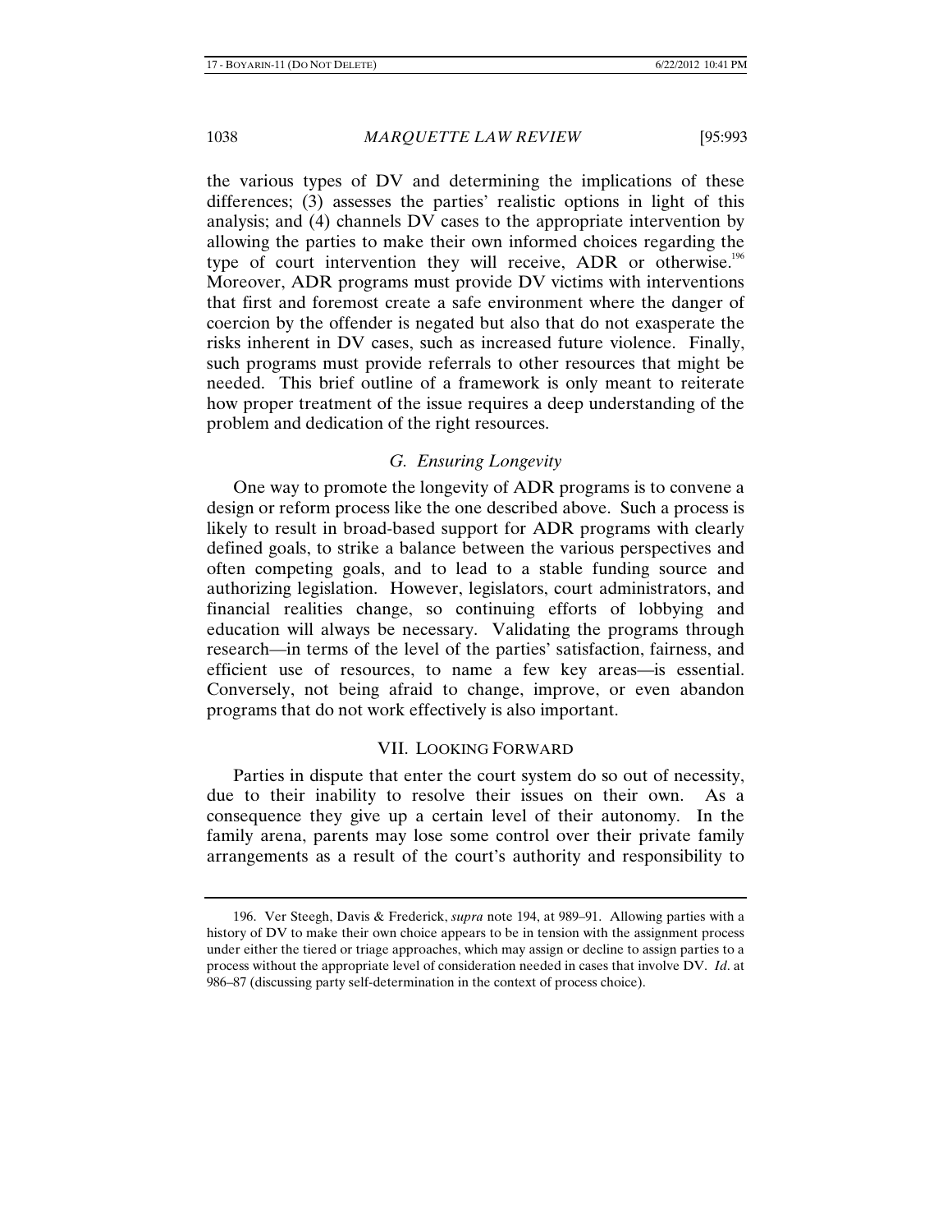the various types of DV and determining the implications of these differences; (3) assesses the parties' realistic options in light of this analysis; and (4) channels DV cases to the appropriate intervention by allowing the parties to make their own informed choices regarding the type of court intervention they will receive, ADR or otherwise.[196] Moreover, ADR programs must provide DV victims with interventions that first and foremost create a safe environment where the danger of coercion by the offender is negated but also that do not exasperate the risks inherent in DV cases, such as increased future violence. Finally, such programs must provide referrals to other resources that might be needed. This brief outline of a framework is only meant to reiterate how proper treatment of the issue requires a deep understanding of the problem and dedication of the right resources.

### *G. Ensuring Longevity*

One way to promote the longevity of ADR programs is to convene a design or reform process like the one described above. Such a process is likely to result in broad-based support for ADR programs with clearly defined goals, to strike a balance between the various perspectives and often competing goals, and to lead to a stable funding source and authorizing legislation. However, legislators, court administrators, and financial realities change, so continuing efforts of lobbying and education will always be necessary. Validating the programs through research—in terms of the level of the parties' satisfaction, fairness, and efficient use of resources, to name a few key areas—is essential. Conversely, not being afraid to change, improve, or even abandon programs that do not work effectively is also important.

## VII. LOOKING FORWARD

Parties in dispute that enter the court system do so out of necessity, due to their inability to resolve their issues on their own. As a consequence they give up a certain level of their autonomy. In the family arena, parents may lose some control over their private family arrangements as a result of the court's authority and responsibility to

---

196. Ver Steegh, Davis & Frederick, *supra* note 194, at 989–91. Allowing parties with a history of DV to make their own choice appears to be in tension with the assignment process under either the tiered or triage approaches, which may assign or decline to assign parties to a process without the appropriate level of consideration needed in cases that involve DV. *Id.* at 986–87 (discussing party self-determination in the context of process choice).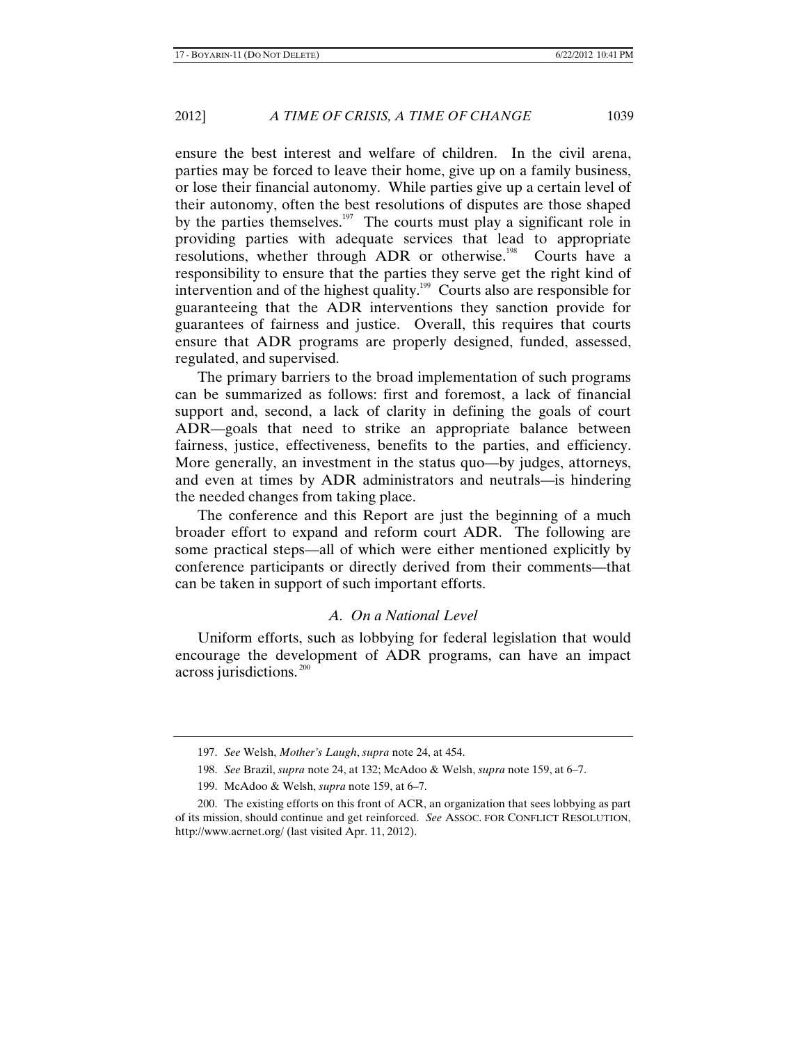ensure the best interest and welfare of children. In the civil arena, parties may be forced to leave their home, give up on a family business, or lose their financial autonomy. While parties give up a certain level of their autonomy, often the best resolutions of disputes are those shaped by the parties themselves.[197] The courts must play a significant role in providing parties with adequate services that lead to appropriate resolutions, whether through ADR or otherwise.[198] Courts have a responsibility to ensure that the parties they serve get the right kind of intervention and of the highest quality.[199] Courts also are responsible for guaranteeing that the ADR interventions they sanction provide for guarantees of fairness and justice. Overall, this requires that courts ensure that ADR programs are properly designed, funded, assessed, regulated, and supervised.

The primary barriers to the broad implementation of such programs can be summarized as follows: first and foremost, a lack of financial support and, second, a lack of clarity in defining the goals of court ADR—goals that need to strike an appropriate balance between fairness, justice, effectiveness, benefits to the parties, and efficiency. More generally, an investment in the status quo—by judges, attorneys, and even at times by ADR administrators and neutrals—is hindering the needed changes from taking place.

The conference and this Report are just the beginning of a much broader effort to expand and reform court ADR. The following are some practical steps—all of which were either mentioned explicitly by conference participants or directly derived from their comments—that can be taken in support of such important efforts.

### *A. On a National Level*

Uniform efforts, such as lobbying for federal legislation that would encourage the development of ADR programs, can have an impact across jurisdictions.[200]

---

197. *See* Welsh, *Mother's Laugh*, *supra* note 24, at 454.

198. *See* Brazil, *supra* note 24, at 132; McAdoo & Welsh, *supra* note 159, at 6–7.

199. McAdoo & Welsh, *supra* note 159, at 6–7.

200. The existing efforts on this front of ACR, an organization that sees lobbying as part of its mission, should continue and get reinforced. *See* ASSOC. FOR CONFLICT RESOLUTION, http://www.acrnet.org/ (last visited Apr. 11, 2012).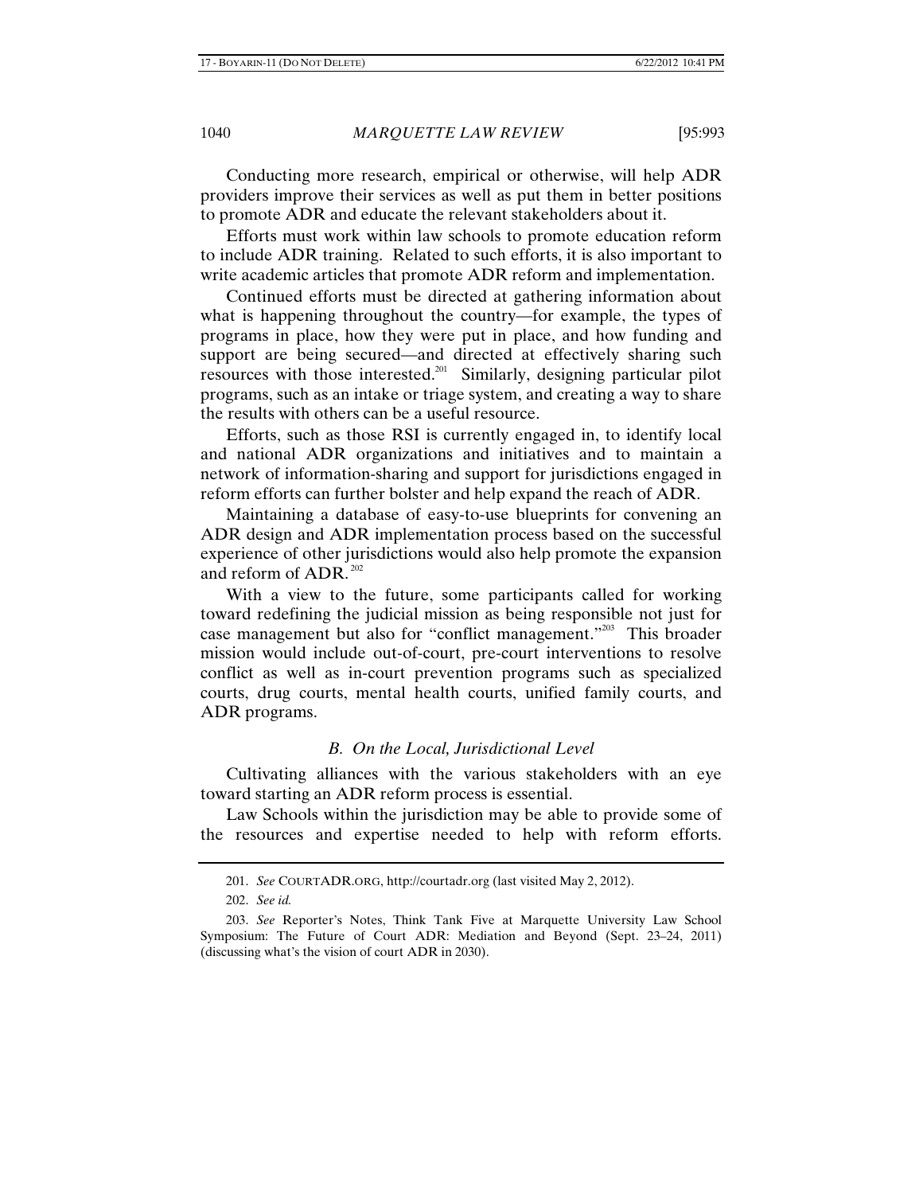Conducting more research, empirical or otherwise, will help ADR providers improve their services as well as put them in better positions to promote ADR and educate the relevant stakeholders about it.

Efforts must work within law schools to promote education reform to include ADR training. Related to such efforts, it is also important to write academic articles that promote ADR reform and implementation.

Continued efforts must be directed at gathering information about what is happening throughout the country—for example, the types of programs in place, how they were put in place, and how funding and support are being secured—and directed at effectively sharing such resources with those interested.[201] Similarly, designing particular pilot programs, such as an intake or triage system, and creating a way to share the results with others can be a useful resource.

Efforts, such as those RSI is currently engaged in, to identify local and national ADR organizations and initiatives and to maintain a network of information-sharing and support for jurisdictions engaged in reform efforts can further bolster and help expand the reach of ADR.

Maintaining a database of easy-to-use blueprints for convening an ADR design and ADR implementation process based on the successful experience of other jurisdictions would also help promote the expansion and reform of ADR.[202]

With a view to the future, some participants called for working toward redefining the judicial mission as being responsible not just for case management but also for "conflict management."[203] This broader mission would include out-of-court, pre-court interventions to resolve conflict as well as in-court prevention programs such as specialized courts, drug courts, mental health courts, unified family courts, and ADR programs.

### *B. On the Local, Jurisdictional Level*

Cultivating alliances with the various stakeholders with an eye toward starting an ADR reform process is essential.

Law Schools within the jurisdiction may be able to provide some of the resources and expertise needed to help with reform efforts.

---

201. *See* COURTADR.ORG, http://courtadr.org (last visited May 2, 2012).

202. *See id.*

203. *See* Reporter's Notes, Think Tank Five at Marquette University Law School Symposium: The Future of Court ADR: Mediation and Beyond (Sept. 23–24, 2011) (discussing what's the vision of court ADR in 2030).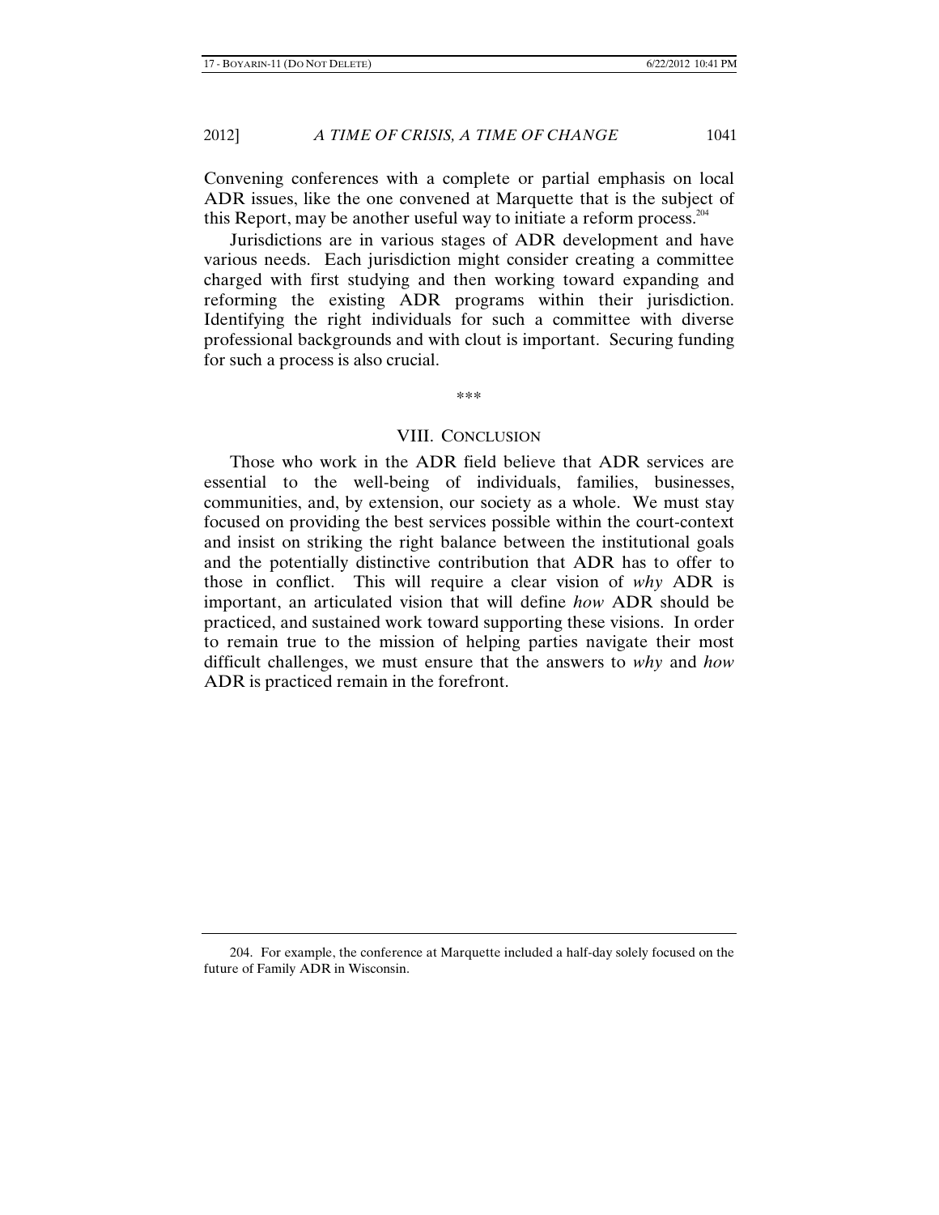Convening conferences with a complete or partial emphasis on local ADR issues, like the one convened at Marquette that is the subject of this Report, may be another useful way to initiate a reform process.[204]

Jurisdictions are in various stages of ADR development and have various needs. Each jurisdiction might consider creating a committee charged with first studying and then working toward expanding and reforming the existing ADR programs within their jurisdiction. Identifying the right individuals for such a committee with diverse professional backgrounds and with clout is important. Securing funding for such a process is also crucial.

\*\*\*

## VIII. CONCLUSION

Those who work in the ADR field believe that ADR services are essential to the well-being of individuals, families, businesses, communities, and, by extension, our society as a whole. We must stay focused on providing the best services possible within the court-context and insist on striking the right balance between the institutional goals and the potentially distinctive contribution that ADR has to offer to those in conflict. This will require a clear vision of *why* ADR is important, an articulated vision that will define *how* ADR should be practiced, and sustained work toward supporting these visions. In order to remain true to the mission of helping parties navigate their most difficult challenges, we must ensure that the answers to *why* and *how* ADR is practiced remain in the forefront.

---

204. For example, the conference at Marquette included a half-day solely focused on the future of Family ADR in Wisconsin.